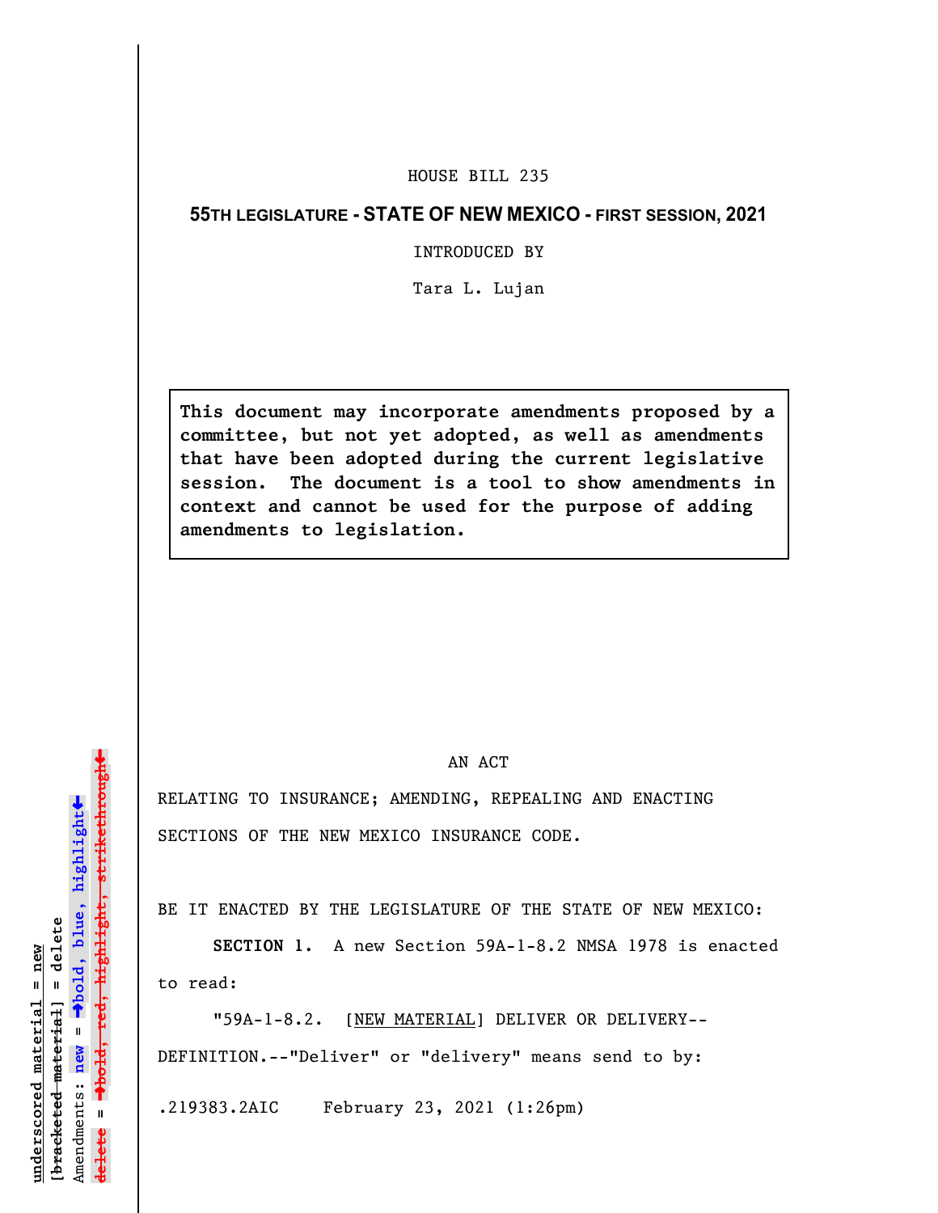HOUSE BILL 235

**55TH LEGISLATURE - STATE OF NEW MEXICO - FIRST SESSION, 2021**

INTRODUCED BY

Tara L. Lujan

**This document may incorporate amendments proposed by a committee, but not yet adopted, as well as amendments that have been adopted during the current legislative session. The document is a tool to show amendments in context and cannot be used for the purpose of adding amendments to legislation.**

AN ACT

RELATING TO INSURANCE; AMENDING, REPEALING AND ENACTING SECTIONS OF THE NEW MEXICO INSURANCE CODE.

BE IT ENACTED BY THE LEGISLATURE OF THE STATE OF NEW MEXICO:

**SECTION 1.** A new Section 59A-1-8.2 NMSA 1978 is enacted to read:

"59A-1-8.2. [NEW MATERIAL] DELIVER OR DELIVERY--DEFINITION.--"Deliver" or "delivery" means send to by:

.219383.2AIC February 23, 2021 (1:26pm)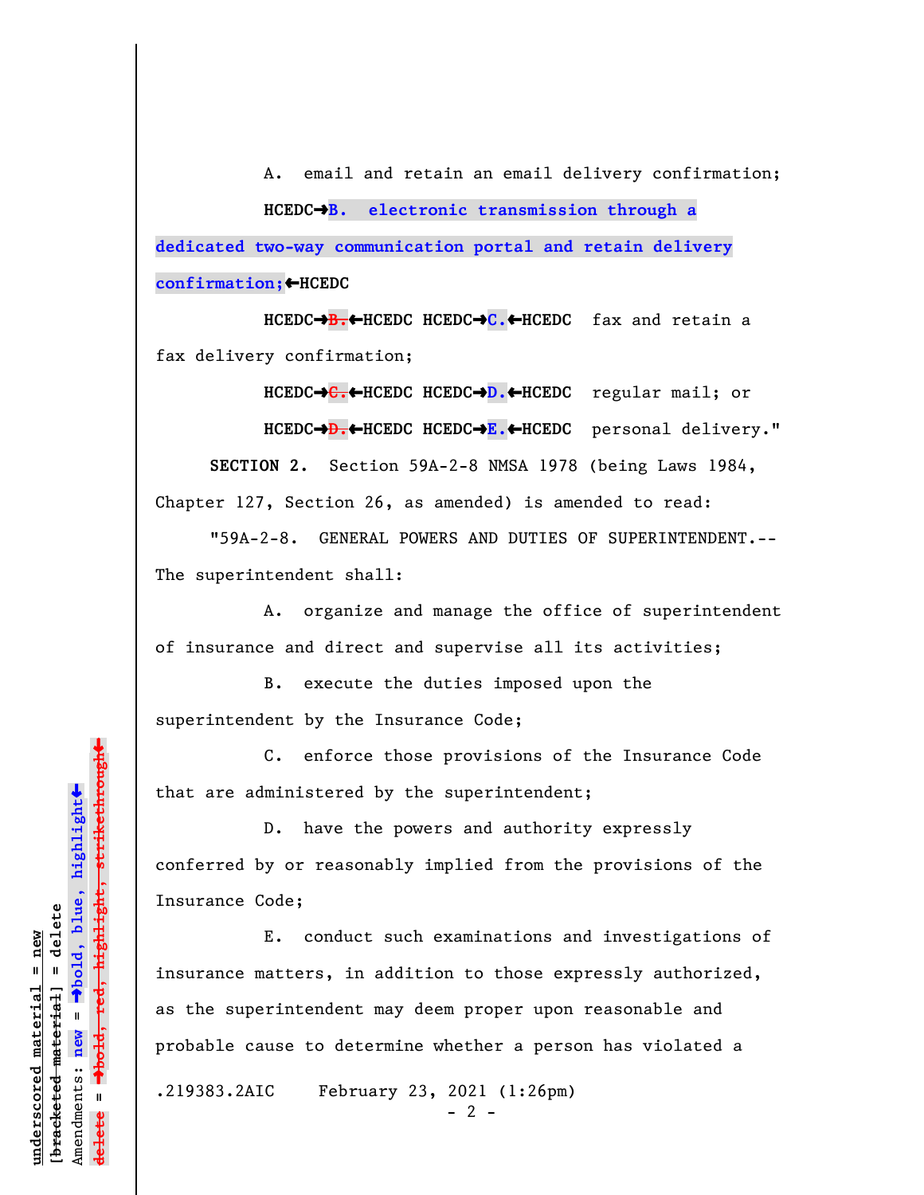A. email and retain an email delivery confirmation;

HCEDC➔**B. electronic transmission through a dedicated two-way communication portal and retain delivery confirmation;**⬅HCEDC

HCEDC➔~~B.~~⬅HCEDC HCEDC➔**C.**⬅HCEDC fax and retain a fax delivery confirmation;

HCEDC➔~~C.~~⬅HCEDC HCEDC➔**D.**⬅HCEDC regular mail; or

HCEDC➔~~D.~~⬅HCEDC HCEDC➔**E.**⬅HCEDC personal delivery."

**SECTION 2.** Section 59A-2-8 NMSA 1978 (being Laws 1984, Chapter 127, Section 26, as amended) is amended to read:

"59A-2-8. GENERAL POWERS AND DUTIES OF SUPERINTENDENT.--The superintendent shall:

A. organize and manage the office of superintendent of insurance and direct and supervise all its activities;

B. execute the duties imposed upon the superintendent by the Insurance Code;

C. enforce those provisions of the Insurance Code that are administered by the superintendent;

D. have the powers and authority expressly conferred by or reasonably implied from the provisions of the Insurance Code;

E. conduct such examinations and investigations of insurance matters, in addition to those expressly authorized, as the superintendent may deem proper upon reasonable and probable cause to determine whether a person has violated a

.219383.2AIC February 23, 2021 (1:26pm)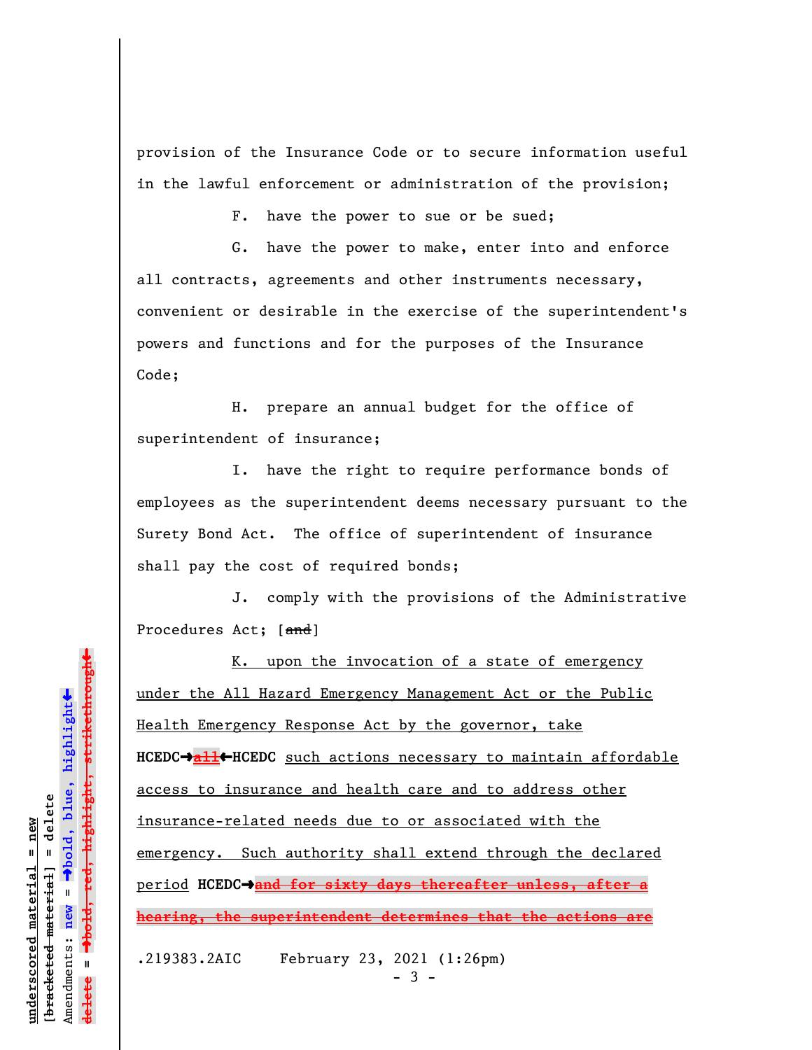provision of the Insurance Code or to secure information useful in the lawful enforcement or administration of the provision;

F. have the power to sue or be sued;

G. have the power to make, enter into and enforce all contracts, agreements and other instruments necessary, convenient or desirable in the exercise of the superintendent's powers and functions and for the purposes of the Insurance Code;

H. prepare an annual budget for the office of superintendent of insurance;

I. have the right to require performance bonds of employees as the superintendent deems necessary pursuant to the Surety Bond Act. The office of superintendent of insurance shall pay the cost of required bonds;

J. comply with the provisions of the Administrative Procedures Act; [~~and~~]

<u>K. upon the invocation of a state of emergency under the All Hazard Emergency Management Act or the Public Health Emergency Response Act by the governor, take</u> **HCEDC→**~~all~~**←HCEDC** <u>such actions necessary to maintain affordable access to insurance and health care and to address other insurance-related needs due to or associated with the emergency. Such authority shall extend through the declared period</u> **HCEDC→**~~and for sixty days thereafter unless, after a hearing, the superintendent determines that the actions are~~

.219383.2AIC February 23, 2021 (1:26pm)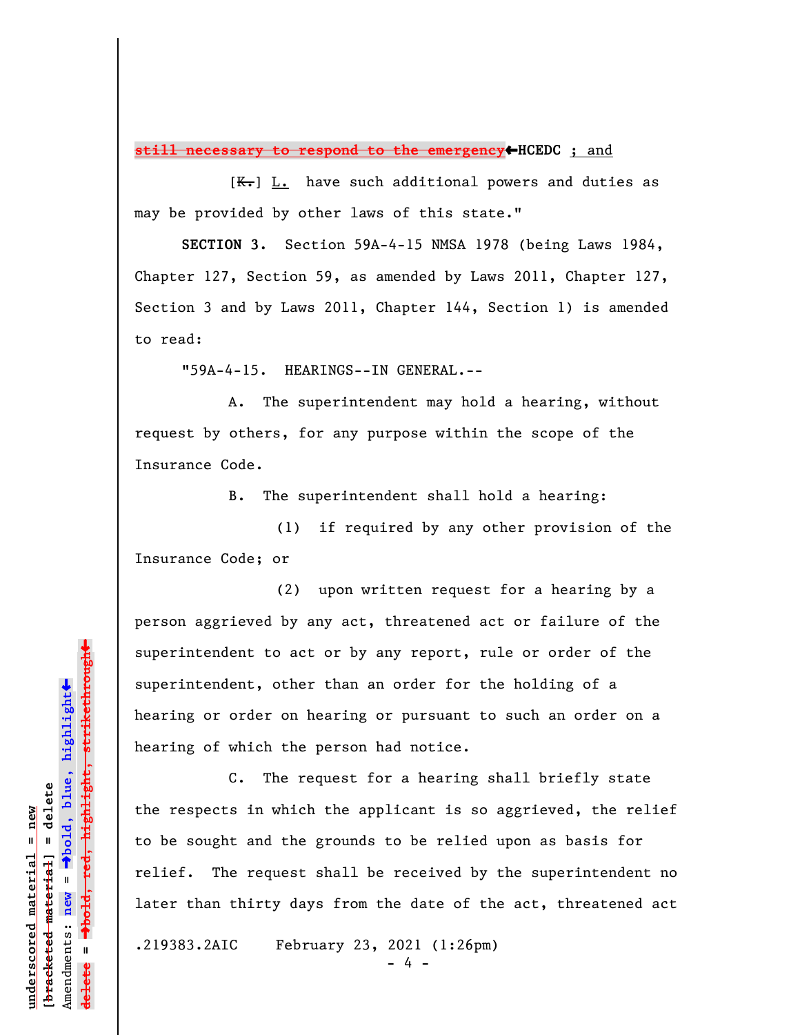~~still necessary to respond to the emergency~~←HCEDC ; and

[~~K.~~] L. have such additional powers and duties as may be provided by other laws of this state."

**SECTION 3.** Section 59A-4-15 NMSA 1978 (being Laws 1984, Chapter 127, Section 59, as amended by Laws 2011, Chapter 127, Section 3 and by Laws 2011, Chapter 144, Section 1) is amended to read:

"59A-4-15. HEARINGS--IN GENERAL.--

A. The superintendent may hold a hearing, without request by others, for any purpose within the scope of the Insurance Code.

B. The superintendent shall hold a hearing:

(1) if required by any other provision of the Insurance Code; or

(2) upon written request for a hearing by a person aggrieved by any act, threatened act or failure of the superintendent to act or by any report, rule or order of the superintendent, other than an order for the holding of a hearing or order on hearing or pursuant to such an order on a hearing of which the person had notice.

C. The request for a hearing shall briefly state the respects in which the applicant is so aggrieved, the relief to be sought and the grounds to be relied upon as basis for relief. The request shall be received by the superintendent no later than thirty days from the date of the act, threatened act

.219383.2AIC February 23, 2021 (1:26pm)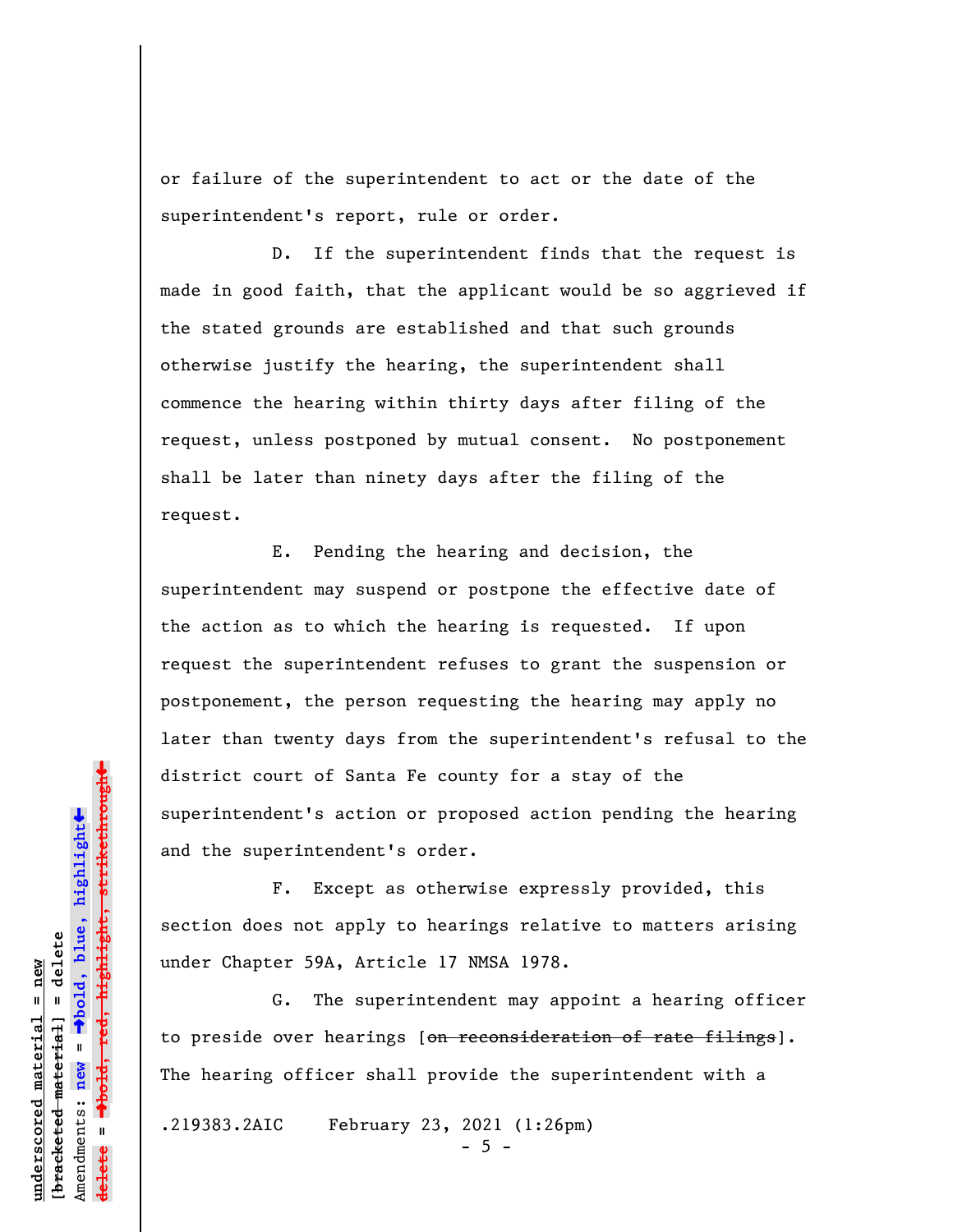or failure of the superintendent to act or the date of the superintendent's report, rule or order.

D. If the superintendent finds that the request is made in good faith, that the applicant would be so aggrieved if the stated grounds are established and that such grounds otherwise justify the hearing, the superintendent shall commence the hearing within thirty days after filing of the request, unless postponed by mutual consent. No postponement shall be later than ninety days after the filing of the request.

E. Pending the hearing and decision, the superintendent may suspend or postpone the effective date of the action as to which the hearing is requested. If upon request the superintendent refuses to grant the suspension or postponement, the person requesting the hearing may apply no later than twenty days from the superintendent's refusal to the district court of Santa Fe county for a stay of the superintendent's action or proposed action pending the hearing and the superintendent's order.

F. Except as otherwise expressly provided, this section does not apply to hearings relative to matters arising under Chapter 59A, Article 17 NMSA 1978.

G. The superintendent may appoint a hearing officer to preside over hearings [~~on reconsideration of rate filings~~]. The hearing officer shall provide the superintendent with a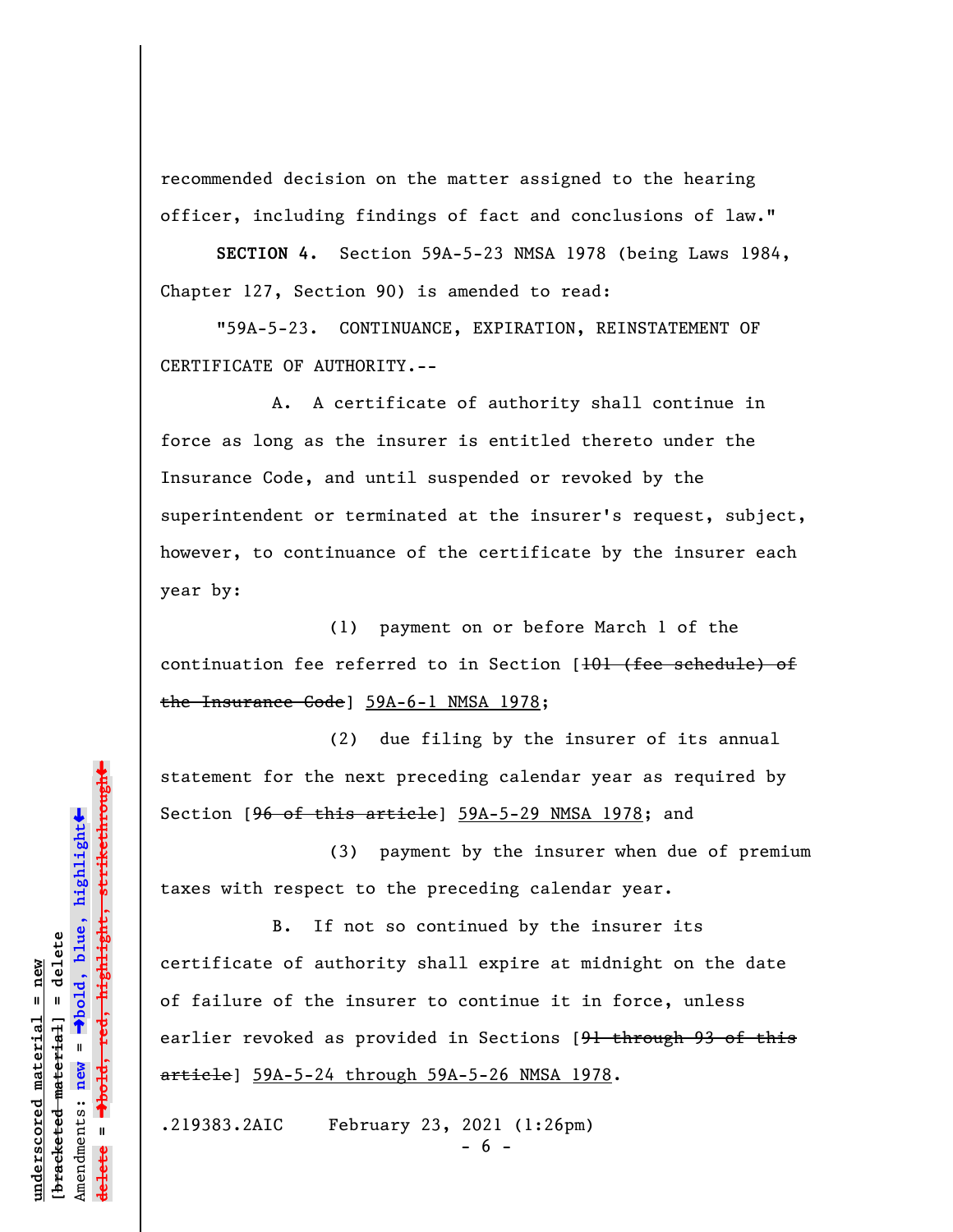recommended decision on the matter assigned to the hearing officer, including findings of fact and conclusions of law."

**SECTION 4.** Section 59A-5-23 NMSA 1978 (being Laws 1984, Chapter 127, Section 90) is amended to read:

"59A-5-23. CONTINUANCE, EXPIRATION, REINSTATEMENT OF CERTIFICATE OF AUTHORITY.--

A. A certificate of authority shall continue in force as long as the insurer is entitled thereto under the Insurance Code, and until suspended or revoked by the superintendent or terminated at the insurer's request, subject, however, to continuance of the certificate by the insurer each year by:

(1) payment on or before March 1 of the continuation fee referred to in Section [~~101 (fee schedule) of the Insurance Code~~] 59A-6-1 NMSA 1978;

(2) due filing by the insurer of its annual statement for the next preceding calendar year as required by Section [~~96 of this article~~] 59A-5-29 NMSA 1978; and

(3) payment by the insurer when due of premium taxes with respect to the preceding calendar year.

B. If not so continued by the insurer its certificate of authority shall expire at midnight on the date of failure of the insurer to continue it in force, unless earlier revoked as provided in Sections [~~91 through 93 of this article~~] 59A-5-24 through 59A-5-26 NMSA 1978.

.219383.2AIC February 23, 2021 (1:26pm)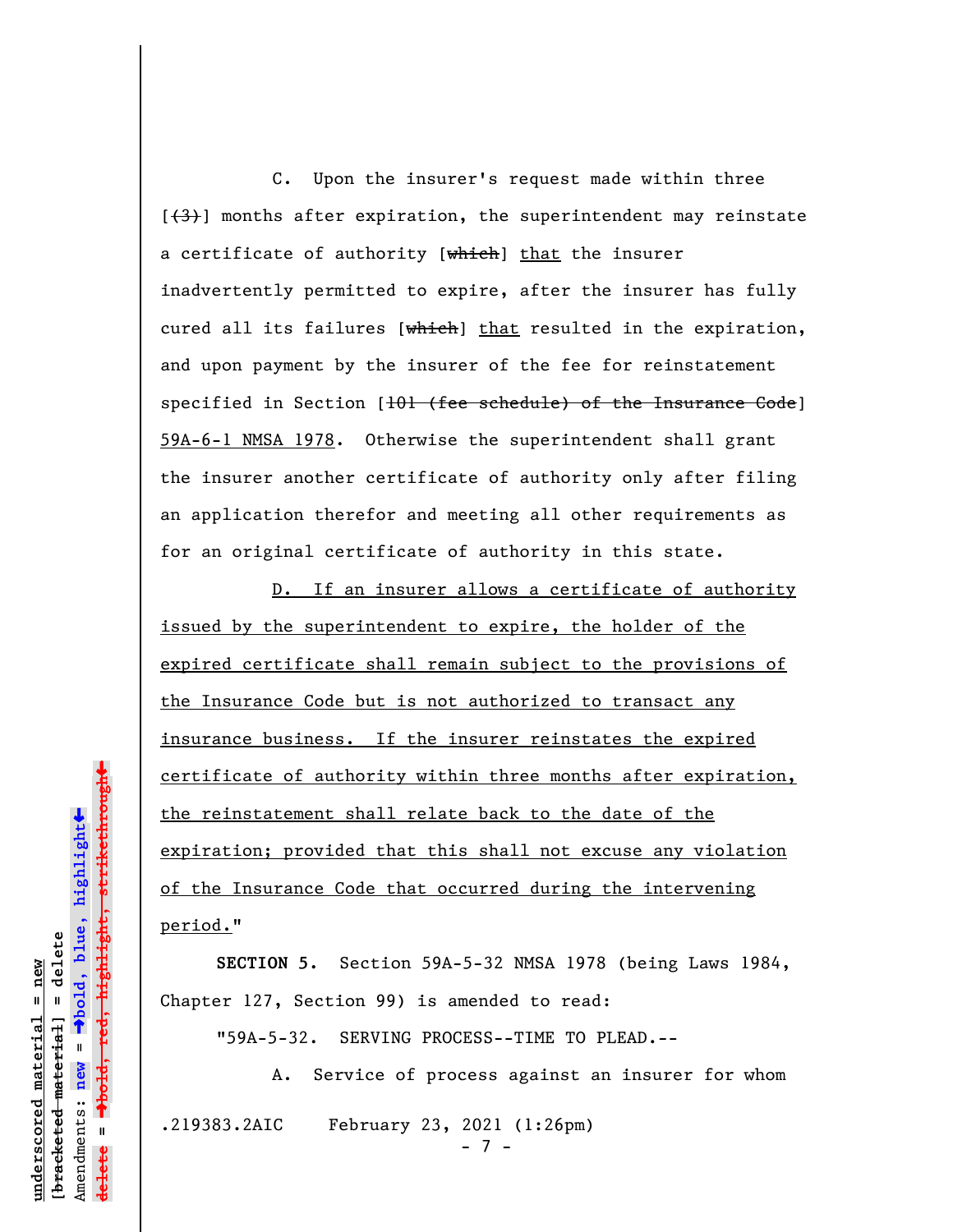C. Upon the insurer's request made within three [~~(3)~~] months after expiration, the superintendent may reinstate a certificate of authority [~~which~~] <u>that</u> the insurer inadvertently permitted to expire, after the insurer has fully cured all its failures [~~which~~] <u>that</u> resulted in the expiration, and upon payment by the insurer of the fee for reinstatement specified in Section [~~101 (fee schedule) of the Insurance Code~~] <u>59A-6-1 NMSA 1978</u>. Otherwise the superintendent shall grant the insurer another certificate of authority only after filing an application therefor and meeting all other requirements as for an original certificate of authority in this state.

<u>D. If an insurer allows a certificate of authority issued by the superintendent to expire, the holder of the expired certificate shall remain subject to the provisions of the Insurance Code but is not authorized to transact any insurance business. If the insurer reinstates the expired certificate of authority within three months after expiration, the reinstatement shall relate back to the date of the expiration; provided that this shall not excuse any violation of the Insurance Code that occurred during the intervening period.</u>"

**SECTION 5.** Section 59A-5-32 NMSA 1978 (being Laws 1984, Chapter 127, Section 99) is amended to read:

"59A-5-32. SERVING PROCESS--TIME TO PLEAD.--

A. Service of process against an insurer for whom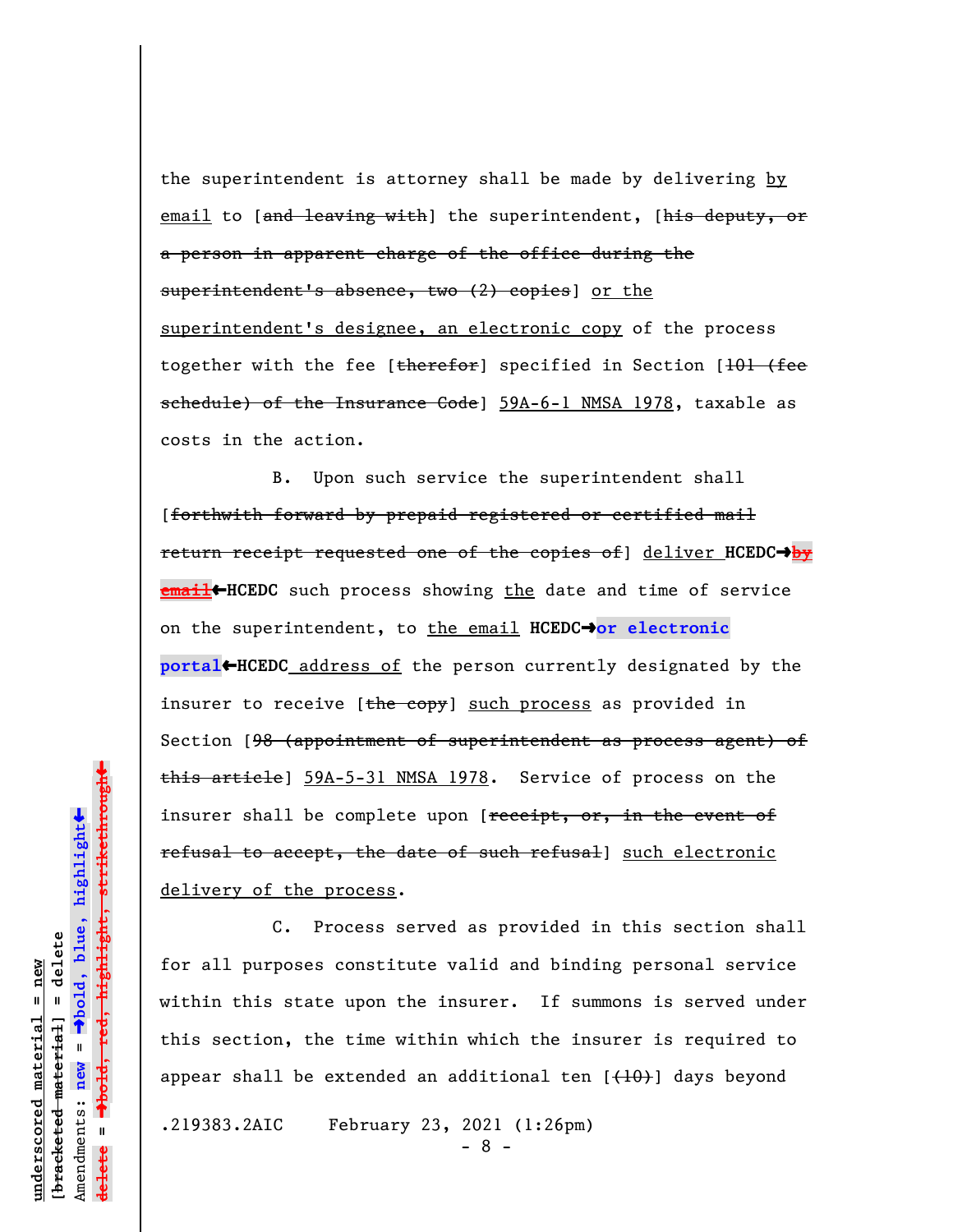the superintendent is attorney shall be made by delivering by email to [~~and leaving with~~] the superintendent, [~~his deputy, or a person in apparent charge of the office during the superintendent's absence, two (2) copies~~] or the superintendent's designee, an electronic copy of the process together with the fee [~~therefor~~] specified in Section [~~101 (fee schedule) of the Insurance Code~~] 59A-6-1 NMSA 1978, taxable as costs in the action.

B. Upon such service the superintendent shall [~~forthwith forward by prepaid registered or certified mail return receipt requested one of the copies of~~] deliver **HCEDC→**~~**by email**~~**←HCEDC** such process showing the date and time of service on the superintendent, to the email **HCEDC→or electronic portal←HCEDC** address of the person currently designated by the insurer to receive [~~the copy~~] such process as provided in Section [~~98 (appointment of superintendent as process agent) of this article~~] 59A-5-31 NMSA 1978. Service of process on the insurer shall be complete upon [~~receipt, or, in the event of refusal to accept, the date of such refusal~~] such electronic delivery of the process.

C. Process served as provided in this section shall for all purposes constitute valid and binding personal service within this state upon the insurer. If summons is served under this section, the time within which the insurer is required to appear shall be extended an additional ten [~~(10)~~] days beyond

.219383.2AIC February 23, 2021 (1:26pm)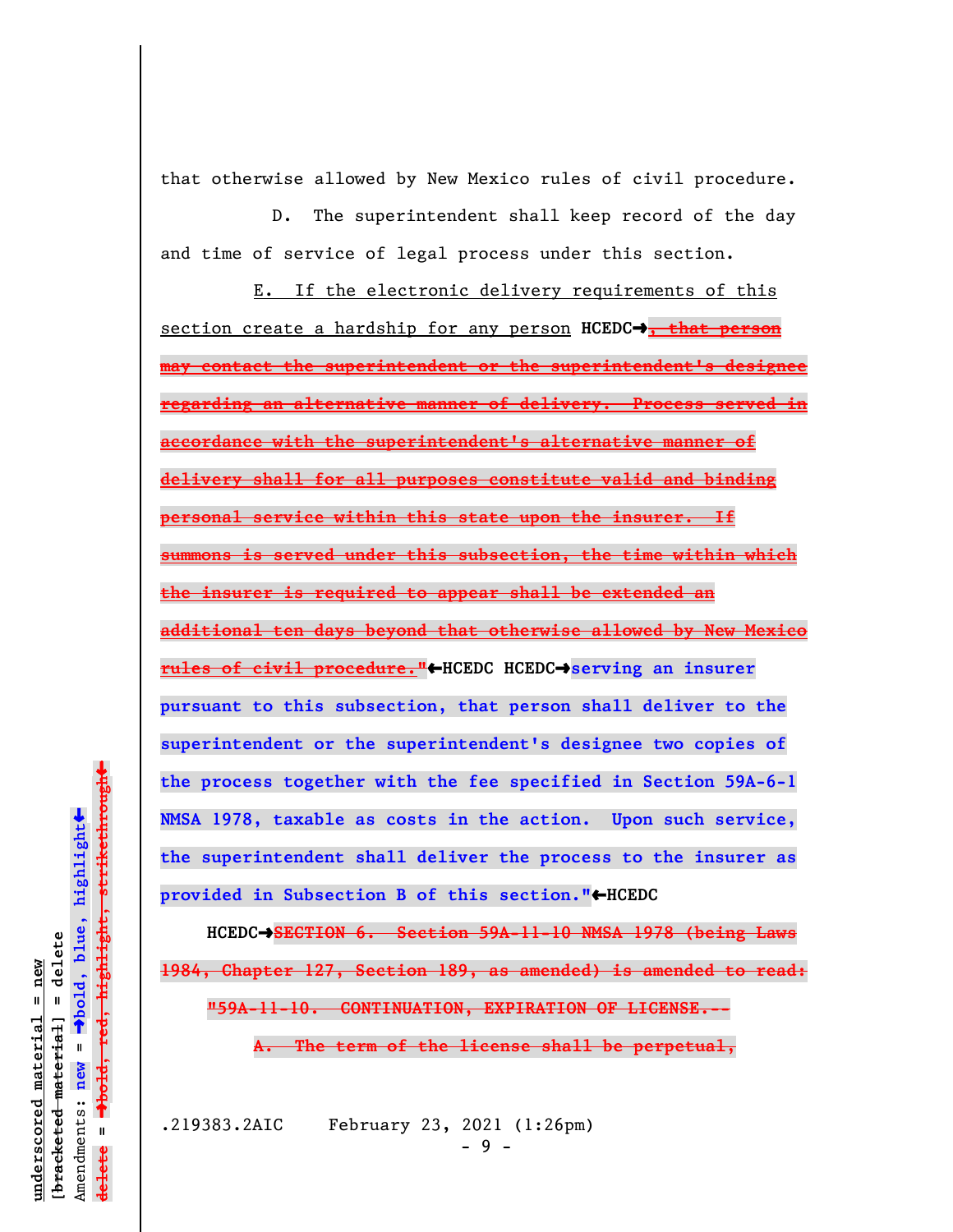that otherwise allowed by New Mexico rules of civil procedure.

D. The superintendent shall keep record of the day and time of service of legal process under this section.

<u>E. If the electronic delivery requirements of this section create a hardship for any person</u> **HCEDC→**~~, that person may contact the superintendent or the superintendent's designee regarding an alternative manner of delivery. Process served in accordance with the superintendent's alternative manner of delivery shall for all purposes constitute valid and binding personal service within this state upon the insurer. If summons is served under this subsection, the time within which the insurer is required to appear shall be extended an additional ten days beyond that otherwise allowed by New Mexico rules of civil procedure."~~**←HCEDC HCEDC→serving an insurer pursuant to this subsection, that person shall deliver to the superintendent or the superintendent's designee two copies of the process together with the fee specified in Section 59A-6-1 NMSA 1978, taxable as costs in the action. Upon such service, the superintendent shall deliver the process to the insurer as provided in Subsection B of this section."←HCEDC**

**HCEDC→**~~SECTION 6. Section 59A-11-10 NMSA 1978 (being Laws 1984, Chapter 127, Section 189, as amended) is amended to read:~~

~~"59A-11-10. CONTINUATION, EXPIRATION OF LICENSE.--~~

~~A. The term of the license shall be perpetual,~~

.219383.2AIC February 23, 2021 (1:26pm)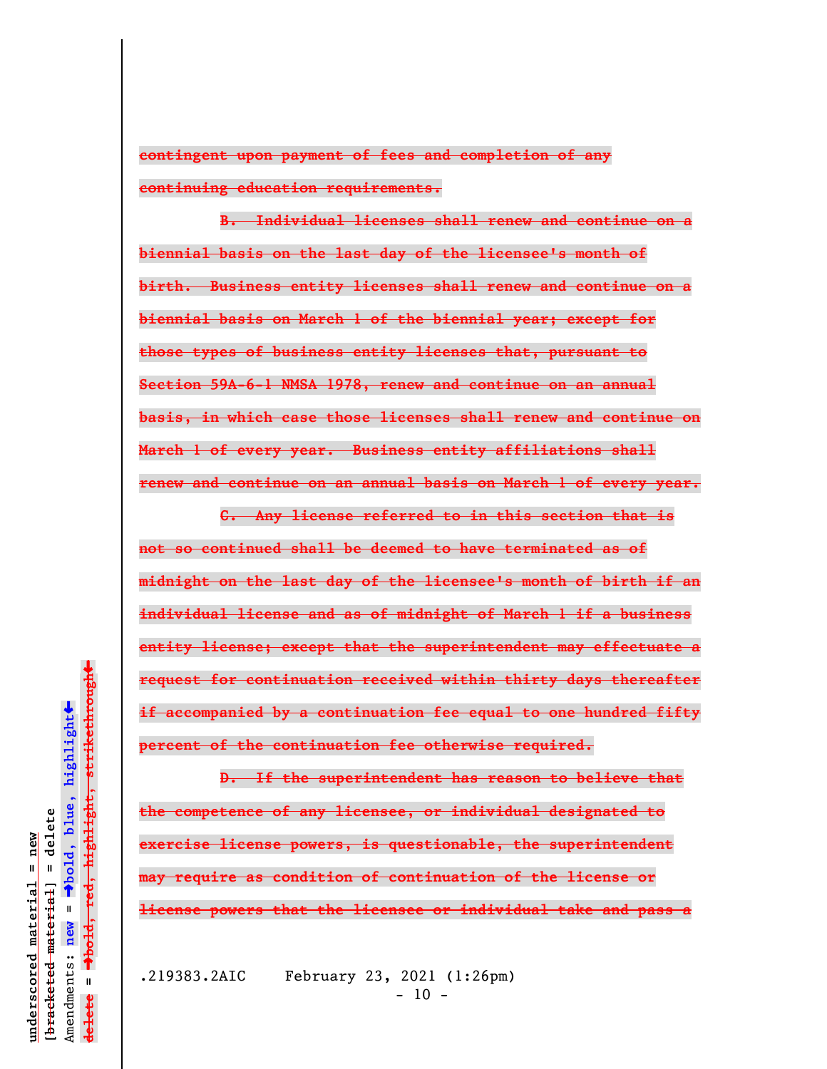~~contingent upon payment of fees and completion of any continuing education requirements.~~

~~B. Individual licenses shall renew and continue on a biennial basis on the last day of the licensee's month of birth. Business entity licenses shall renew and continue on a biennial basis on March 1 of the biennial year; except for those types of business entity licenses that, pursuant to Section 59A-6-1 NMSA 1978, renew and continue on an annual basis, in which case those licenses shall renew and continue on March 1 of every year. Business entity affiliations shall renew and continue on an annual basis on March 1 of every year.~~

~~C. Any license referred to in this section that is not so continued shall be deemed to have terminated as of midnight on the last day of the licensee's month of birth if an individual license and as of midnight of March 1 if a business entity license; except that the superintendent may effectuate a request for continuation received within thirty days thereafter if accompanied by a continuation fee equal to one hundred fifty percent of the continuation fee otherwise required.~~

~~D. If the superintendent has reason to believe that the competence of any licensee, or individual designated to exercise license powers, is questionable, the superintendent may require as condition of continuation of the license or license powers that the licensee or individual take and pass a~~

.219383.2AIC February 23, 2021 (1:26pm)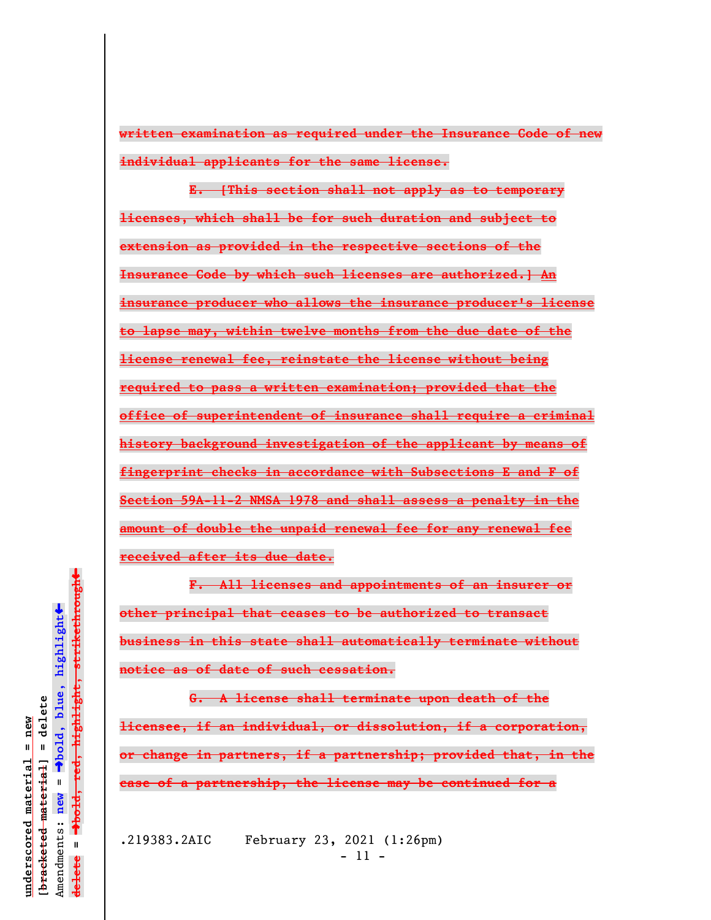written examination as required under the Insurance Code of new individual applicants for the same license.

E. [This section shall not apply as to temporary licenses, which shall be for such duration and subject to extension as provided in the respective sections of the Insurance Code by which such licenses are authorized.] An insurance producer who allows the insurance producer's license to lapse may, within twelve months from the due date of the license renewal fee, reinstate the license without being required to pass a written examination; provided that the office of superintendent of insurance shall require a criminal history background investigation of the applicant by means of fingerprint checks in accordance with Subsections E and F of Section 59A-11-2 NMSA 1978 and shall assess a penalty in the amount of double the unpaid renewal fee for any renewal fee received after its due date.

F. All licenses and appointments of an insurer or other principal that ceases to be authorized to transact business in this state shall automatically terminate without notice as of date of such cessation.

G. A license shall terminate upon death of the licensee, if an individual, or dissolution, if a corporation, or change in partners, if a partnership; provided that, in the case of a partnership, the license may be continued for a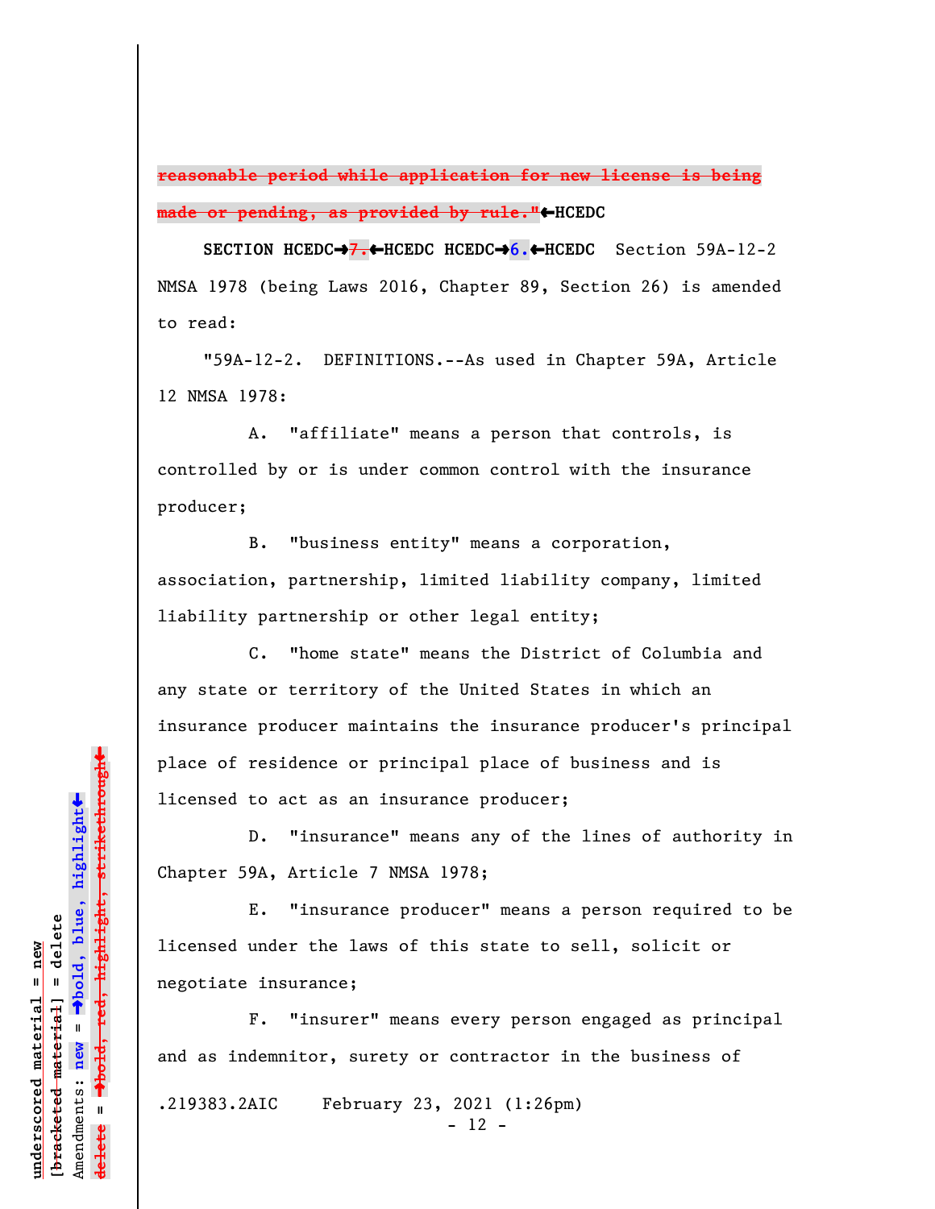~~reasonable period while application for new license is being made or pending, as provided by rule."~~←HCEDC

**SECTION HCEDC→~~7.~~←HCEDC HCEDC→6.←HCEDC** Section 59A-12-2 NMSA 1978 (being Laws 2016, Chapter 89, Section 26) is amended to read:

"59A-12-2. DEFINITIONS.--As used in Chapter 59A, Article 12 NMSA 1978:

A. "affiliate" means a person that controls, is controlled by or is under common control with the insurance producer;

B. "business entity" means a corporation, association, partnership, limited liability company, limited liability partnership or other legal entity;

C. "home state" means the District of Columbia and any state or territory of the United States in which an insurance producer maintains the insurance producer's principal place of residence or principal place of business and is licensed to act as an insurance producer;

D. "insurance" means any of the lines of authority in Chapter 59A, Article 7 NMSA 1978;

E. "insurance producer" means a person required to be licensed under the laws of this state to sell, solicit or negotiate insurance;

F. "insurer" means every person engaged as principal and as indemnitor, surety or contractor in the business of

.219383.2AIC February 23, 2021 (1:26pm)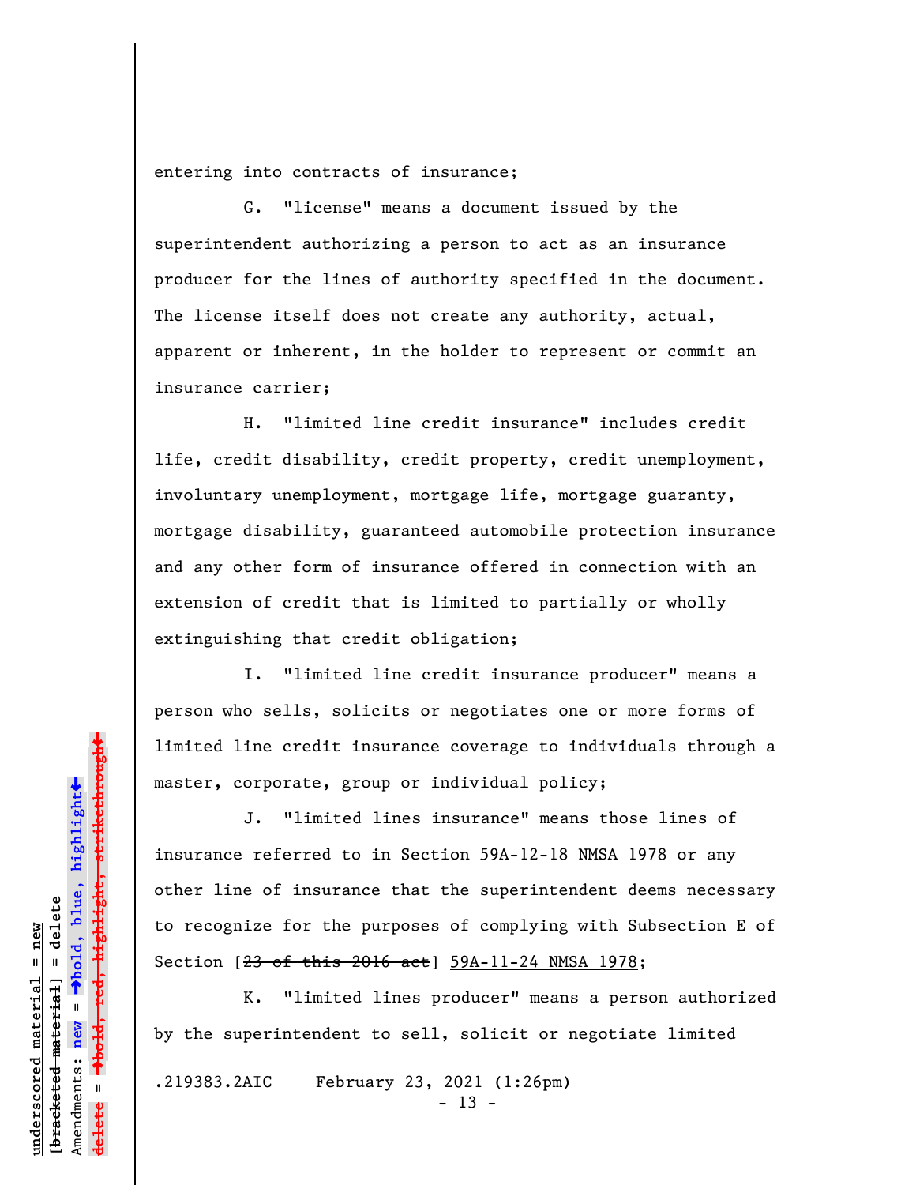entering into contracts of insurance;

G. "license" means a document issued by the superintendent authorizing a person to act as an insurance producer for the lines of authority specified in the document. The license itself does not create any authority, actual, apparent or inherent, in the holder to represent or commit an insurance carrier;

H. "limited line credit insurance" includes credit life, credit disability, credit property, credit unemployment, involuntary unemployment, mortgage life, mortgage guaranty, mortgage disability, guaranteed automobile protection insurance and any other form of insurance offered in connection with an extension of credit that is limited to partially or wholly extinguishing that credit obligation;

I. "limited line credit insurance producer" means a person who sells, solicits or negotiates one or more forms of limited line credit insurance coverage to individuals through a master, corporate, group or individual policy;

J. "limited lines insurance" means those lines of insurance referred to in Section 59A-12-18 NMSA 1978 or any other line of insurance that the superintendent deems necessary to recognize for the purposes of complying with Subsection E of Section [~~23 of this 2016 act~~] <u>59A-11-24 NMSA 1978</u>;

K. "limited lines producer" means a person authorized by the superintendent to sell, solicit or negotiate limited

.219383.2AIC February 23, 2021 (1:26pm)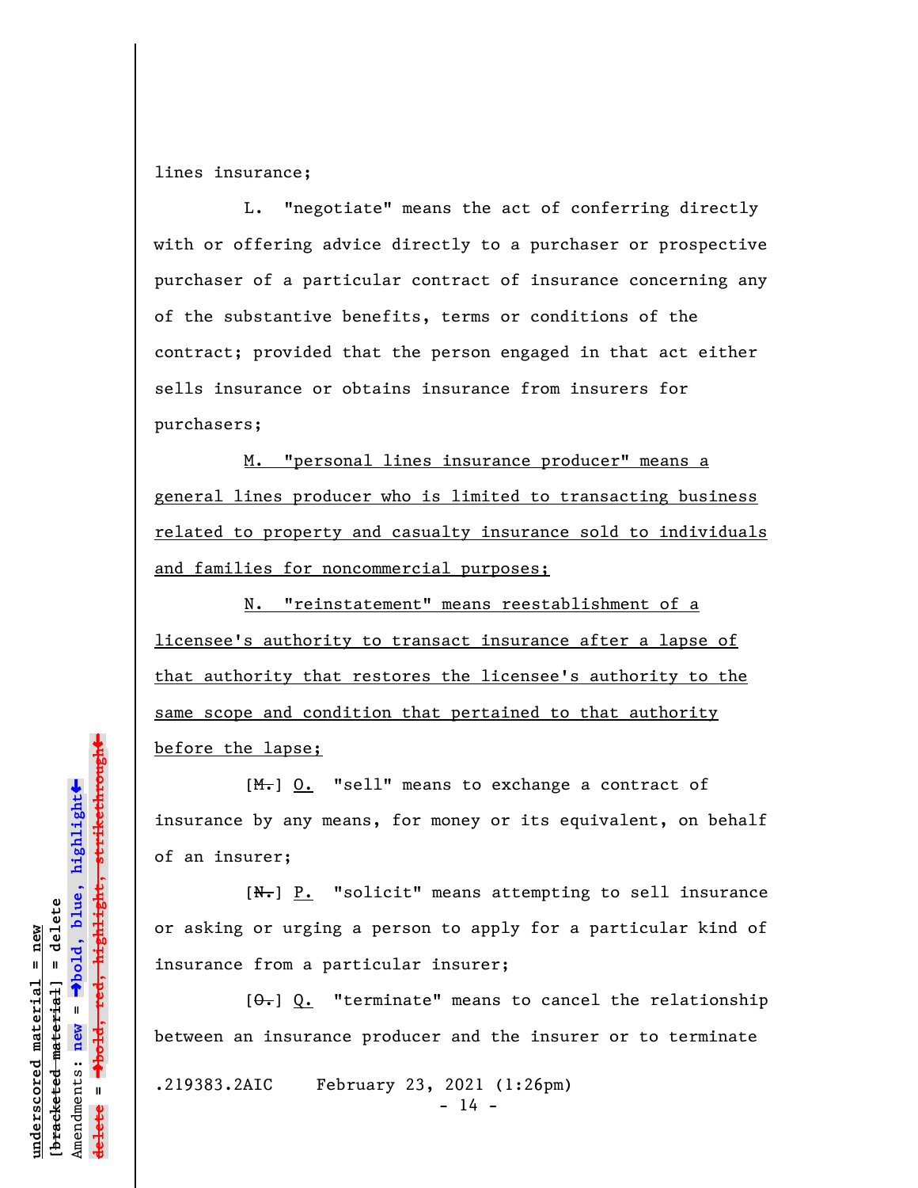lines insurance;

L. "negotiate" means the act of conferring directly with or offering advice directly to a purchaser or prospective purchaser of a particular contract of insurance concerning any of the substantive benefits, terms or conditions of the contract; provided that the person engaged in that act either sells insurance or obtains insurance from insurers for purchasers;

<u>M. "personal lines insurance producer" means a general lines producer who is limited to transacting business related to property and casualty insurance sold to individuals and families for noncommercial purposes;</u>

<u>N. "reinstatement" means reestablishment of a licensee's authority to transact insurance after a lapse of that authority that restores the licensee's authority to the same scope and condition that pertained to that authority before the lapse;</u>

[~~M.~~] <u>O.</u> "sell" means to exchange a contract of insurance by any means, for money or its equivalent, on behalf of an insurer;

[~~N.~~] <u>P.</u> "solicit" means attempting to sell insurance or asking or urging a person to apply for a particular kind of insurance from a particular insurer;

[~~O.~~] <u>Q.</u> "terminate" means to cancel the relationship between an insurance producer and the insurer or to terminate

.219383.2AIC February 23, 2021 (1:26pm)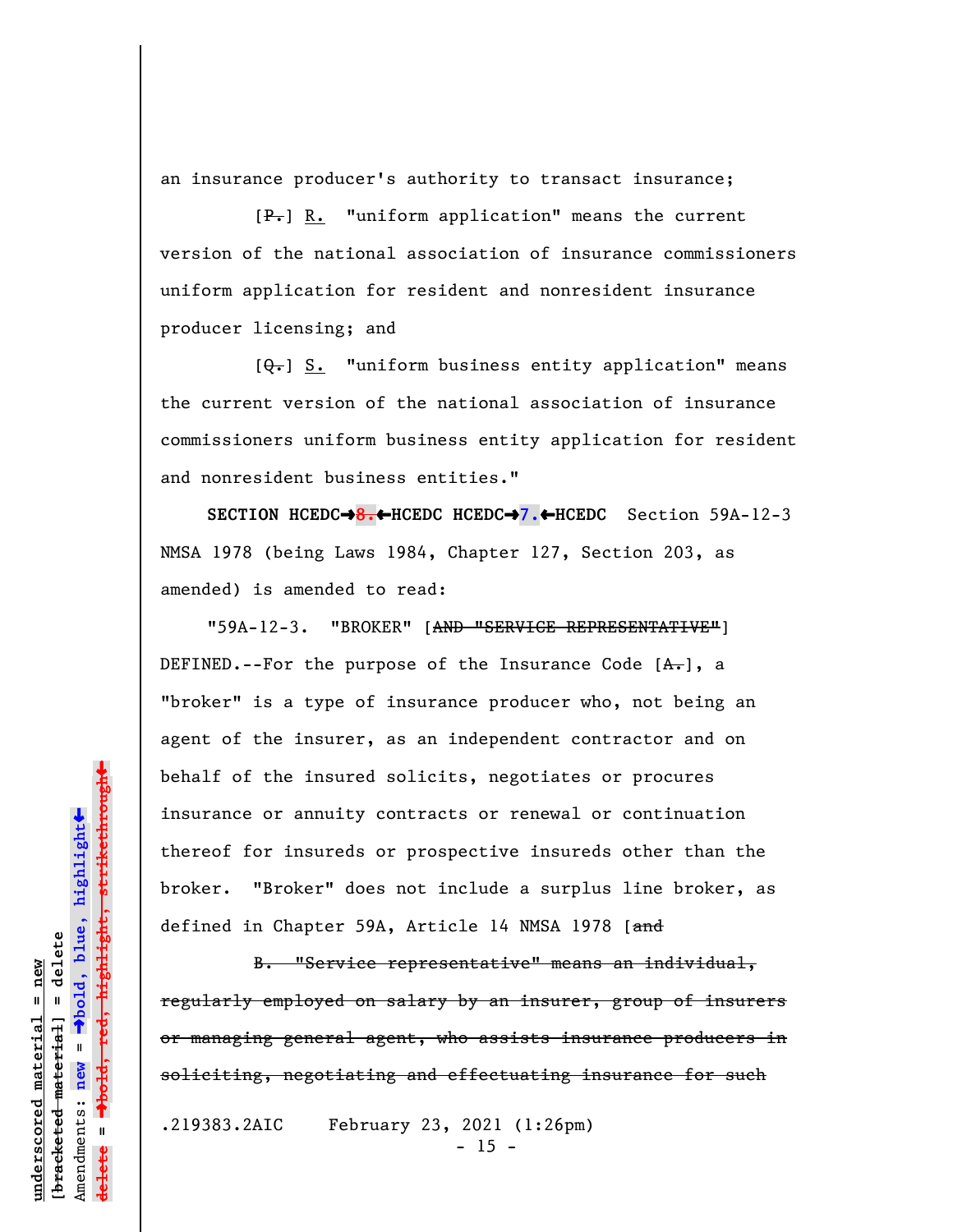an insurance producer's authority to transact insurance;

[~~P.~~] R. "uniform application" means the current version of the national association of insurance commissioners uniform application for resident and nonresident insurance producer licensing; and

[~~Q.~~] S. "uniform business entity application" means the current version of the national association of insurance commissioners uniform business entity application for resident and nonresident business entities."

**SECTION HCEDC→~~8.~~←HCEDC HCEDC→7.←HCEDC** Section 59A-12-3 NMSA 1978 (being Laws 1984, Chapter 127, Section 203, as amended) is amended to read:

"59A-12-3. "BROKER" [~~AND "SERVICE REPRESENTATIVE"~~] DEFINED.--For the purpose of the Insurance Code [~~A.~~], a "broker" is a type of insurance producer who, not being an agent of the insurer, as an independent contractor and on behalf of the insured solicits, negotiates or procures insurance or annuity contracts or renewal or continuation thereof for insureds or prospective insureds other than the broker. "Broker" does not include a surplus line broker, as defined in Chapter 59A, Article 14 NMSA 1978 [~~and~~

~~B. "Service representative" means an individual, regularly employed on salary by an insurer, group of insurers or managing general agent, who assists insurance producers in soliciting, negotiating and effectuating insurance for such~~

.219383.2AIC February 23, 2021 (1:26pm)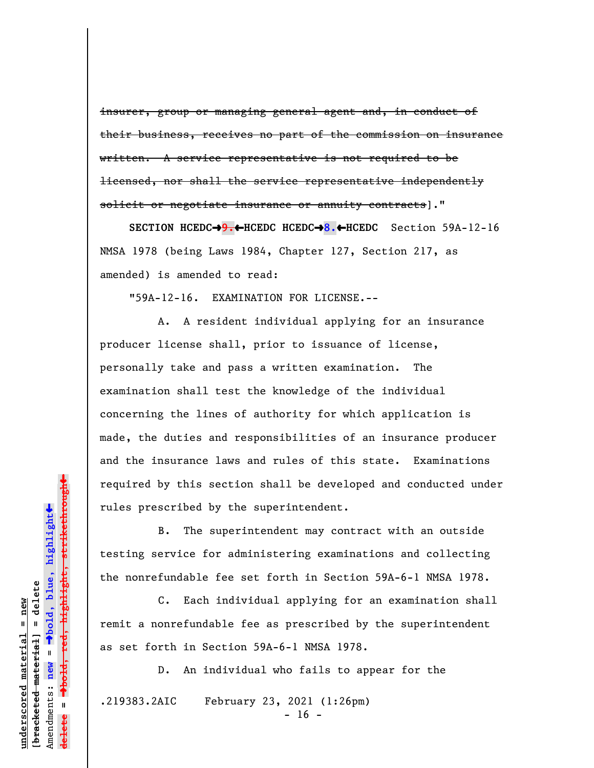~~insurer, group or managing general agent and, in conduct of their business, receives no part of the commission on insurance written. A service representative is not required to be licensed, nor shall the service representative independently solicit or negotiate insurance or annuity contracts~~]."

**SECTION HCEDC→~~9.~~←HCEDC HCEDC→8.←HCEDC** Section 59A-12-16 NMSA 1978 (being Laws 1984, Chapter 127, Section 217, as amended) is amended to read:

"59A-12-16. EXAMINATION FOR LICENSE.--

A. A resident individual applying for an insurance producer license shall, prior to issuance of license, personally take and pass a written examination. The examination shall test the knowledge of the individual concerning the lines of authority for which application is made, the duties and responsibilities of an insurance producer and the insurance laws and rules of this state. Examinations required by this section shall be developed and conducted under rules prescribed by the superintendent.

B. The superintendent may contract with an outside testing service for administering examinations and collecting the nonrefundable fee set forth in Section 59A-6-1 NMSA 1978.

C. Each individual applying for an examination shall remit a nonrefundable fee as prescribed by the superintendent as set forth in Section 59A-6-1 NMSA 1978.

D. An individual who fails to appear for the

.219383.2AIC February 23, 2021 (1:26pm)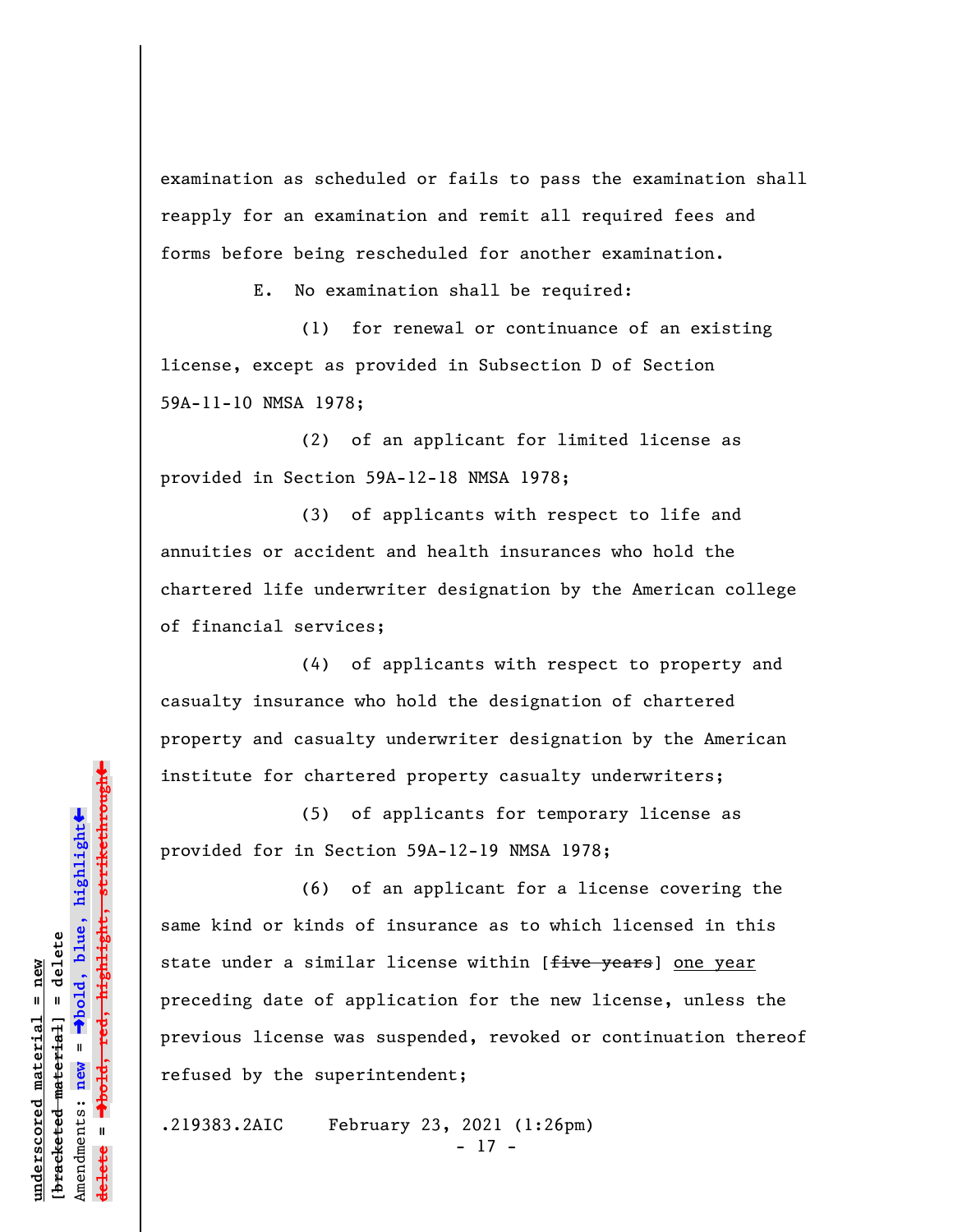examination as scheduled or fails to pass the examination shall reapply for an examination and remit all required fees and forms before being rescheduled for another examination.

E. No examination shall be required:

(1) for renewal or continuance of an existing license, except as provided in Subsection D of Section 59A-11-10 NMSA 1978;

(2) of an applicant for limited license as provided in Section 59A-12-18 NMSA 1978;

(3) of applicants with respect to life and annuities or accident and health insurances who hold the chartered life underwriter designation by the American college of financial services;

(4) of applicants with respect to property and casualty insurance who hold the designation of chartered property and casualty underwriter designation by the American institute for chartered property casualty underwriters;

(5) of applicants for temporary license as provided for in Section 59A-12-19 NMSA 1978;

(6) of an applicant for a license covering the same kind or kinds of insurance as to which licensed in this state under a similar license within [~~five years~~] <u>one year</u> preceding date of application for the new license, unless the previous license was suspended, revoked or continuation thereof refused by the superintendent;

.219383.2AIC February 23, 2021 (1:26pm)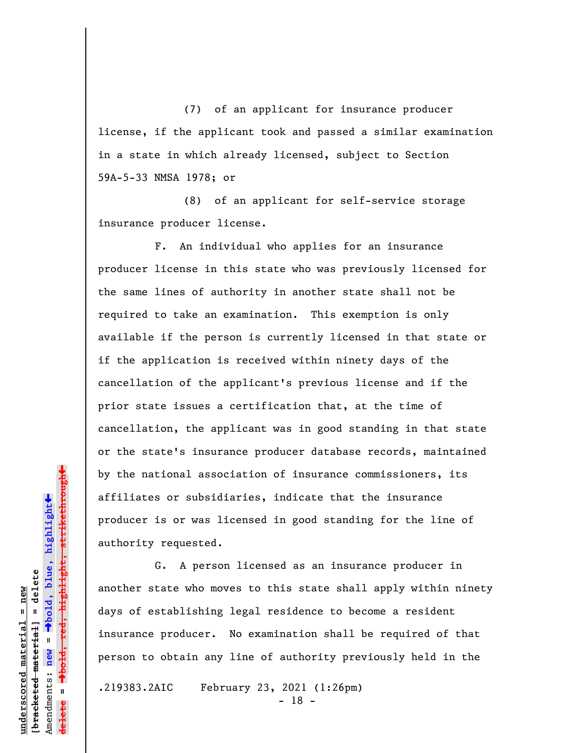(7) of an applicant for insurance producer license, if the applicant took and passed a similar examination in a state in which already licensed, subject to Section 59A-5-33 NMSA 1978; or

(8) of an applicant for self-service storage insurance producer license.

F. An individual who applies for an insurance producer license in this state who was previously licensed for the same lines of authority in another state shall not be required to take an examination. This exemption is only available if the person is currently licensed in that state or if the application is received within ninety days of the cancellation of the applicant's previous license and if the prior state issues a certification that, at the time of cancellation, the applicant was in good standing in that state or the state's insurance producer database records, maintained by the national association of insurance commissioners, its affiliates or subsidiaries, indicate that the insurance producer is or was licensed in good standing for the line of authority requested.

G. A person licensed as an insurance producer in another state who moves to this state shall apply within ninety days of establishing legal residence to become a resident insurance producer. No examination shall be required of that person to obtain any line of authority previously held in the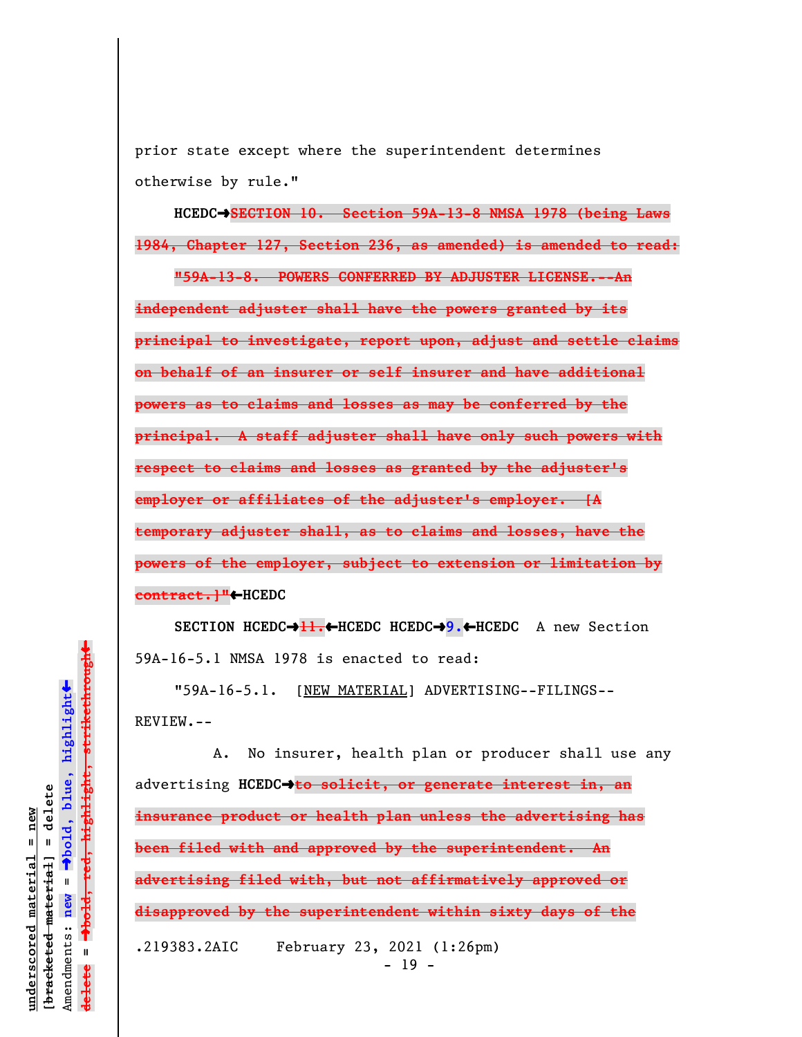prior state except where the superintendent determines otherwise by rule."

**HCEDC→**~~SECTION 10. Section 59A-13-8 NMSA 1978 (being Laws 1984, Chapter 127, Section 236, as amended) is amended to read:~~

~~"59A-13-8. POWERS CONFERRED BY ADJUSTER LICENSE.--An independent adjuster shall have the powers granted by its principal to investigate, report upon, adjust and settle claims on behalf of an insurer or self insurer and have additional powers as to claims and losses as may be conferred by the principal. A staff adjuster shall have only such powers with respect to claims and losses as granted by the adjuster's employer or affiliates of the adjuster's employer. [A temporary adjuster shall, as to claims and losses, have the powers of the employer, subject to extension or limitation by contract.]"~~**←HCEDC**

**SECTION HCEDC→**~~11.~~**←HCEDC HCEDC→9.←HCEDC** A new Section 59A-16-5.1 NMSA 1978 is enacted to read:

"59A-16-5.1. [<u>NEW MATERIAL</u>] ADVERTISING--FILINGS--REVIEW.--

A. No insurer, health plan or producer shall use any advertising **HCEDC→**~~to solicit, or generate interest in, an insurance product or health plan unless the advertising has been filed with and approved by the superintendent. An advertising filed with, but not affirmatively approved or disapproved by the superintendent within sixty days of the~~

.219383.2AIC February 23, 2021 (1:26pm)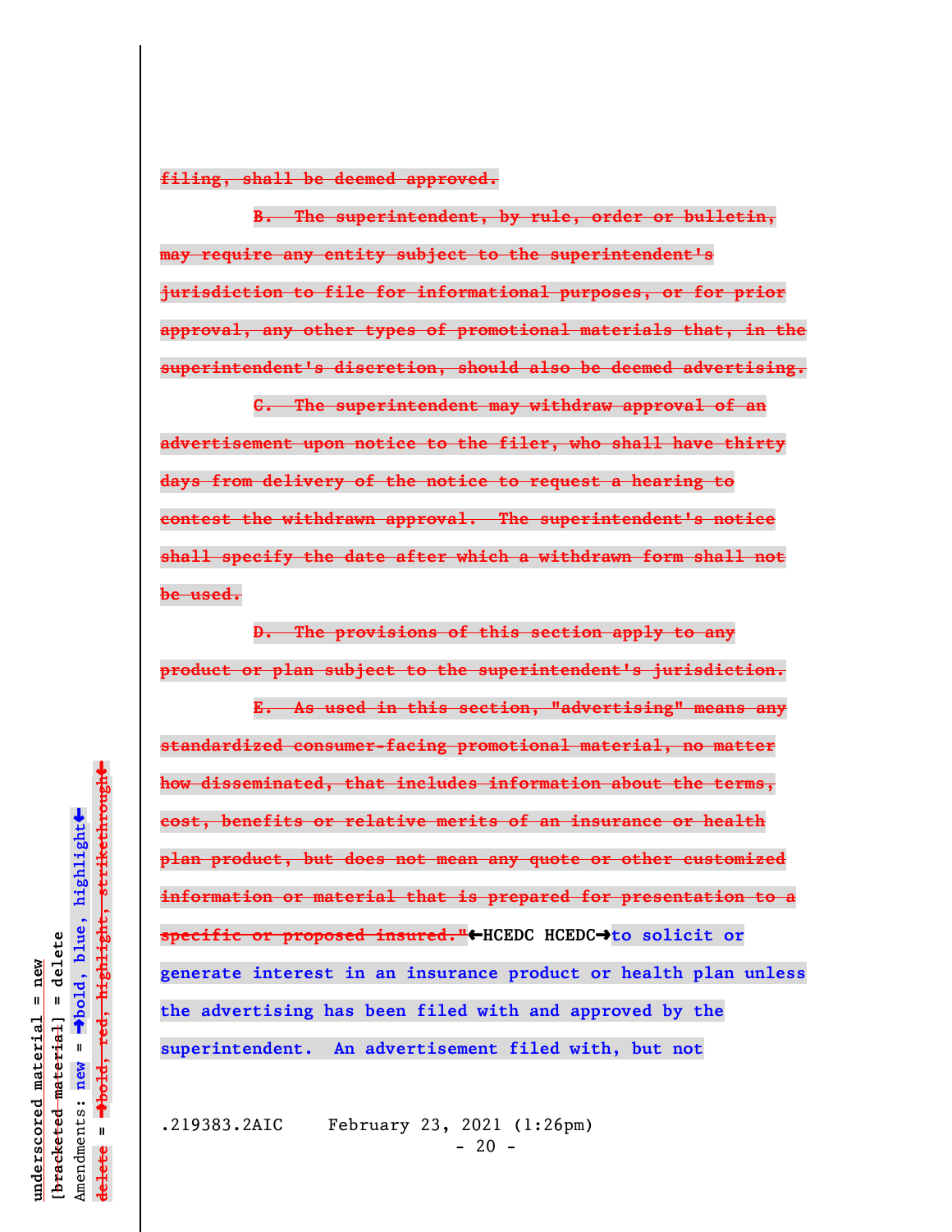~~filing, shall be deemed approved.~~

~~B. The superintendent, by rule, order or bulletin, may require any entity subject to the superintendent's jurisdiction to file for informational purposes, or for prior approval, any other types of promotional materials that, in the superintendent's discretion, should also be deemed advertising.~~

~~C. The superintendent may withdraw approval of an advertisement upon notice to the filer, who shall have thirty days from delivery of the notice to request a hearing to contest the withdrawn approval. The superintendent's notice shall specify the date after which a withdrawn form shall not be used.~~

~~D. The provisions of this section apply to any product or plan subject to the superintendent's jurisdiction.~~

~~E. As used in this section, "advertising" means any standardized consumer-facing promotional material, no matter how disseminated, that includes information about the terms, cost, benefits or relative merits of an insurance or health plan product, but does not mean any quote or other customized information or material that is prepared for presentation to a specific or proposed insured."~~←HCEDC HCEDC→**to solicit or generate interest in an insurance product or health plan unless the advertising has been filed with and approved by the superintendent. An advertisement filed with, but not**

.219383.2AIC February 23, 2021 (1:26pm)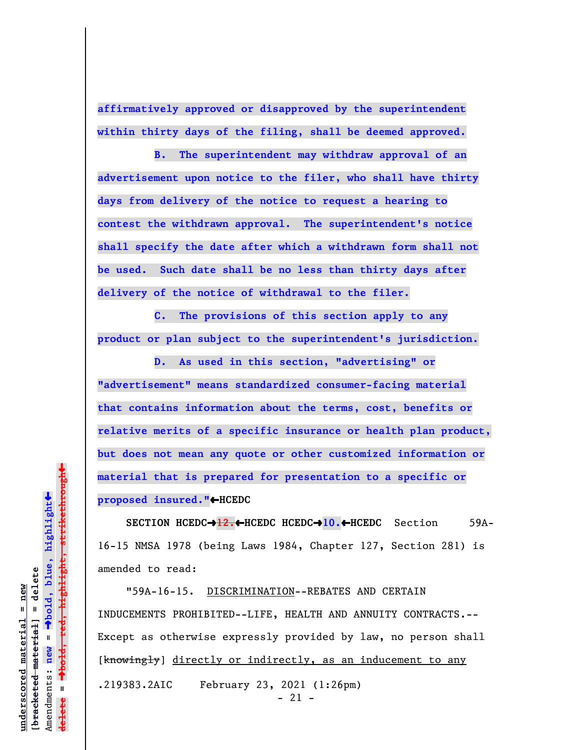**affirmatively approved or disapproved by the superintendent within thirty days of the filing, shall be deemed approved.**

**B. The superintendent may withdraw approval of an advertisement upon notice to the filer, who shall have thirty days from delivery of the notice to request a hearing to contest the withdrawn approval. The superintendent's notice shall specify the date after which a withdrawn form shall not be used. Such date shall be no less than thirty days after delivery of the notice of withdrawal to the filer.**

**C. The provisions of this section apply to any product or plan subject to the superintendent's jurisdiction.**

**D. As used in this section, "advertising" or "advertisement" means standardized consumer-facing material that contains information about the terms, cost, benefits or relative merits of a specific insurance or health plan product, but does not mean any quote or other customized information or material that is prepared for presentation to a specific or proposed insured."**←HCEDC

SECTION HCEDC→~~12.~~←HCEDC HCEDC→**10.**←HCEDC Section 59A-16-15 NMSA 1978 (being Laws 1984, Chapter 127, Section 281) is amended to read:

"59A-16-15. DISCRIMINATION--REBATES AND CERTAIN INDUCEMENTS PROHIBITED--LIFE, HEALTH AND ANNUITY CONTRACTS.--Except as otherwise expressly provided by law, no person shall [~~knowingly~~] directly or indirectly, as an inducement to any

.219383.2AIC February 23, 2021 (1:26pm)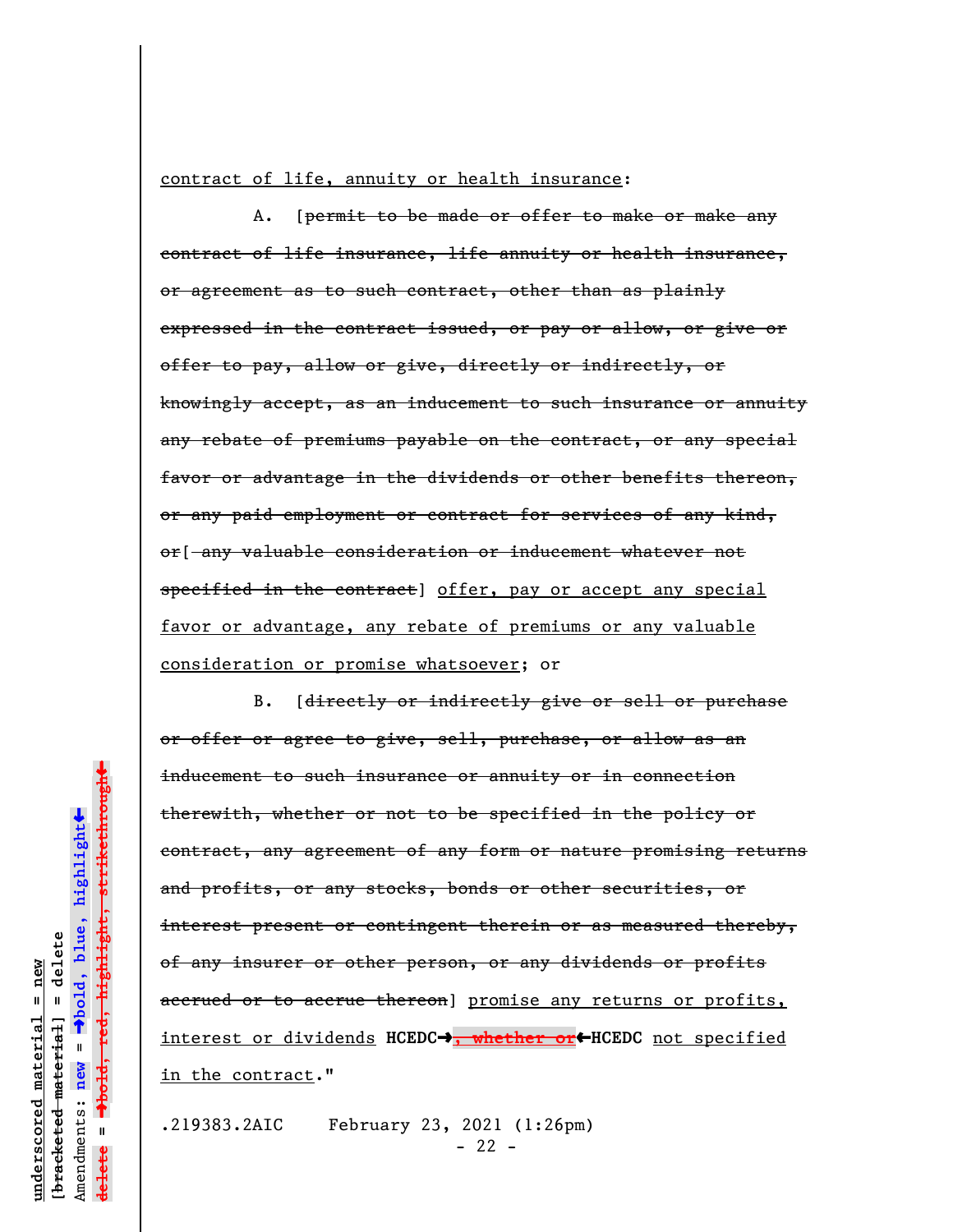contract of life, annuity or health insurance:

A. [~~permit to be made or offer to make or make any contract of life insurance, life annuity or health insurance, or agreement as to such contract, other than as plainly expressed in the contract issued, or pay or allow, or give or offer to pay, allow or give, directly or indirectly, or knowingly accept, as an inducement to such insurance or annuity any rebate of premiums payable on the contract, or any special favor or advantage in the dividends or other benefits thereon, or any paid employment or contract for services of any kind, or~~[~~ any valuable consideration or inducement whatever not specified in the contract~~] offer, pay or accept any special favor or advantage, any rebate of premiums or any valuable consideration or promise whatsoever; or

B. [~~directly or indirectly give or sell or purchase or offer or agree to give, sell, purchase, or allow as an inducement to such insurance or annuity or in connection therewith, whether or not to be specified in the policy or contract, any agreement of any form or nature promising returns and profits, or any stocks, bonds or other securities, or interest present or contingent therein or as measured thereby, of any insurer or other person, or any dividends or profits accrued or to accrue thereon~~] promise any returns or profits, interest or dividends **HCEDC→**~~, whether or~~**←HCEDC** not specified in the contract."

.219383.2AIC February 23, 2021 (1:26pm)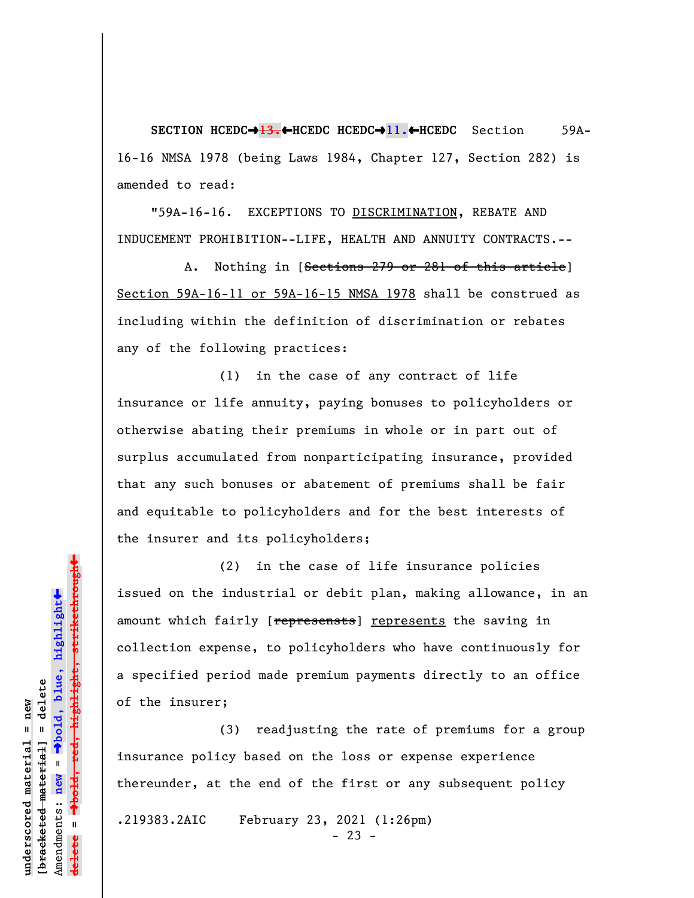**SECTION HCEDC➔~~13.~~←HCEDC HCEDC➔11.←HCEDC** Section 59A-16-16 NMSA 1978 (being Laws 1984, Chapter 127, Section 282) is amended to read:

"59A-16-16. EXCEPTIONS TO <u>DISCRIMINATION</u>, REBATE AND INDUCEMENT PROHIBITION--LIFE, HEALTH AND ANNUITY CONTRACTS.--

A. Nothing in [~~Sections 279 or 281 of this article~~] <u>Section 59A-16-11 or 59A-16-15 NMSA 1978</u> shall be construed as including within the definition of discrimination or rebates any of the following practices:

(1) in the case of any contract of life insurance or life annuity, paying bonuses to policyholders or otherwise abating their premiums in whole or in part out of surplus accumulated from nonparticipating insurance, provided that any such bonuses or abatement of premiums shall be fair and equitable to policyholders and for the best interests of the insurer and its policyholders;

(2) in the case of life insurance policies issued on the industrial or debit plan, making allowance, in an amount which fairly [~~represensts~~] <u>represents</u> the saving in collection expense, to policyholders who have continuously for a specified period made premium payments directly to an office of the insurer;

(3) readjusting the rate of premiums for a group insurance policy based on the loss or expense experience thereunder, at the end of the first or any subsequent policy

.219383.2AIC February 23, 2021 (1:26pm)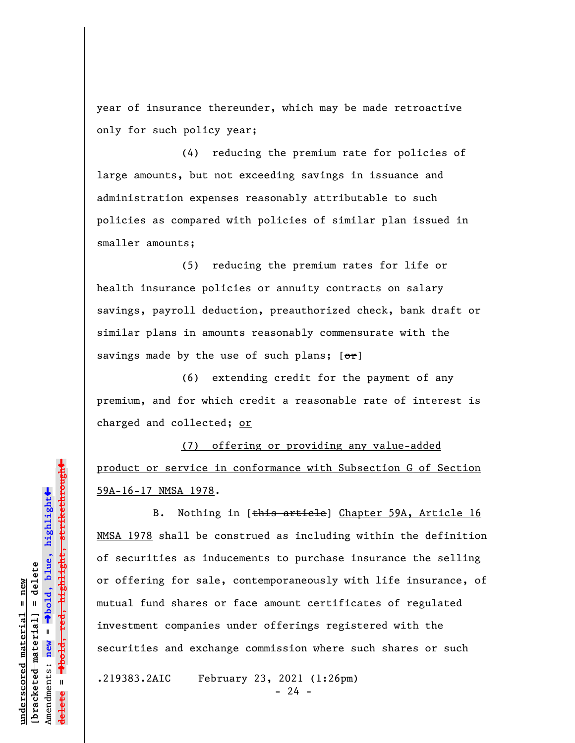year of insurance thereunder, which may be made retroactive only for such policy year;

(4) reducing the premium rate for policies of large amounts, but not exceeding savings in issuance and administration expenses reasonably attributable to such policies as compared with policies of similar plan issued in smaller amounts;

(5) reducing the premium rates for life or health insurance policies or annuity contracts on salary savings, payroll deduction, preauthorized check, bank draft or similar plans in amounts reasonably commensurate with the savings made by the use of such plans; [~~or~~]

(6) extending credit for the payment of any premium, and for which credit a reasonable rate of interest is charged and collected; <u>or</u>

<u>(7) offering or providing any value-added product or service in conformance with Subsection G of Section 59A-16-17 NMSA 1978</u>.

B. Nothing in [~~this article~~] <u>Chapter 59A, Article 16 NMSA 1978</u> shall be construed as including within the definition of securities as inducements to purchase insurance the selling or offering for sale, contemporaneously with life insurance, of mutual fund shares or face amount certificates of regulated investment companies under offerings registered with the securities and exchange commission where such shares or such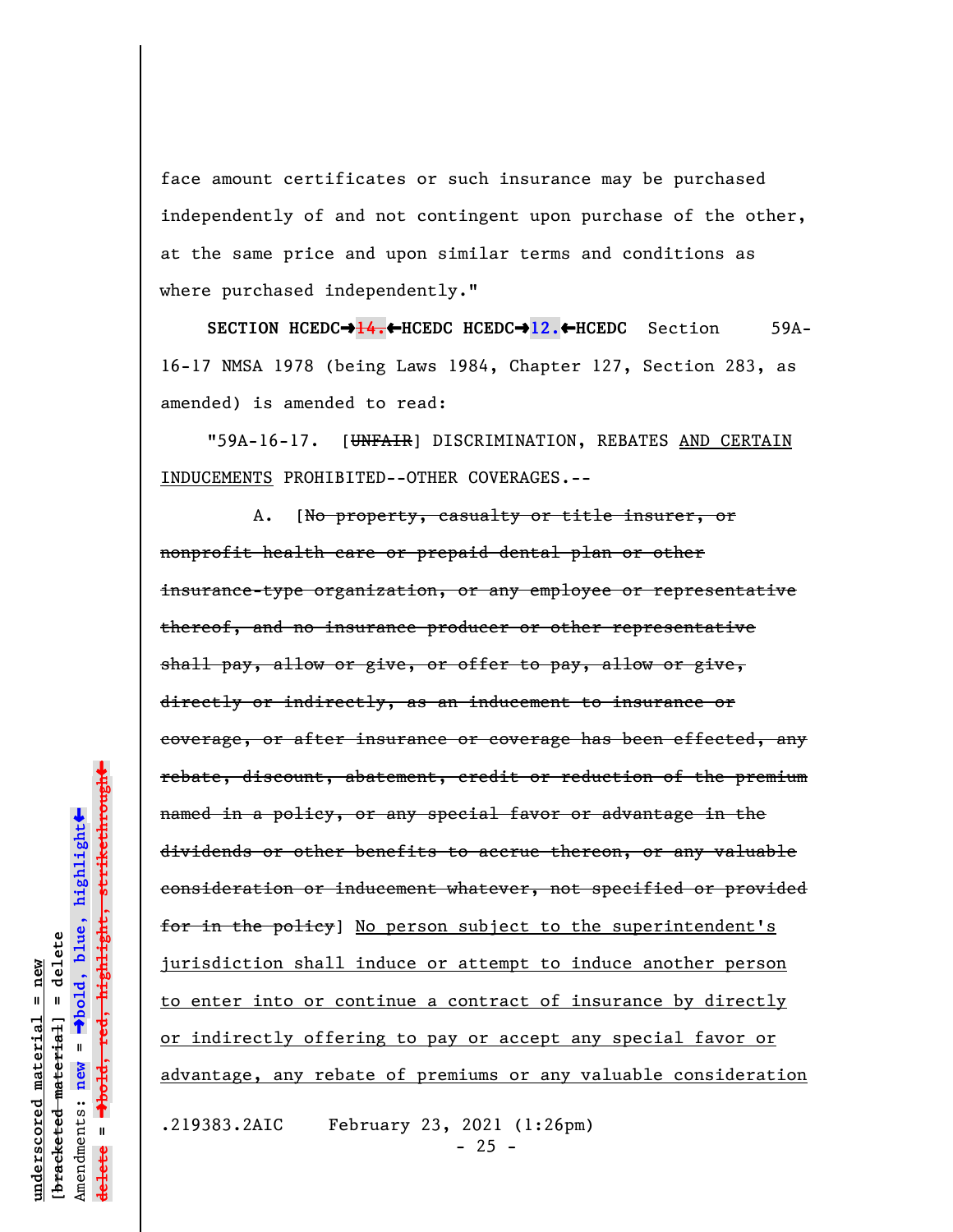face amount certificates or such insurance may be purchased independently of and not contingent upon purchase of the other, at the same price and upon similar terms and conditions as where purchased independently."

**SECTION HCEDC→~~14.~~←HCEDC HCEDC→12.←HCEDC** Section 59A-16-17 NMSA 1978 (being Laws 1984, Chapter 127, Section 283, as amended) is amended to read:

"59A-16-17. [~~UNFAIR~~] DISCRIMINATION, REBATES <u>AND CERTAIN INDUCEMENTS</u> PROHIBITED--OTHER COVERAGES.--

A. [~~No property, casualty or title insurer, or nonprofit health care or prepaid dental plan or other insurance-type organization, or any employee or representative thereof, and no insurance producer or other representative shall pay, allow or give, or offer to pay, allow or give, directly or indirectly, as an inducement to insurance or coverage, or after insurance or coverage has been effected, any rebate, discount, abatement, credit or reduction of the premium named in a policy, or any special favor or advantage in the dividends or other benefits to accrue thereon, or any valuable consideration or inducement whatever, not specified or provided for in the policy~~] <u>No person subject to the superintendent's jurisdiction shall induce or attempt to induce another person to enter into or continue a contract of insurance by directly or indirectly offering to pay or accept any special favor or advantage, any rebate of premiums or any valuable consideration</u>

.219383.2AIC February 23, 2021 (1:26pm)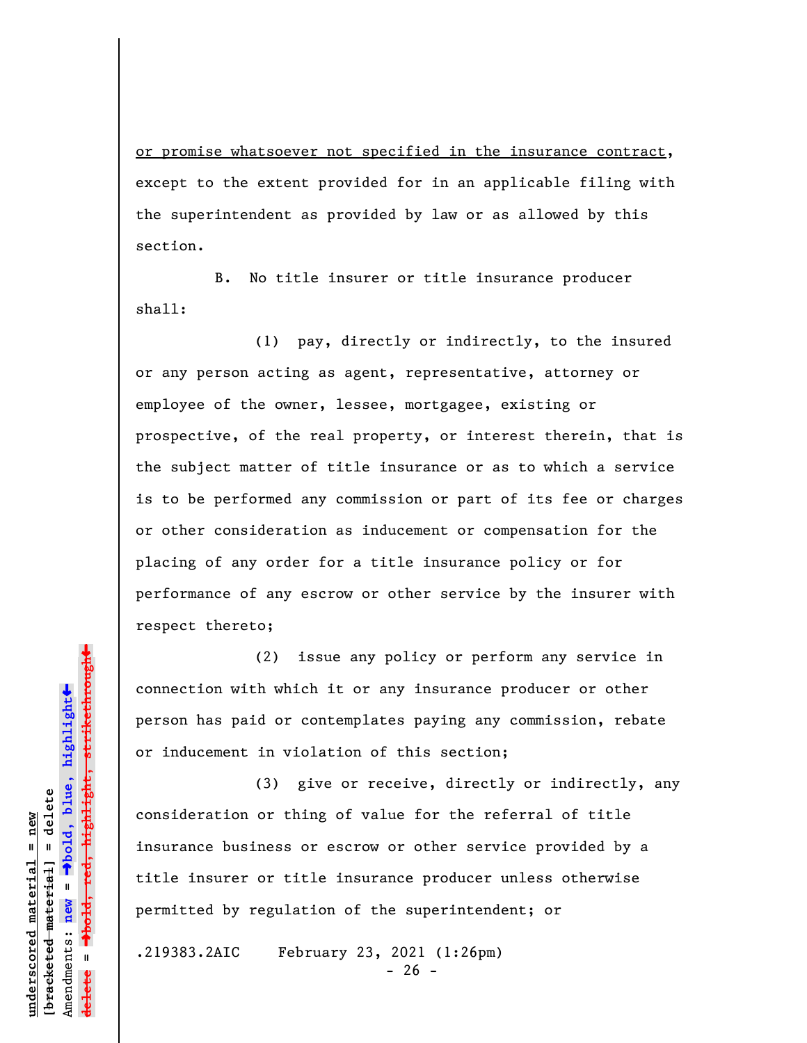<u>or promise whatsoever not specified in the insurance contract</u>, except to the extent provided for in an applicable filing with the superintendent as provided by law or as allowed by this section.

B. No title insurer or title insurance producer shall:

(1) pay, directly or indirectly, to the insured or any person acting as agent, representative, attorney or employee of the owner, lessee, mortgagee, existing or prospective, of the real property, or interest therein, that is the subject matter of title insurance or as to which a service is to be performed any commission or part of its fee or charges or other consideration as inducement or compensation for the placing of any order for a title insurance policy or for performance of any escrow or other service by the insurer with respect thereto;

(2) issue any policy or perform any service in connection with which it or any insurance producer or other person has paid or contemplates paying any commission, rebate or inducement in violation of this section;

(3) give or receive, directly or indirectly, any consideration or thing of value for the referral of title insurance business or escrow or other service provided by a title insurer or title insurance producer unless otherwise permitted by regulation of the superintendent; or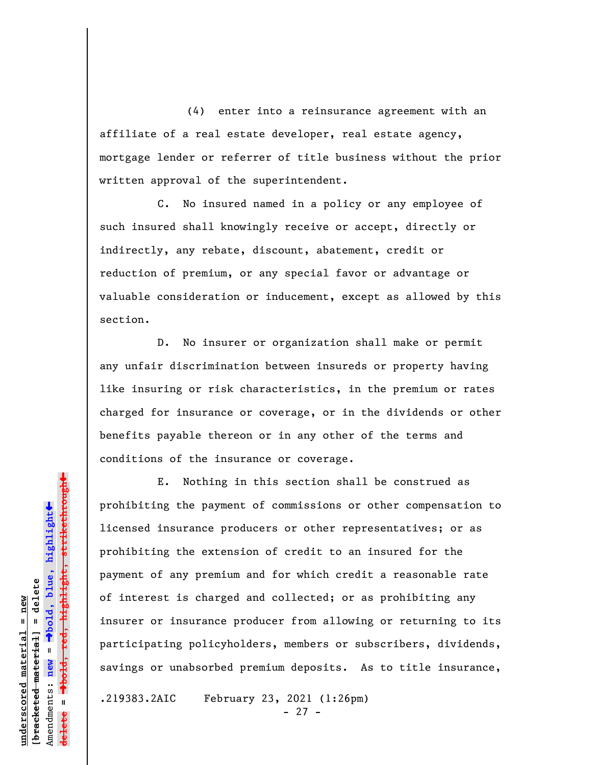(4) enter into a reinsurance agreement with an affiliate of a real estate developer, real estate agency, mortgage lender or referrer of title business without the prior written approval of the superintendent.

C. No insured named in a policy or any employee of such insured shall knowingly receive or accept, directly or indirectly, any rebate, discount, abatement, credit or reduction of premium, or any special favor or advantage or valuable consideration or inducement, except as allowed by this section.

D. No insurer or organization shall make or permit any unfair discrimination between insureds or property having like insuring or risk characteristics, in the premium or rates charged for insurance or coverage, or in the dividends or other benefits payable thereon or in any other of the terms and conditions of the insurance or coverage.

E. Nothing in this section shall be construed as prohibiting the payment of commissions or other compensation to licensed insurance producers or other representatives; or as prohibiting the extension of credit to an insured for the payment of any premium and for which credit a reasonable rate of interest is charged and collected; or as prohibiting any insurer or insurance producer from allowing or returning to its participating policyholders, members or subscribers, dividends, savings or unabsorbed premium deposits. As to title insurance,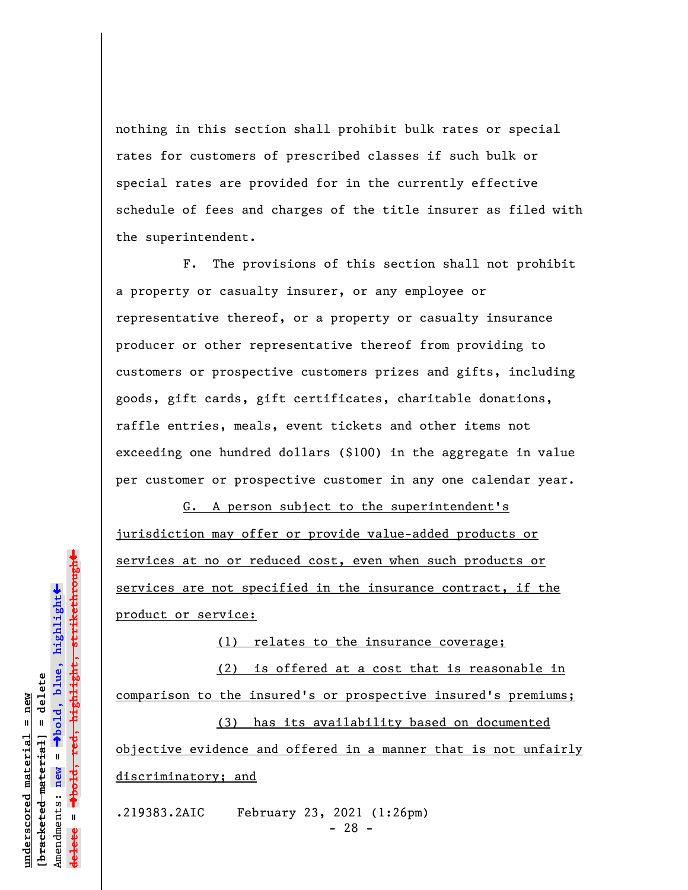nothing in this section shall prohibit bulk rates or special rates for customers of prescribed classes if such bulk or special rates are provided for in the currently effective schedule of fees and charges of the title insurer as filed with the superintendent.

F. The provisions of this section shall not prohibit a property or casualty insurer, or any employee or representative thereof, or a property or casualty insurance producer or other representative thereof from providing to customers or prospective customers prizes and gifts, including goods, gift cards, gift certificates, charitable donations, raffle entries, meals, event tickets and other items not exceeding one hundred dollars ($100) in the aggregate in value per customer or prospective customer in any one calendar year.

<u>G. A person subject to the superintendent's jurisdiction may offer or provide value-added products or services at no or reduced cost, even when such products or services are not specified in the insurance contract, if the product or service:</u>

<u>(1) relates to the insurance coverage;</u>

<u>(2) is offered at a cost that is reasonable in comparison to the insured's or prospective insured's premiums;</u>

<u>(3) has its availability based on documented objective evidence and offered in a manner that is not unfairly discriminatory; and</u>

.219383.2AIC February 23, 2021 (1:26pm)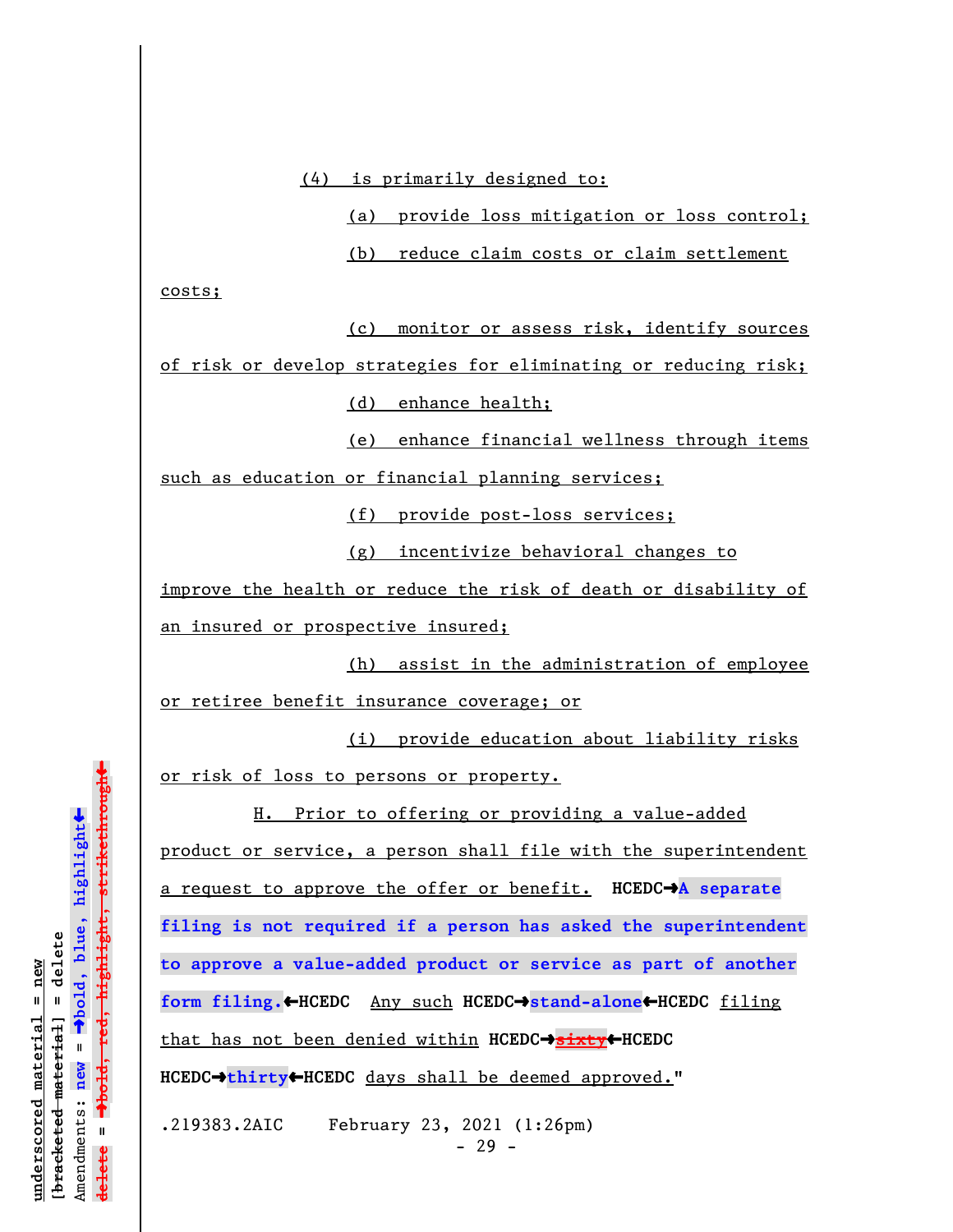(4) is primarily designed to:

(a) provide loss mitigation or loss control;

(b) reduce claim costs or claim settlement costs;

(c) monitor or assess risk, identify sources of risk or develop strategies for eliminating or reducing risk;

(d) enhance health;

(e) enhance financial wellness through items such as education or financial planning services;

(f) provide post-loss services;

(g) incentivize behavioral changes to improve the health or reduce the risk of death or disability of an insured or prospective insured;

(h) assist in the administration of employee or retiree benefit insurance coverage; or

(i) provide education about liability risks or risk of loss to persons or property.

H. Prior to offering or providing a value-added product or service, a person shall file with the superintendent a request to approve the offer or benefit. **HCEDC→A separate filing is not required if a person has asked the superintendent to approve a value-added product or service as part of another form filing.←HCEDC** Any such **HCEDC→stand-alone←HCEDC** filing that has not been denied within **HCEDC→~~sixty~~←HCEDC** **HCEDC→thirty←HCEDC** days shall be deemed approved."

.219383.2AIC February 23, 2021 (1:26pm)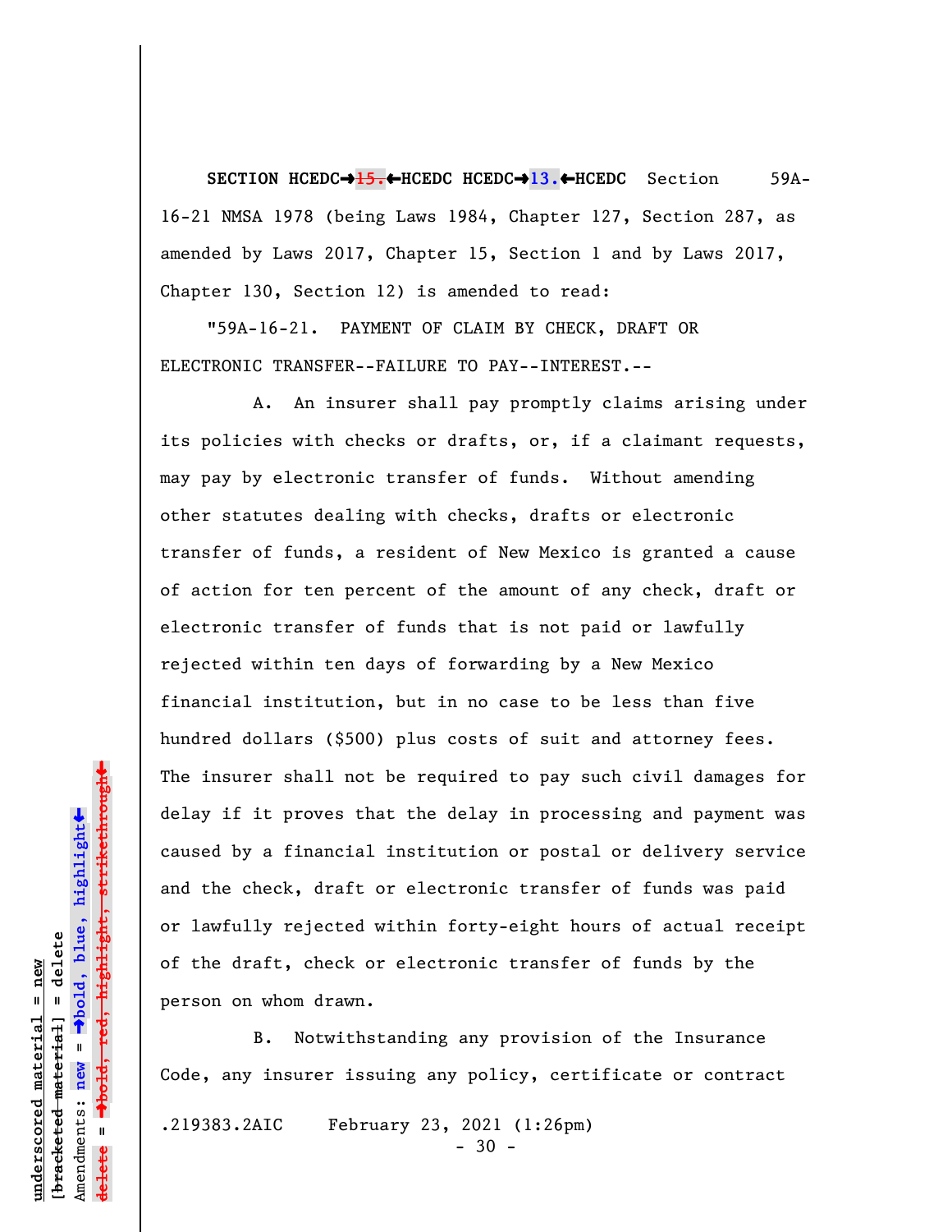**SECTION HCEDC→~~15.~~←HCEDC HCEDC→13.←HCEDC** Section 59A-16-21 NMSA 1978 (being Laws 1984, Chapter 127, Section 287, as amended by Laws 2017, Chapter 15, Section 1 and by Laws 2017, Chapter 130, Section 12) is amended to read:

"59A-16-21. PAYMENT OF CLAIM BY CHECK, DRAFT OR ELECTRONIC TRANSFER--FAILURE TO PAY--INTEREST.--

A. An insurer shall pay promptly claims arising under its policies with checks or drafts, or, if a claimant requests, may pay by electronic transfer of funds. Without amending other statutes dealing with checks, drafts or electronic transfer of funds, a resident of New Mexico is granted a cause of action for ten percent of the amount of any check, draft or electronic transfer of funds that is not paid or lawfully rejected within ten days of forwarding by a New Mexico financial institution, but in no case to be less than five hundred dollars ($500) plus costs of suit and attorney fees. The insurer shall not be required to pay such civil damages for delay if it proves that the delay in processing and payment was caused by a financial institution or postal or delivery service and the check, draft or electronic transfer of funds was paid or lawfully rejected within forty-eight hours of actual receipt of the draft, check or electronic transfer of funds by the person on whom drawn.

B. Notwithstanding any provision of the Insurance Code, any insurer issuing any policy, certificate or contract

.219383.2AIC February 23, 2021 (1:26pm)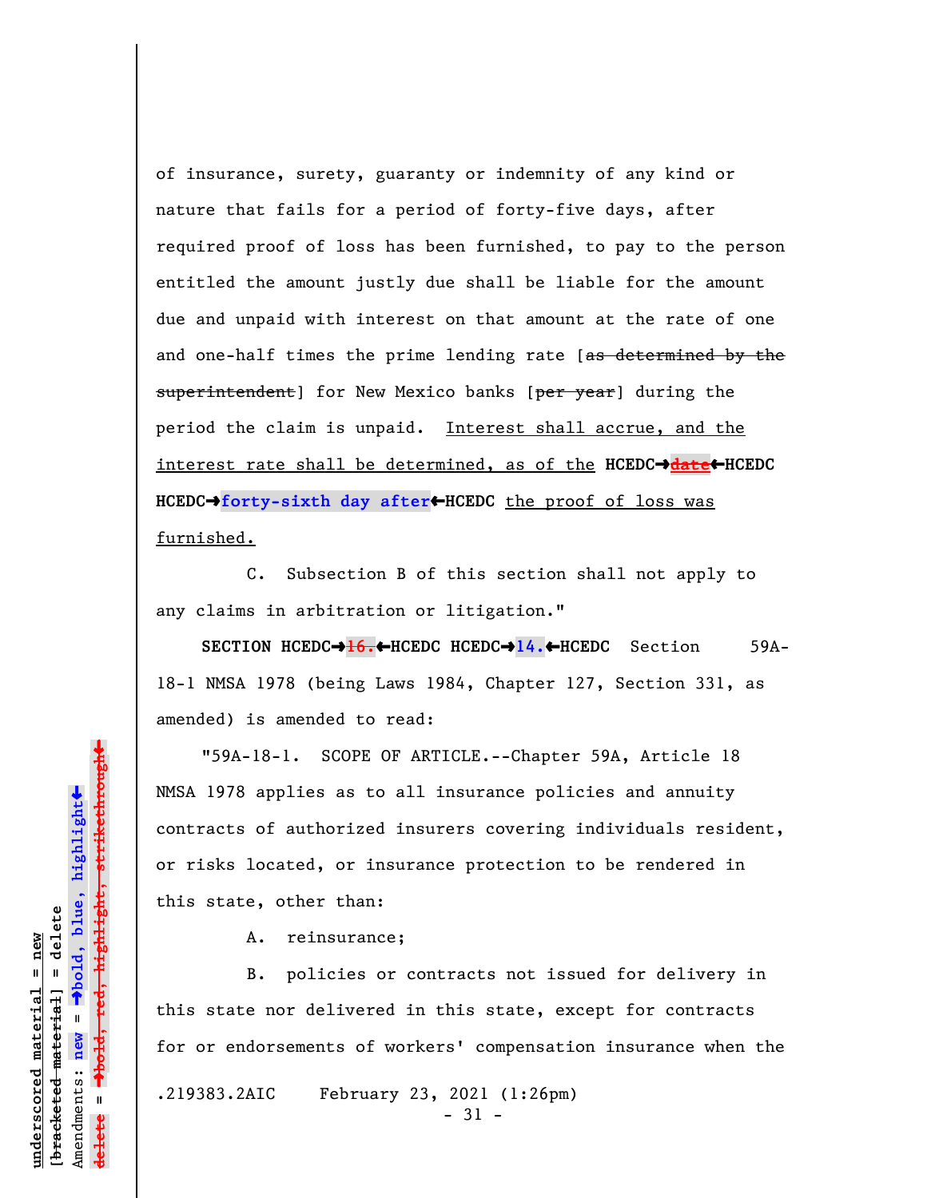of insurance, surety, guaranty or indemnity of any kind or nature that fails for a period of forty-five days, after required proof of loss has been furnished, to pay to the person entitled the amount justly due shall be liable for the amount due and unpaid with interest on that amount at the rate of one and one-half times the prime lending rate [~~as determined by the superintendent~~] for New Mexico banks [~~per year~~] during the period the claim is unpaid. <u>Interest shall accrue, and the interest rate shall be determined, as of the</u> **HCEDC→~~date~~←HCEDC HCEDC→forty-sixth day after←HCEDC** <u>the proof of loss was furnished.</u>

C. Subsection B of this section shall not apply to any claims in arbitration or litigation."

**SECTION HCEDC→~~16.~~←HCEDC HCEDC→14.←HCEDC** Section 59A-18-1 NMSA 1978 (being Laws 1984, Chapter 127, Section 331, as amended) is amended to read:

"59A-18-1. SCOPE OF ARTICLE.--Chapter 59A, Article 18 NMSA 1978 applies as to all insurance policies and annuity contracts of authorized insurers covering individuals resident, or risks located, or insurance protection to be rendered in this state, other than:

A. reinsurance;

B. policies or contracts not issued for delivery in this state nor delivered in this state, except for contracts for or endorsements of workers' compensation insurance when the

.219383.2AIC February 23, 2021 (1:26pm)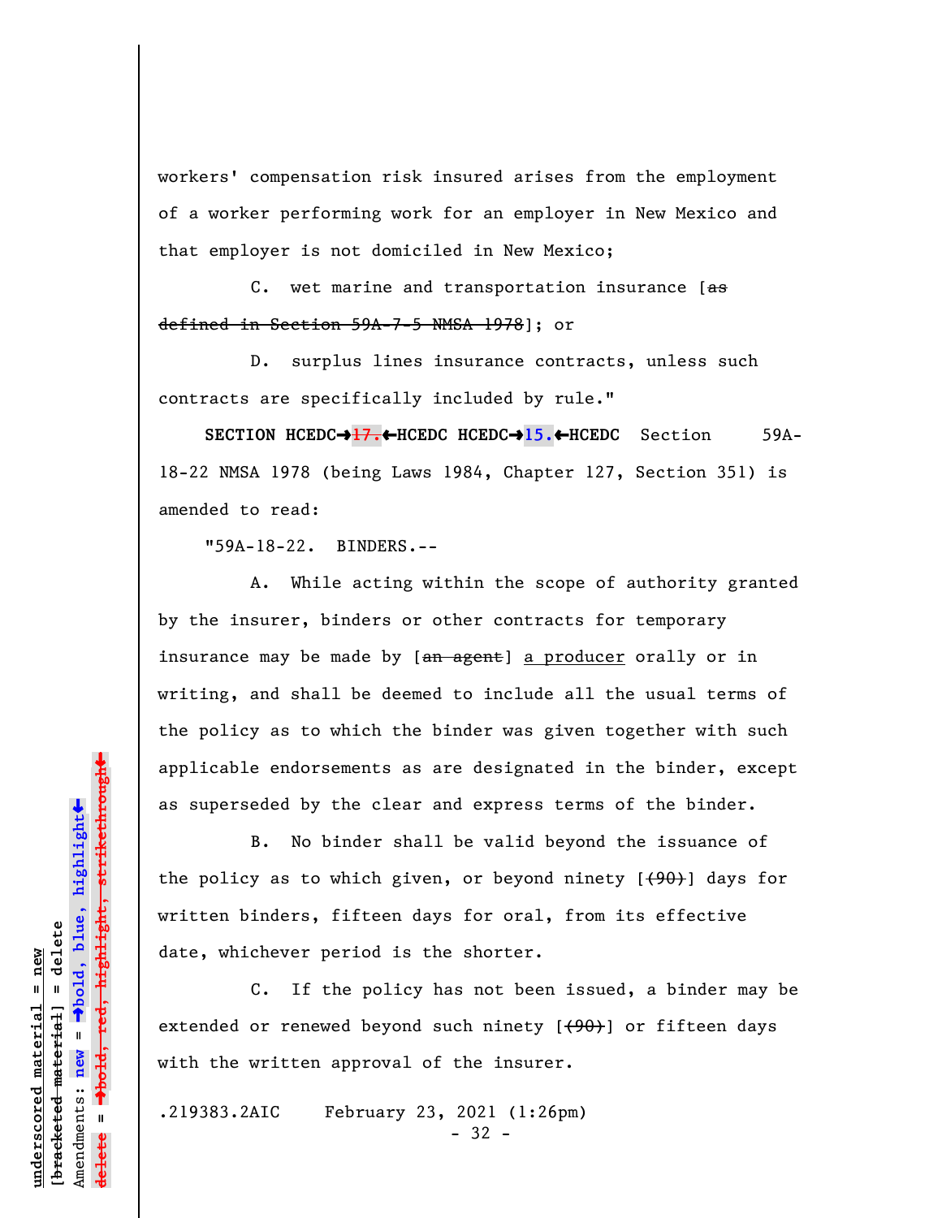workers' compensation risk insured arises from the employment of a worker performing work for an employer in New Mexico and that employer is not domiciled in New Mexico;

C. wet marine and transportation insurance [~~as defined in Section 59A-7-5 NMSA 1978~~]; or

D. surplus lines insurance contracts, unless such contracts are specifically included by rule."

**SECTION HCEDC→~~17.~~←HCEDC HCEDC→15.←HCEDC** Section 59A-18-22 NMSA 1978 (being Laws 1984, Chapter 127, Section 351) is amended to read:

"59A-18-22. BINDERS.--

A. While acting within the scope of authority granted by the insurer, binders or other contracts for temporary insurance may be made by [~~an agent~~] <u>a producer</u> orally or in writing, and shall be deemed to include all the usual terms of the policy as to which the binder was given together with such applicable endorsements as are designated in the binder, except as superseded by the clear and express terms of the binder.

B. No binder shall be valid beyond the issuance of the policy as to which given, or beyond ninety [~~(90)~~] days for written binders, fifteen days for oral, from its effective date, whichever period is the shorter.

C. If the policy has not been issued, a binder may be extended or renewed beyond such ninety [~~(90)~~] or fifteen days with the written approval of the insurer.

.219383.2AIC February 23, 2021 (1:26pm)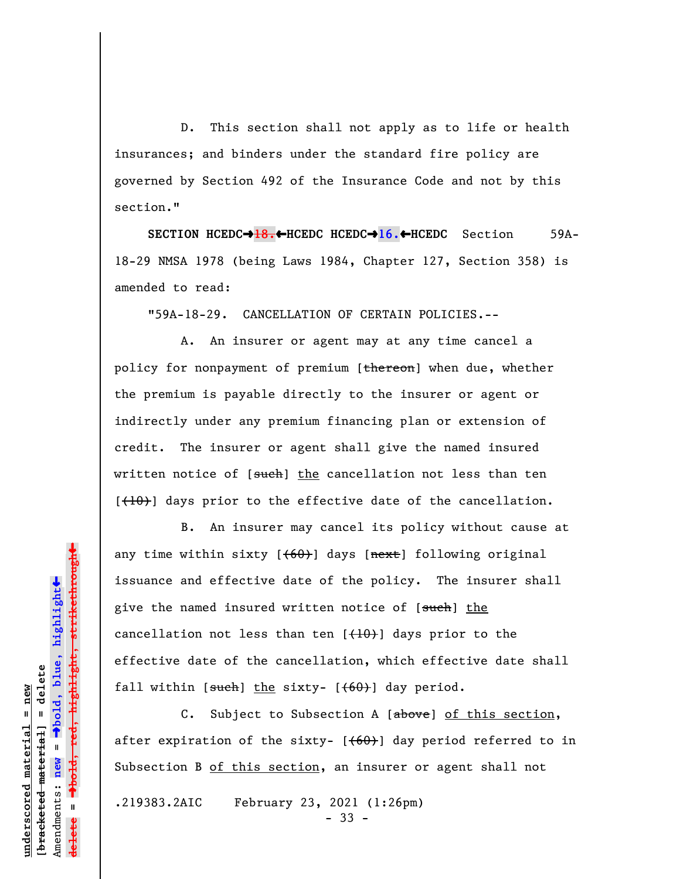D. This section shall not apply as to life or health insurances; and binders under the standard fire policy are governed by Section 492 of the Insurance Code and not by this section."

**SECTION HCEDC➔~~18.~~⬅HCEDC HCEDC➔16.⬅HCEDC** Section 59A-18-29 NMSA 1978 (being Laws 1984, Chapter 127, Section 358) is amended to read:

"59A-18-29. CANCELLATION OF CERTAIN POLICIES.--

A. An insurer or agent may at any time cancel a policy for nonpayment of premium [~~thereon~~] when due, whether the premium is payable directly to the insurer or agent or indirectly under any premium financing plan or extension of credit. The insurer or agent shall give the named insured written notice of [~~such~~] <u>the</u> cancellation not less than ten [~~(10)~~] days prior to the effective date of the cancellation.

B. An insurer may cancel its policy without cause at any time within sixty [~~(60)~~] days [~~next~~] following original issuance and effective date of the policy. The insurer shall give the named insured written notice of [~~such~~] <u>the</u> cancellation not less than ten [~~(10)~~] days prior to the effective date of the cancellation, which effective date shall fall within [~~such~~] <u>the</u> sixty- [~~(60)~~] day period.

C. Subject to Subsection A [~~above~~] <u>of this section</u>, after expiration of the sixty- [~~(60)~~] day period referred to in Subsection B <u>of this section</u>, an insurer or agent shall not

.219383.2AIC February 23, 2021 (1:26pm)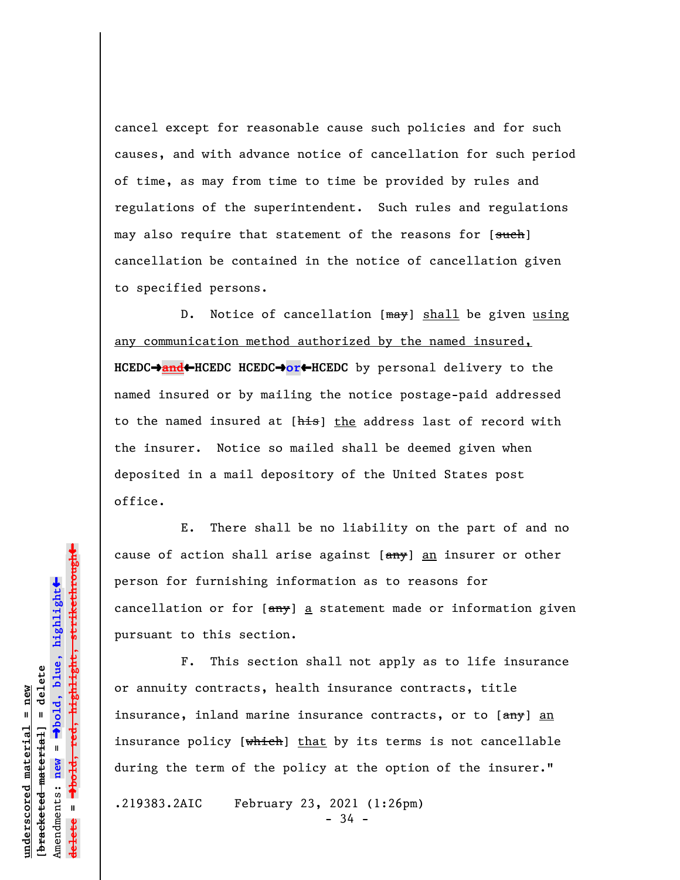cancel except for reasonable cause such policies and for such causes, and with advance notice of cancellation for such period of time, as may from time to time be provided by rules and regulations of the superintendent. Such rules and regulations may also require that statement of the reasons for [~~such~~] cancellation be contained in the notice of cancellation given to specified persons.

D. Notice of cancellation [~~may~~] <u>shall</u> be given <u>using any communication method authorized by the named insured,</u> **HCEDC→~~and~~←HCEDC HCEDC→or←HCEDC** by personal delivery to the named insured or by mailing the notice postage-paid addressed to the named insured at [~~his~~] <u>the</u> address last of record with the insurer. Notice so mailed shall be deemed given when deposited in a mail depository of the United States post office.

E. There shall be no liability on the part of and no cause of action shall arise against [~~any~~] <u>an</u> insurer or other person for furnishing information as to reasons for cancellation or for [~~any~~] <u>a</u> statement made or information given pursuant to this section.

F. This section shall not apply as to life insurance or annuity contracts, health insurance contracts, title insurance, inland marine insurance contracts, or to [~~any~~] <u>an</u> insurance policy [~~which~~] <u>that</u> by its terms is not cancellable during the term of the policy at the option of the insurer."

.219383.2AIC February 23, 2021 (1:26pm)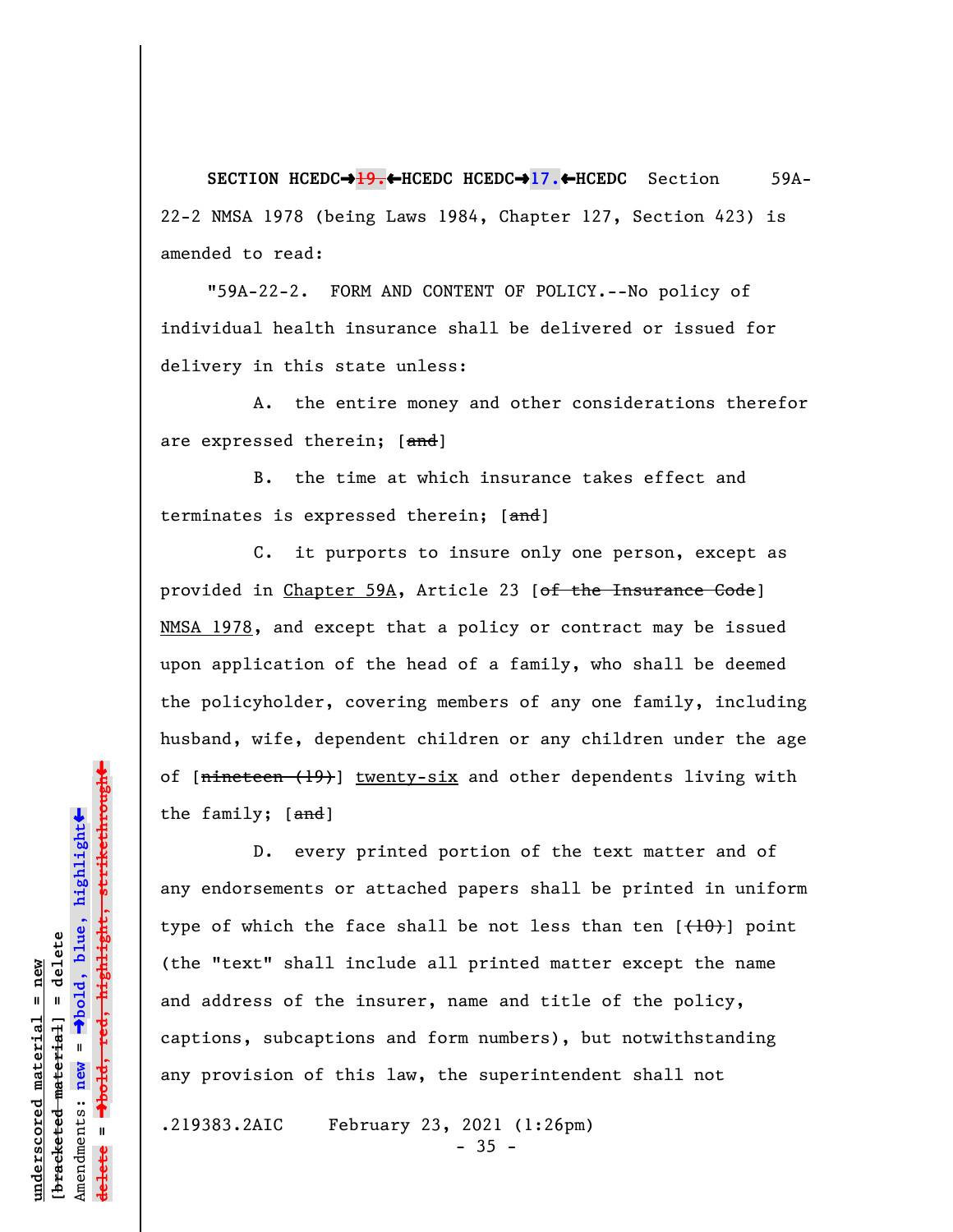**SECTION HCEDC→~~19.~~←HCEDC HCEDC→17.←HCEDC** Section 59A-22-2 NMSA 1978 (being Laws 1984, Chapter 127, Section 423) is amended to read:

"59A-22-2. FORM AND CONTENT OF POLICY.--No policy of individual health insurance shall be delivered or issued for delivery in this state unless:

A. the entire money and other considerations therefor are expressed therein; [~~and~~]

B. the time at which insurance takes effect and terminates is expressed therein; [~~and~~]

C. it purports to insure only one person, except as provided in <u>Chapter 59A</u>, Article 23 [~~of the Insurance Code~~] <u>NMSA 1978</u>, and except that a policy or contract may be issued upon application of the head of a family, who shall be deemed the policyholder, covering members of any one family, including husband, wife, dependent children or any children under the age of [~~nineteen (19)~~] <u>twenty-six</u> and other dependents living with the family; [~~and~~]

D. every printed portion of the text matter and of any endorsements or attached papers shall be printed in uniform type of which the face shall be not less than ten [~~(10)~~] point (the "text" shall include all printed matter except the name and address of the insurer, name and title of the policy, captions, subcaptions and form numbers), but notwithstanding any provision of this law, the superintendent shall not

.219383.2AIC February 23, 2021 (1:26pm)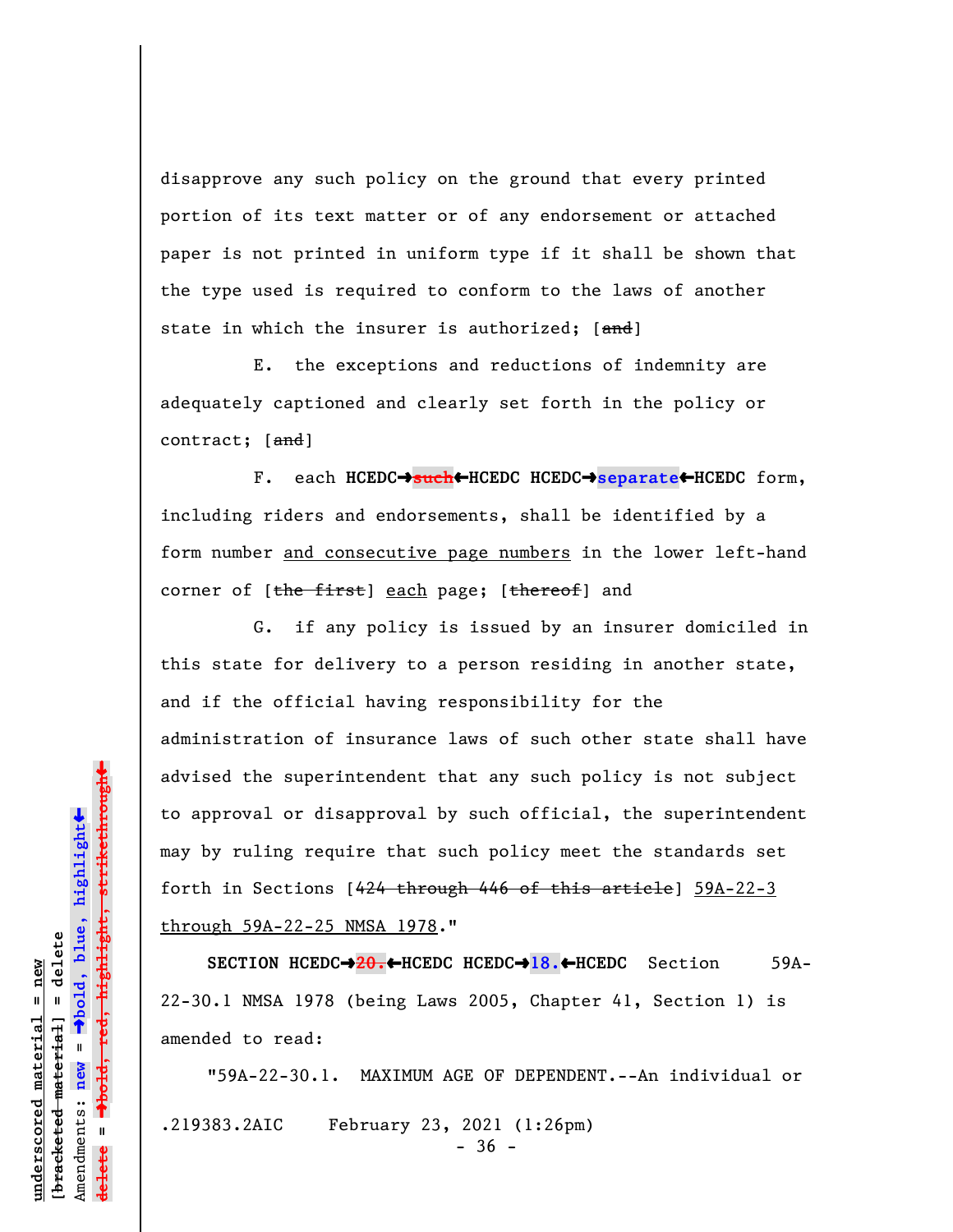disapprove any such policy on the ground that every printed portion of its text matter or of any endorsement or attached paper is not printed in uniform type if it shall be shown that the type used is required to conform to the laws of another state in which the insurer is authorized; [~~and~~]

E. the exceptions and reductions of indemnity are adequately captioned and clearly set forth in the policy or contract; [~~and~~]

F. each **HCEDC→~~such~~←HCEDC HCEDC→separate←HCEDC** form, including riders and endorsements, shall be identified by a form number <u>and consecutive page numbers</u> in the lower left-hand corner of [~~the first~~] <u>each</u> page; [~~thereof~~] and

G. if any policy is issued by an insurer domiciled in this state for delivery to a person residing in another state, and if the official having responsibility for the administration of insurance laws of such other state shall have advised the superintendent that any such policy is not subject to approval or disapproval by such official, the superintendent may by ruling require that such policy meet the standards set forth in Sections [~~424 through 446 of this article~~] <u>59A-22-3 through 59A-22-25 NMSA 1978</u>."

**SECTION HCEDC→~~20.~~←HCEDC HCEDC→18.←HCEDC** Section 59A-22-30.1 NMSA 1978 (being Laws 2005, Chapter 41, Section 1) is amended to read:

"59A-22-30.1. MAXIMUM AGE OF DEPENDENT.--An individual or

.219383.2AIC February 23, 2021 (1:26pm)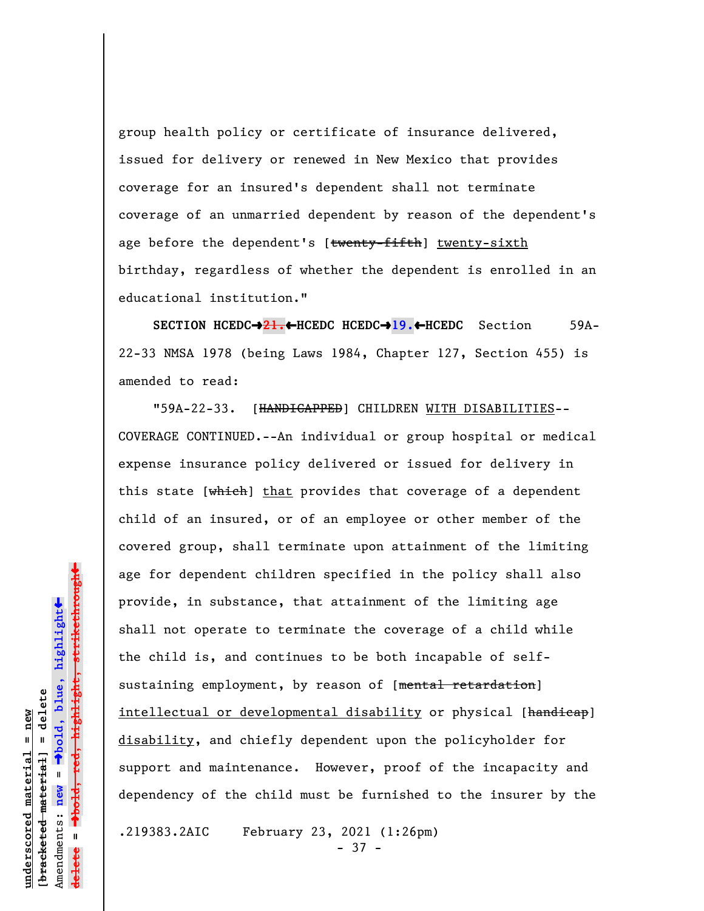group health policy or certificate of insurance delivered, issued for delivery or renewed in New Mexico that provides coverage for an insured's dependent shall not terminate coverage of an unmarried dependent by reason of the dependent's age before the dependent's [~~twenty-fifth~~] <u>twenty-sixth</u> birthday, regardless of whether the dependent is enrolled in an educational institution."

**SECTION HCEDC→~~21.~~←HCEDC HCEDC→19.←HCEDC** Section 59A-22-33 NMSA 1978 (being Laws 1984, Chapter 127, Section 455) is amended to read:

"59A-22-33. [~~HANDICAPPED~~] CHILDREN <u>WITH DISABILITIES</u>--COVERAGE CONTINUED.--An individual or group hospital or medical expense insurance policy delivered or issued for delivery in this state [~~which~~] <u>that</u> provides that coverage of a dependent child of an insured, or of an employee or other member of the covered group, shall terminate upon attainment of the limiting age for dependent children specified in the policy shall also provide, in substance, that attainment of the limiting age shall not operate to terminate the coverage of a child while the child is, and continues to be both incapable of self-sustaining employment, by reason of [~~mental retardation~~] <u>intellectual or developmental disability</u> or physical [~~handicap~~] <u>disability</u>, and chiefly dependent upon the policyholder for support and maintenance. However, proof of the incapacity and dependency of the child must be furnished to the insurer by the

.219383.2AIC February 23, 2021 (1:26pm)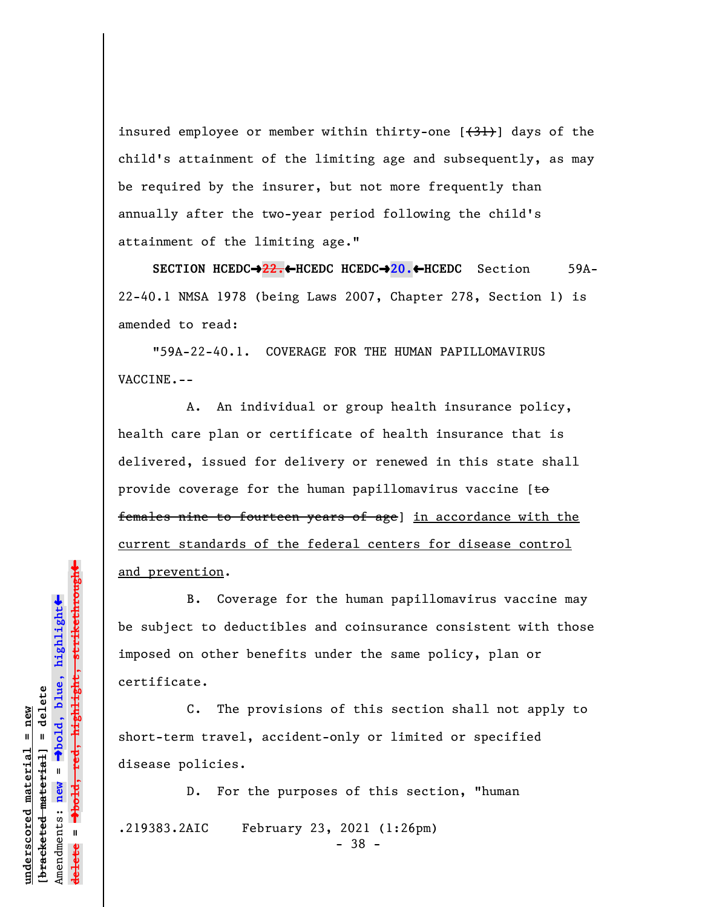insured employee or member within thirty-one [~~(31)~~] days of the child's attainment of the limiting age and subsequently, as may be required by the insurer, but not more frequently than annually after the two-year period following the child's attainment of the limiting age."

**SECTION HCEDC→~~22.~~←HCEDC HCEDC→20.←HCEDC** Section 59A-22-40.1 NMSA 1978 (being Laws 2007, Chapter 278, Section 1) is amended to read:

"59A-22-40.1. COVERAGE FOR THE HUMAN PAPILLOMAVIRUS VACCINE.--

A. An individual or group health insurance policy, health care plan or certificate of health insurance that is delivered, issued for delivery or renewed in this state shall provide coverage for the human papillomavirus vaccine [~~to females nine to fourteen years of age~~] <u>in accordance with the current standards of the federal centers for disease control and prevention</u>.

B. Coverage for the human papillomavirus vaccine may be subject to deductibles and coinsurance consistent with those imposed on other benefits under the same policy, plan or certificate.

C. The provisions of this section shall not apply to short-term travel, accident-only or limited or specified disease policies.

D. For the purposes of this section, "human

.219383.2AIC February 23, 2021 (1:26pm)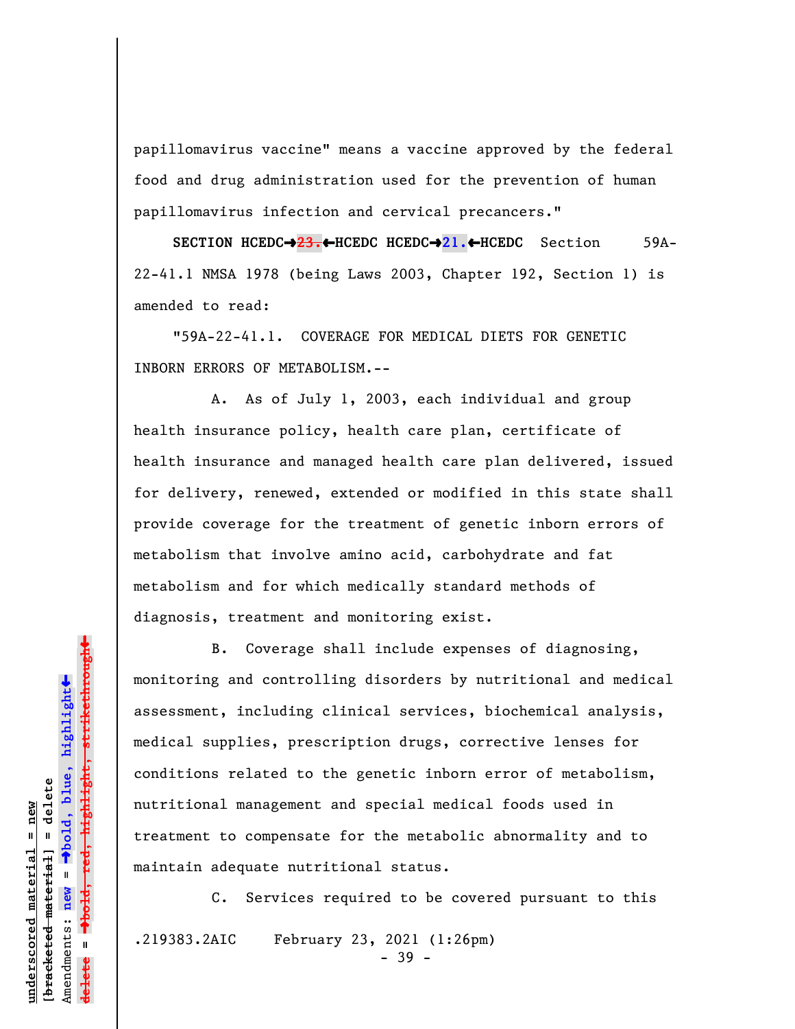papillomavirus vaccine" means a vaccine approved by the federal food and drug administration used for the prevention of human papillomavirus infection and cervical precancers."

**SECTION HCEDC→~~23.~~←HCEDC HCEDC→21.←HCEDC** Section 59A-22-41.1 NMSA 1978 (being Laws 2003, Chapter 192, Section 1) is amended to read:

"59A-22-41.1. COVERAGE FOR MEDICAL DIETS FOR GENETIC INBORN ERRORS OF METABOLISM.--

A. As of July 1, 2003, each individual and group health insurance policy, health care plan, certificate of health insurance and managed health care plan delivered, issued for delivery, renewed, extended or modified in this state shall provide coverage for the treatment of genetic inborn errors of metabolism that involve amino acid, carbohydrate and fat metabolism and for which medically standard methods of diagnosis, treatment and monitoring exist.

B. Coverage shall include expenses of diagnosing, monitoring and controlling disorders by nutritional and medical assessment, including clinical services, biochemical analysis, medical supplies, prescription drugs, corrective lenses for conditions related to the genetic inborn error of metabolism, nutritional management and special medical foods used in treatment to compensate for the metabolic abnormality and to maintain adequate nutritional status.

C. Services required to be covered pursuant to this

.219383.2AIC February 23, 2021 (1:26pm)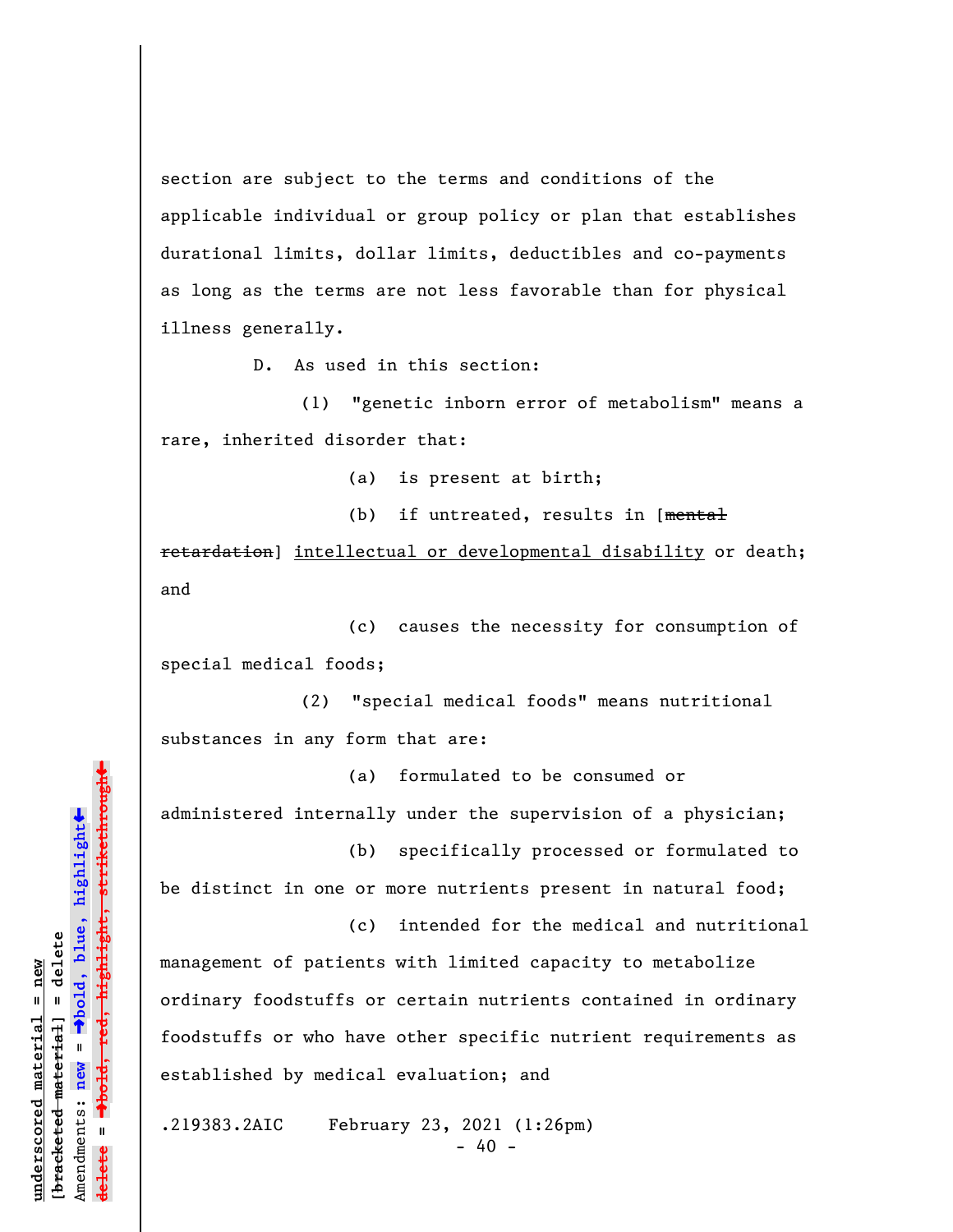section are subject to the terms and conditions of the applicable individual or group policy or plan that establishes durational limits, dollar limits, deductibles and co-payments as long as the terms are not less favorable than for physical illness generally.

D. As used in this section:

(1) "genetic inborn error of metabolism" means a rare, inherited disorder that:

(a) is present at birth;

(b) if untreated, results in [~~mental retardation~~] <u>intellectual or developmental disability</u> or death; and

(c) causes the necessity for consumption of special medical foods;

(2) "special medical foods" means nutritional substances in any form that are:

(a) formulated to be consumed or administered internally under the supervision of a physician;

(b) specifically processed or formulated to be distinct in one or more nutrients present in natural food;

(c) intended for the medical and nutritional management of patients with limited capacity to metabolize ordinary foodstuffs or certain nutrients contained in ordinary foodstuffs or who have other specific nutrient requirements as established by medical evaluation; and

.219383.2AIC February 23, 2021 (1:26pm)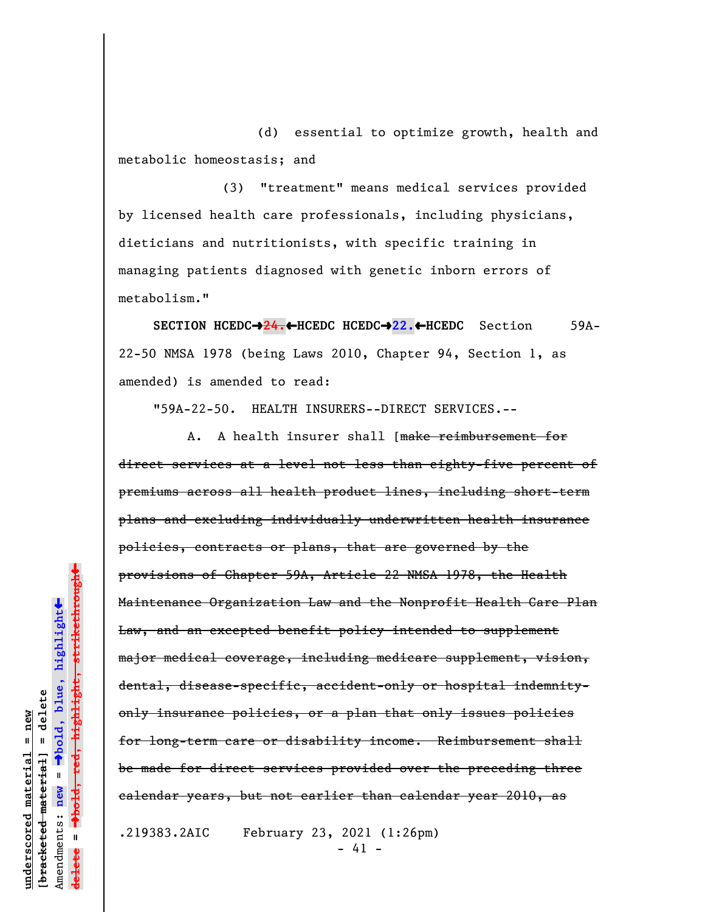(d) essential to optimize growth, health and metabolic homeostasis; and

(3) "treatment" means medical services provided by licensed health care professionals, including physicians, dieticians and nutritionists, with specific training in managing patients diagnosed with genetic inborn errors of metabolism."

**SECTION HCEDC→~~24.~~←HCEDC HCEDC→22.←HCEDC** Section 59A-22-50 NMSA 1978 (being Laws 2010, Chapter 94, Section 1, as amended) is amended to read:

"59A-22-50. HEALTH INSURERS--DIRECT SERVICES.--

A. A health insurer shall [~~make reimbursement for direct services at a level not less than eighty-five percent of premiums across all health product lines, including short-term plans and excluding individually underwritten health insurance policies, contracts or plans, that are governed by the provisions of Chapter 59A, Article 22 NMSA 1978, the Health Maintenance Organization Law and the Nonprofit Health Care Plan Law, and an excepted benefit policy intended to supplement major medical coverage, including medicare supplement, vision, dental, disease-specific, accident-only or hospital indemnity-only insurance policies, or a plan that only issues policies for long-term care or disability income. Reimbursement shall be made for direct services provided over the preceding three calendar years, but not earlier than calendar year 2010, as~~

.219383.2AIC February 23, 2021 (1:26pm)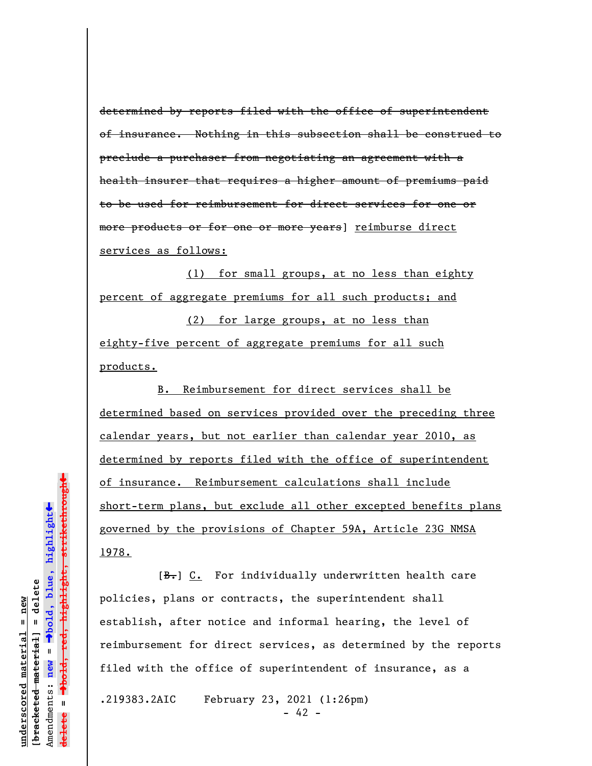~~determined by reports filed with the office of superintendent of insurance. Nothing in this subsection shall be construed to preclude a purchaser from negotiating an agreement with a health insurer that requires a higher amount of premiums paid to be used for reimbursement for direct services for one or more products or for one or more years~~] <u>reimburse direct services as follows:</u>

<u>(1) for small groups, at no less than eighty percent of aggregate premiums for all such products; and</u>

<u>(2) for large groups, at no less than eighty-five percent of aggregate premiums for all such products.</u>

<u>B. Reimbursement for direct services shall be determined based on services provided over the preceding three calendar years, but not earlier than calendar year 2010, as determined by reports filed with the office of superintendent of insurance. Reimbursement calculations shall include short-term plans, but exclude all other excepted benefits plans governed by the provisions of Chapter 59A, Article 23G NMSA 1978.</u>

[~~B.~~] <u>C.</u> For individually underwritten health care policies, plans or contracts, the superintendent shall establish, after notice and informal hearing, the level of reimbursement for direct services, as determined by the reports filed with the office of superintendent of insurance, as a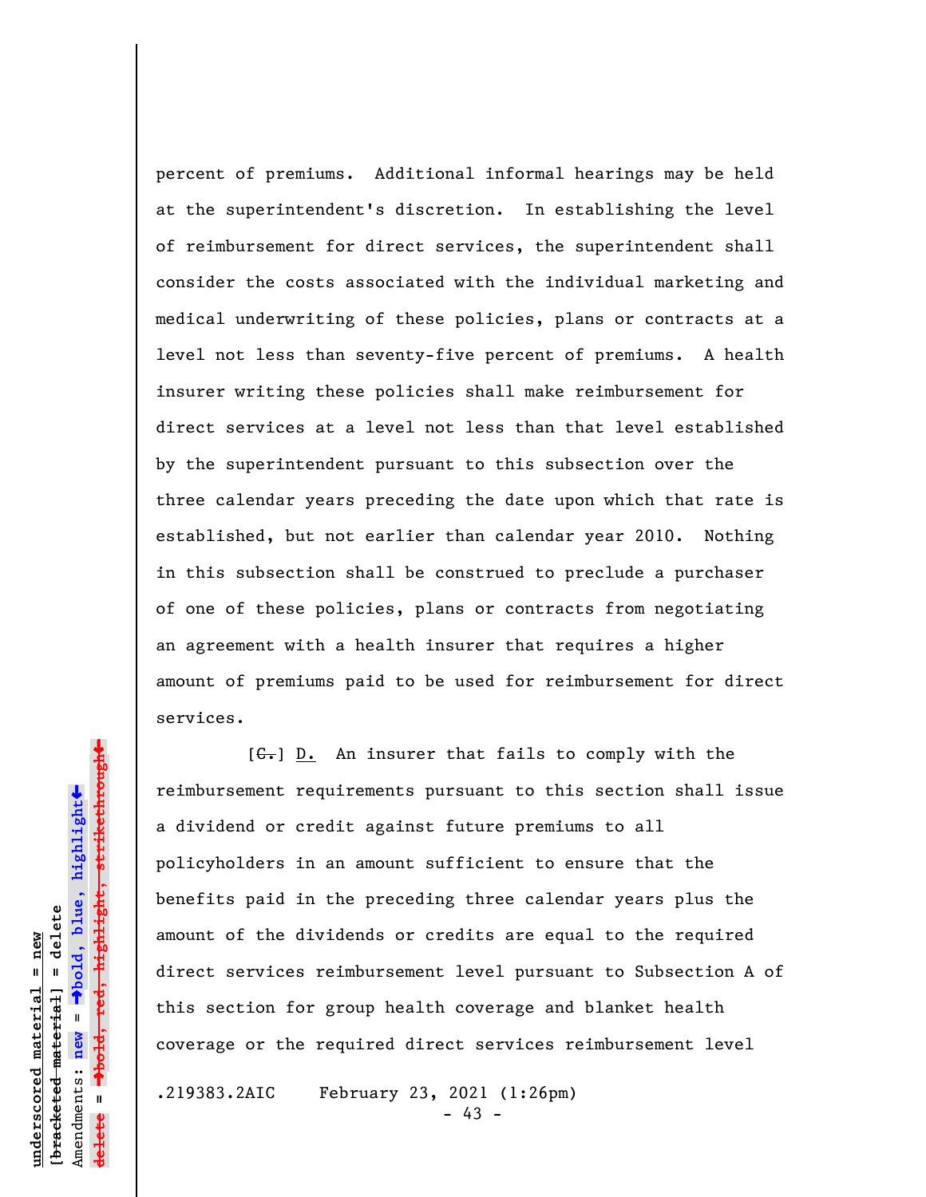percent of premiums. Additional informal hearings may be held at the superintendent's discretion. In establishing the level of reimbursement for direct services, the superintendent shall consider the costs associated with the individual marketing and medical underwriting of these policies, plans or contracts at a level not less than seventy-five percent of premiums. A health insurer writing these policies shall make reimbursement for direct services at a level not less than that level established by the superintendent pursuant to this subsection over the three calendar years preceding the date upon which that rate is established, but not earlier than calendar year 2010. Nothing in this subsection shall be construed to preclude a purchaser of one of these policies, plans or contracts from negotiating an agreement with a health insurer that requires a higher amount of premiums paid to be used for reimbursement for direct services.

[~~C.~~] <u>D.</u> An insurer that fails to comply with the reimbursement requirements pursuant to this section shall issue a dividend or credit against future premiums to all policyholders in an amount sufficient to ensure that the benefits paid in the preceding three calendar years plus the amount of the dividends or credits are equal to the required direct services reimbursement level pursuant to Subsection A of this section for group health coverage and blanket health coverage or the required direct services reimbursement level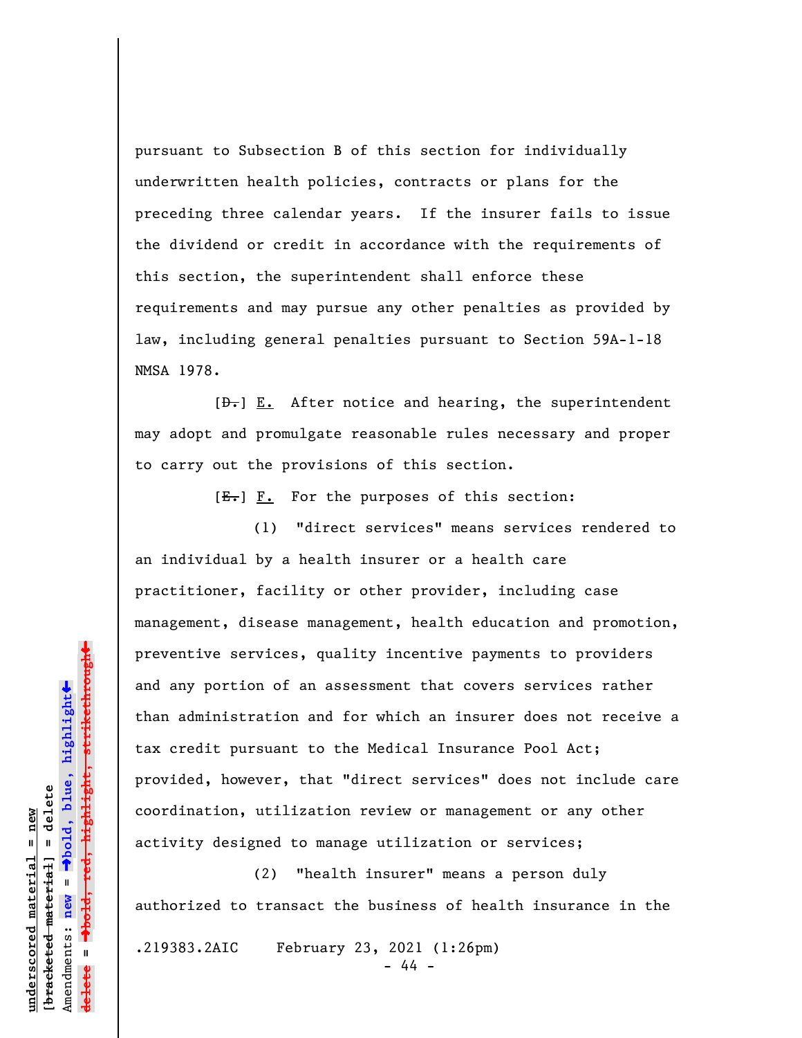pursuant to Subsection B of this section for individually underwritten health policies, contracts or plans for the preceding three calendar years. If the insurer fails to issue the dividend or credit in accordance with the requirements of this section, the superintendent shall enforce these requirements and may pursue any other penalties as provided by law, including general penalties pursuant to Section 59A-1-18 NMSA 1978.

[~~D.~~] E. After notice and hearing, the superintendent may adopt and promulgate reasonable rules necessary and proper to carry out the provisions of this section.

[~~E.~~] F. For the purposes of this section:

(1) "direct services" means services rendered to an individual by a health insurer or a health care practitioner, facility or other provider, including case management, disease management, health education and promotion, preventive services, quality incentive payments to providers and any portion of an assessment that covers services rather than administration and for which an insurer does not receive a tax credit pursuant to the Medical Insurance Pool Act; provided, however, that "direct services" does not include care coordination, utilization review or management or any other activity designed to manage utilization or services;

(2) "health insurer" means a person duly authorized to transact the business of health insurance in the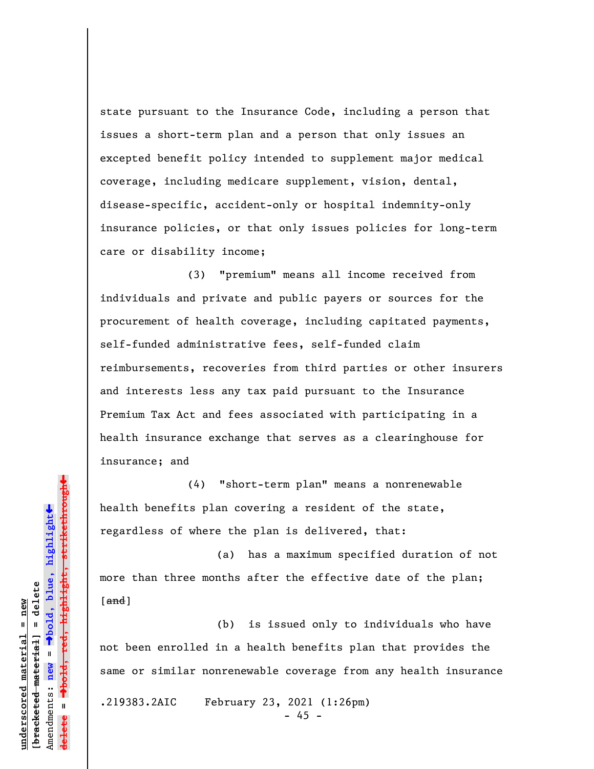state pursuant to the Insurance Code, including a person that issues a short-term plan and a person that only issues an excepted benefit policy intended to supplement major medical coverage, including medicare supplement, vision, dental, disease-specific, accident-only or hospital indemnity-only insurance policies, or that only issues policies for long-term care or disability income;

(3) "premium" means all income received from individuals and private and public payers or sources for the procurement of health coverage, including capitated payments, self-funded administrative fees, self-funded claim reimbursements, recoveries from third parties or other insurers and interests less any tax paid pursuant to the Insurance Premium Tax Act and fees associated with participating in a health insurance exchange that serves as a clearinghouse for insurance; and

(4) "short-term plan" means a nonrenewable health benefits plan covering a resident of the state, regardless of where the plan is delivered, that:

(a) has a maximum specified duration of not more than three months after the effective date of the plan; [~~and~~]

(b) is issued only to individuals who have not been enrolled in a health benefits plan that provides the same or similar nonrenewable coverage from any health insurance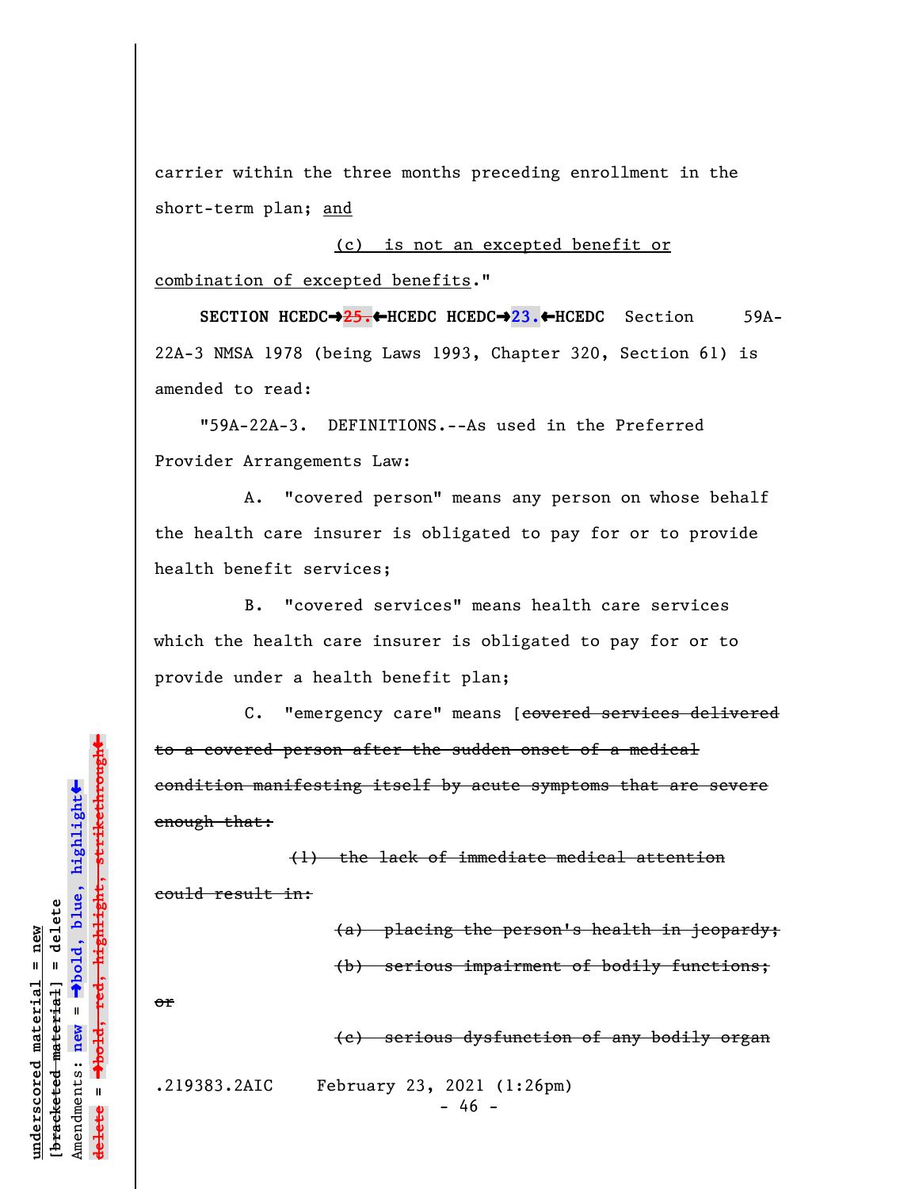carrier within the three months preceding enrollment in the short-term plan; <u>and</u>

<u>(c) is not an excepted benefit or combination of excepted benefits</u>."

**SECTION HCEDC➔~~25.~~←HCEDC HCEDC➔23.←HCEDC** Section 59A-22A-3 NMSA 1978 (being Laws 1993, Chapter 320, Section 61) is amended to read:

"59A-22A-3. DEFINITIONS.--As used in the Preferred Provider Arrangements Law:

A. "covered person" means any person on whose behalf the health care insurer is obligated to pay for or to provide health benefit services;

B. "covered services" means health care services which the health care insurer is obligated to pay for or to provide under a health benefit plan;

C. "emergency care" means [~~covered services delivered to a covered person after the sudden onset of a medical condition manifesting itself by acute symptoms that are severe enough that:~~

~~(1) the lack of immediate medical attention could result in:~~

~~(a) placing the person's health in jeopardy;~~

~~(b) serious impairment of bodily functions; or~~

~~(c) serious dysfunction of any bodily organ~~

.219383.2AIC February 23, 2021 (1:26pm)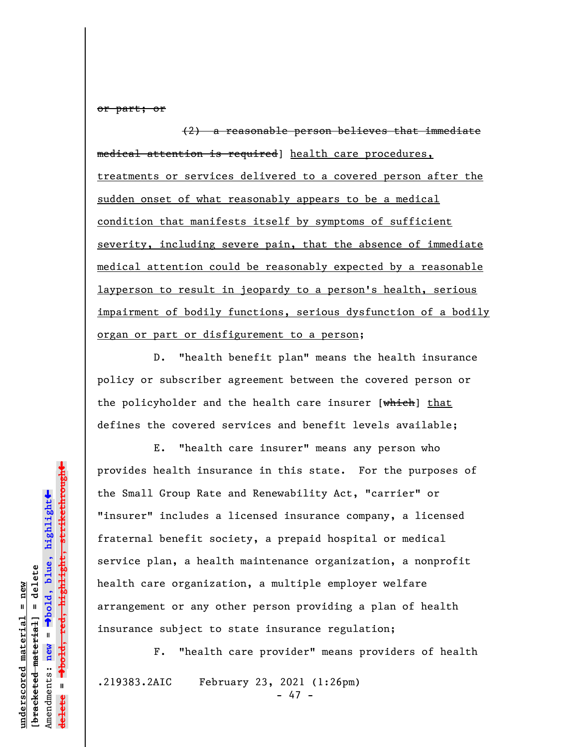~~or part; or~~

~~(2) a reasonable person believes that immediate medical attention is required~~] health care procedures, treatments or services delivered to a covered person after the sudden onset of what reasonably appears to be a medical condition that manifests itself by symptoms of sufficient severity, including severe pain, that the absence of immediate medical attention could be reasonably expected by a reasonable layperson to result in jeopardy to a person's health, serious impairment of bodily functions, serious dysfunction of a bodily organ or part or disfigurement to a person;

D. "health benefit plan" means the health insurance policy or subscriber agreement between the covered person or the policyholder and the health care insurer [~~which~~] that defines the covered services and benefit levels available;

E. "health care insurer" means any person who provides health insurance in this state. For the purposes of the Small Group Rate and Renewability Act, "carrier" or "insurer" includes a licensed insurance company, a licensed fraternal benefit society, a prepaid hospital or medical service plan, a health maintenance organization, a nonprofit health care organization, a multiple employer welfare arrangement or any other person providing a plan of health insurance subject to state insurance regulation;

F. "health care provider" means providers of health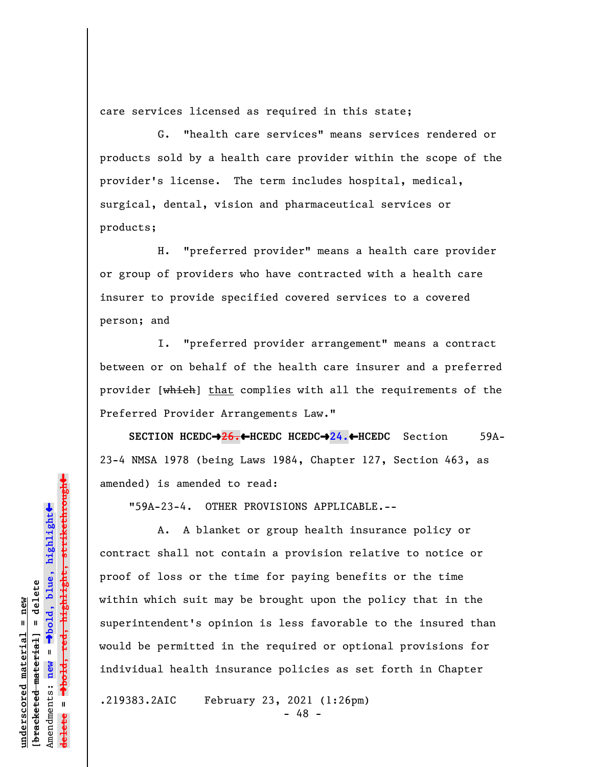care services licensed as required in this state;

G. "health care services" means services rendered or products sold by a health care provider within the scope of the provider's license. The term includes hospital, medical, surgical, dental, vision and pharmaceutical services or products;

H. "preferred provider" means a health care provider or group of providers who have contracted with a health care insurer to provide specified covered services to a covered person; and

I. "preferred provider arrangement" means a contract between or on behalf of the health care insurer and a preferred provider [~~which~~] that complies with all the requirements of the Preferred Provider Arrangements Law."

**SECTION HCEDC→~~26.~~←HCEDC HCEDC→24.←HCEDC** Section 59A-23-4 NMSA 1978 (being Laws 1984, Chapter 127, Section 463, as amended) is amended to read:

"59A-23-4. OTHER PROVISIONS APPLICABLE.--

A. A blanket or group health insurance policy or contract shall not contain a provision relative to notice or proof of loss or the time for paying benefits or the time within which suit may be brought upon the policy that in the superintendent's opinion is less favorable to the insured than would be permitted in the required or optional provisions for individual health insurance policies as set forth in Chapter

.219383.2AIC February 23, 2021 (1:26pm)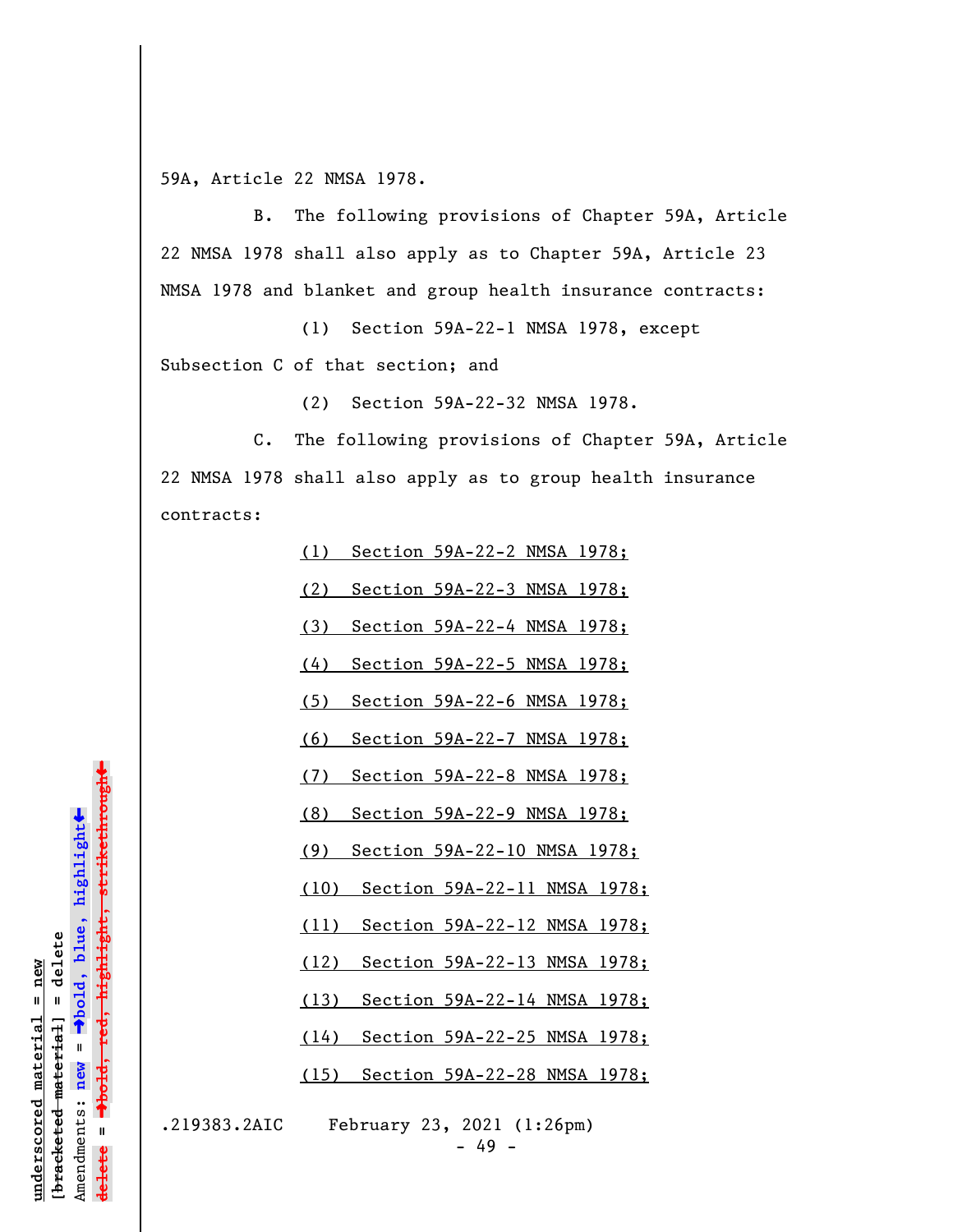59A, Article 22 NMSA 1978.

B. The following provisions of Chapter 59A, Article 22 NMSA 1978 shall also apply as to Chapter 59A, Article 23 NMSA 1978 and blanket and group health insurance contracts:

(1) Section 59A-22-1 NMSA 1978, except Subsection C of that section; and

(2) Section 59A-22-32 NMSA 1978.

C. The following provisions of Chapter 59A, Article 22 NMSA 1978 shall also apply as to group health insurance contracts:

(1) Section 59A-22-2 NMSA 1978;

(2) Section 59A-22-3 NMSA 1978;

(3) Section 59A-22-4 NMSA 1978;

(4) Section 59A-22-5 NMSA 1978;

(5) Section 59A-22-6 NMSA 1978;

(6) Section 59A-22-7 NMSA 1978;

(7) Section 59A-22-8 NMSA 1978;

(8) Section 59A-22-9 NMSA 1978;

(9) Section 59A-22-10 NMSA 1978;

(10) Section 59A-22-11 NMSA 1978;

(11) Section 59A-22-12 NMSA 1978;

(12) Section 59A-22-13 NMSA 1978;

(13) Section 59A-22-14 NMSA 1978;

(14) Section 59A-22-25 NMSA 1978;

(15) Section 59A-22-28 NMSA 1978;

.219383.2AIC February 23, 2021 (1:26pm)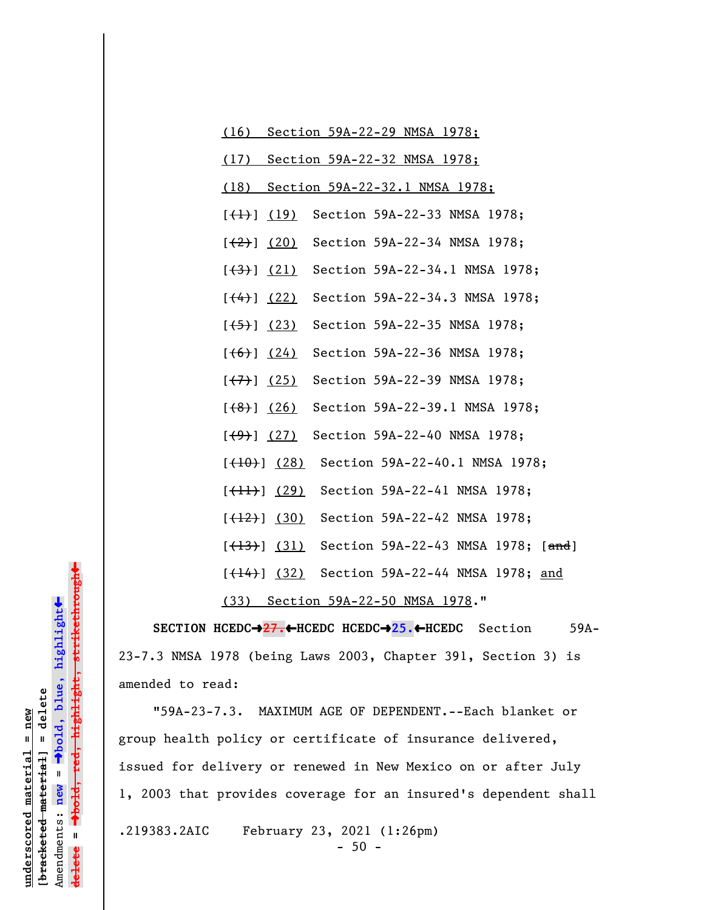(16) Section 59A-22-29 NMSA 1978;

(17) Section 59A-22-32 NMSA 1978;

(18) Section 59A-22-32.1 NMSA 1978;

[(1)] (19) Section 59A-22-33 NMSA 1978;

[(2)] (20) Section 59A-22-34 NMSA 1978;

[(3)] (21) Section 59A-22-34.1 NMSA 1978;

[(4)] (22) Section 59A-22-34.3 NMSA 1978;

[(5)] (23) Section 59A-22-35 NMSA 1978;

[(6)] (24) Section 59A-22-36 NMSA 1978;

[(7)] (25) Section 59A-22-39 NMSA 1978;

[(8)] (26) Section 59A-22-39.1 NMSA 1978;

[(9)] (27) Section 59A-22-40 NMSA 1978;

[(10)] (28) Section 59A-22-40.1 NMSA 1978;

[(11)] (29) Section 59A-22-41 NMSA 1978;

[(12)] (30) Section 59A-22-42 NMSA 1978;

[(13)] (31) Section 59A-22-43 NMSA 1978; [and]

[(14)] (32) Section 59A-22-44 NMSA 1978; and

(33) Section 59A-22-50 NMSA 1978."

**SECTION HCEDC→27.←HCEDC HCEDC→25.←HCEDC** Section 59A-23-7.3 NMSA 1978 (being Laws 2003, Chapter 391, Section 3) is amended to read:

"59A-23-7.3. MAXIMUM AGE OF DEPENDENT.--Each blanket or group health policy or certificate of insurance delivered, issued for delivery or renewed in New Mexico on or after July 1, 2003 that provides coverage for an insured's dependent shall

.219383.2AIC February 23, 2021 (1:26pm)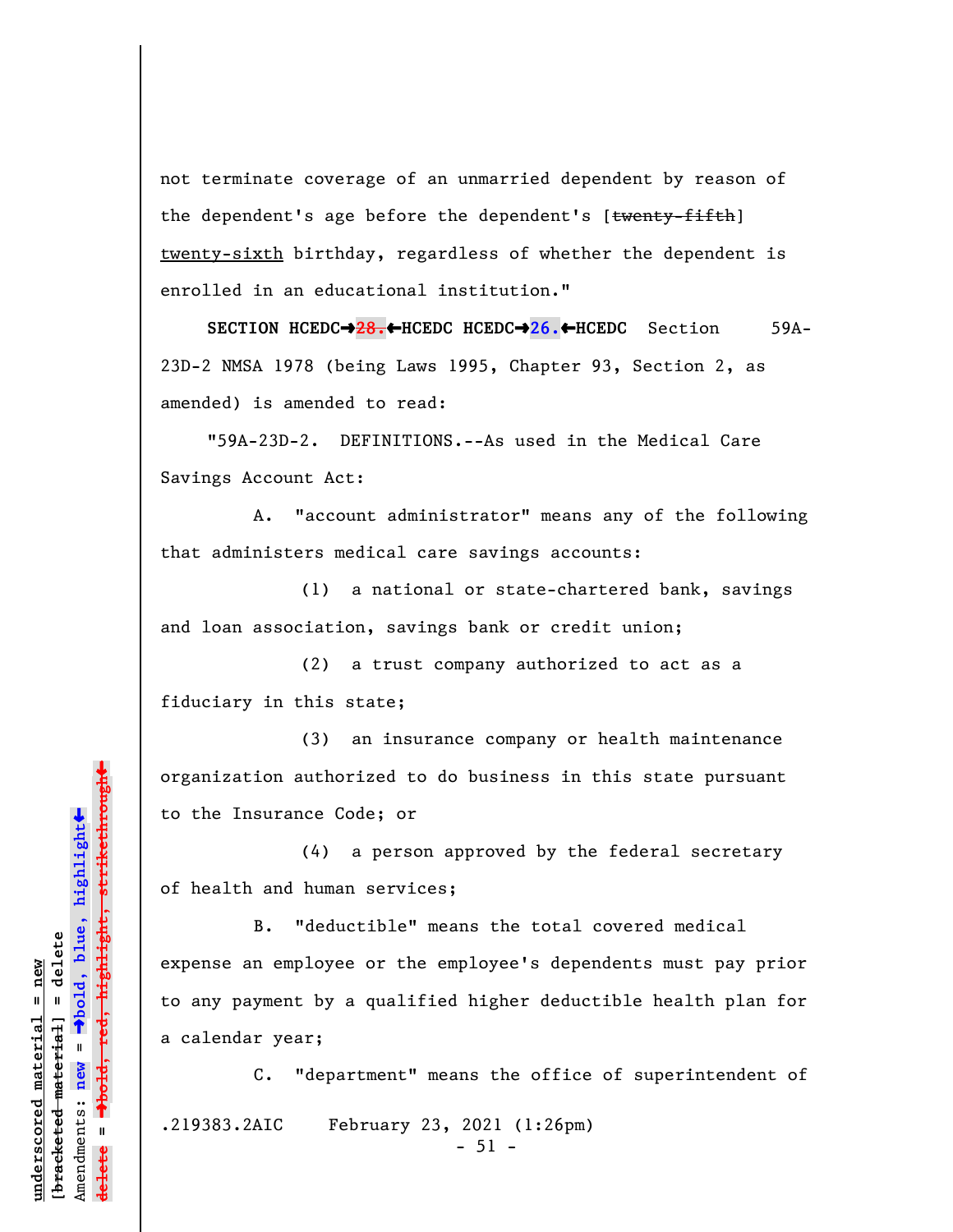not terminate coverage of an unmarried dependent by reason of the dependent's age before the dependent's [~~twenty-fifth~~] <u>twenty-sixth</u> birthday, regardless of whether the dependent is enrolled in an educational institution."

**SECTION HCEDC→~~28.~~←HCEDC HCEDC→26.←HCEDC** Section 59A-23D-2 NMSA 1978 (being Laws 1995, Chapter 93, Section 2, as amended) is amended to read:

"59A-23D-2. DEFINITIONS.--As used in the Medical Care Savings Account Act:

A. "account administrator" means any of the following that administers medical care savings accounts:

(1) a national or state-chartered bank, savings and loan association, savings bank or credit union;

(2) a trust company authorized to act as a fiduciary in this state;

(3) an insurance company or health maintenance organization authorized to do business in this state pursuant to the Insurance Code; or

(4) a person approved by the federal secretary of health and human services;

B. "deductible" means the total covered medical expense an employee or the employee's dependents must pay prior to any payment by a qualified higher deductible health plan for a calendar year;

C. "department" means the office of superintendent of

.219383.2AIC February 23, 2021 (1:26pm)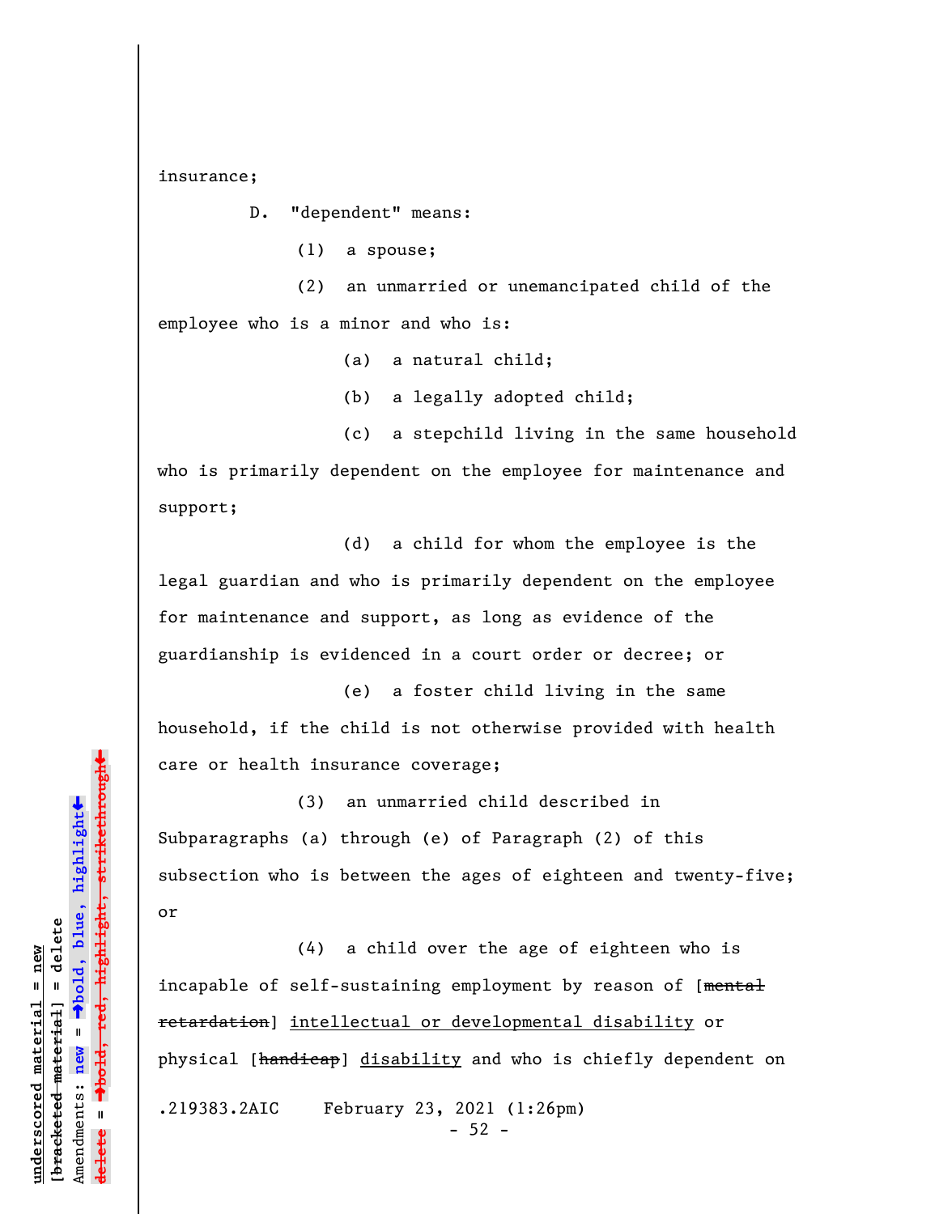insurance;

D. "dependent" means:

(1) a spouse;

(2) an unmarried or unemancipated child of the employee who is a minor and who is:

(a) a natural child;

(b) a legally adopted child;

(c) a stepchild living in the same household who is primarily dependent on the employee for maintenance and support;

(d) a child for whom the employee is the legal guardian and who is primarily dependent on the employee for maintenance and support, as long as evidence of the guardianship is evidenced in a court order or decree; or

(e) a foster child living in the same household, if the child is not otherwise provided with health care or health insurance coverage;

(3) an unmarried child described in Subparagraphs (a) through (e) of Paragraph (2) of this subsection who is between the ages of eighteen and twenty-five; or

(4) a child over the age of eighteen who is incapable of self-sustaining employment by reason of [~~mental retardation~~] <u>intellectual or developmental disability</u> or physical [~~handicap~~] <u>disability</u> and who is chiefly dependent on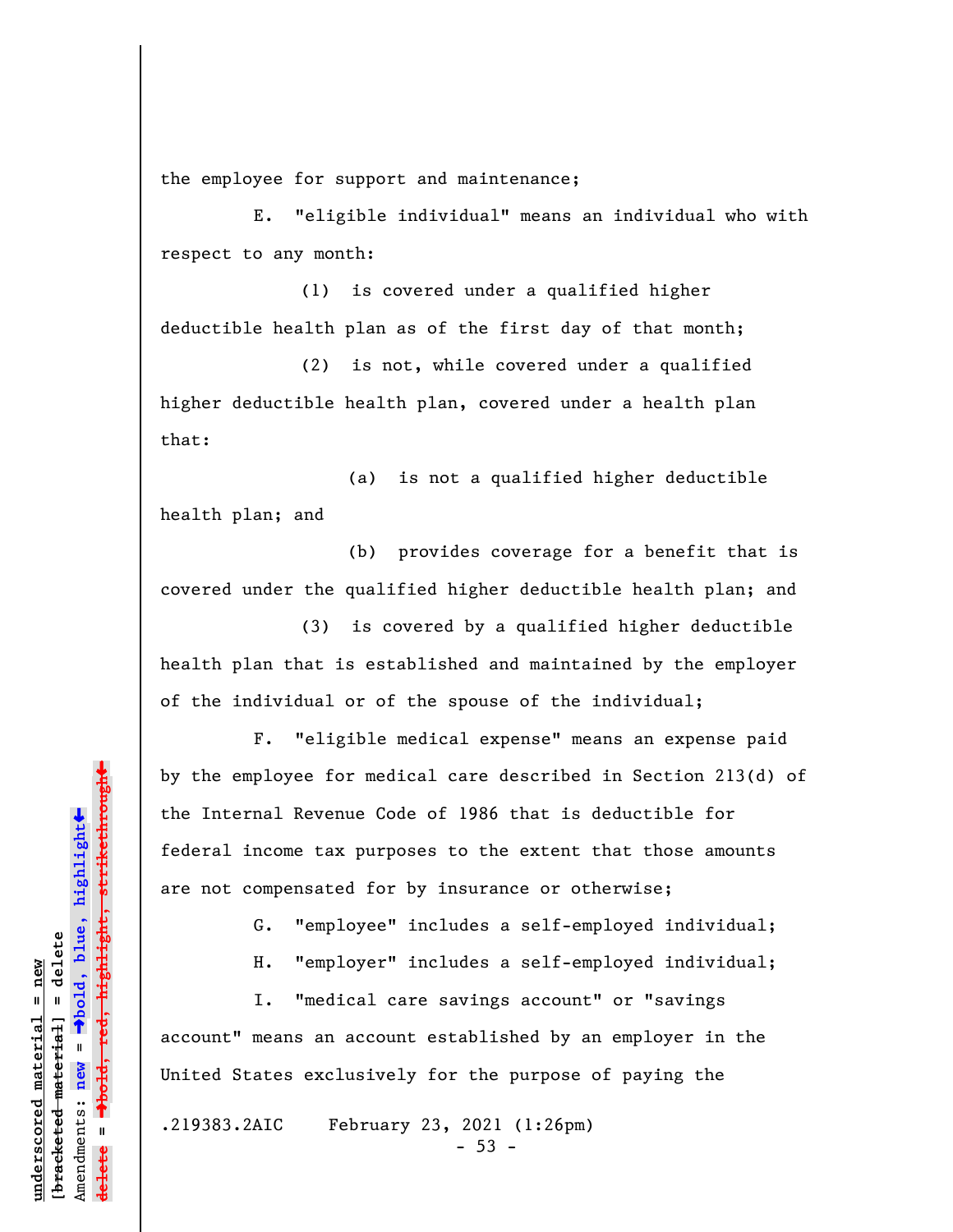the employee for support and maintenance;

E. "eligible individual" means an individual who with respect to any month:

(1) is covered under a qualified higher deductible health plan as of the first day of that month;

(2) is not, while covered under a qualified higher deductible health plan, covered under a health plan that:

(a) is not a qualified higher deductible health plan; and

(b) provides coverage for a benefit that is covered under the qualified higher deductible health plan; and

(3) is covered by a qualified higher deductible health plan that is established and maintained by the employer of the individual or of the spouse of the individual;

F. "eligible medical expense" means an expense paid by the employee for medical care described in Section 213(d) of the Internal Revenue Code of 1986 that is deductible for federal income tax purposes to the extent that those amounts are not compensated for by insurance or otherwise;

G. "employee" includes a self-employed individual;

H. "employer" includes a self-employed individual;

I. "medical care savings account" or "savings account" means an account established by an employer in the United States exclusively for the purpose of paying the

.219383.2AIC February 23, 2021 (1:26pm)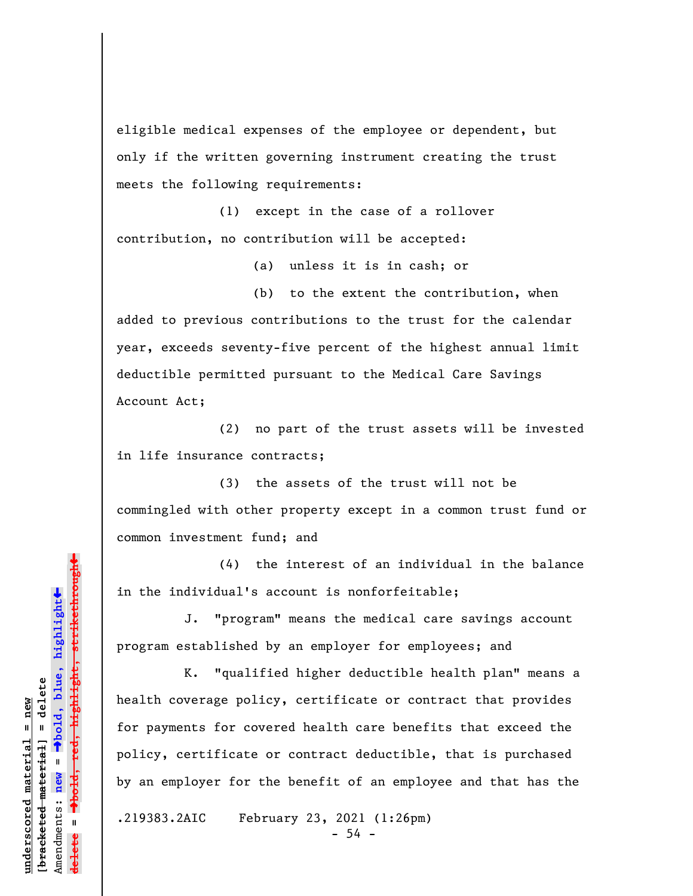eligible medical expenses of the employee or dependent, but only if the written governing instrument creating the trust meets the following requirements:

(1) except in the case of a rollover contribution, no contribution will be accepted:

(a) unless it is in cash; or

(b) to the extent the contribution, when added to previous contributions to the trust for the calendar year, exceeds seventy-five percent of the highest annual limit deductible permitted pursuant to the Medical Care Savings Account Act;

(2) no part of the trust assets will be invested in life insurance contracts;

(3) the assets of the trust will not be commingled with other property except in a common trust fund or common investment fund; and

(4) the interest of an individual in the balance in the individual's account is nonforfeitable;

J. "program" means the medical care savings account program established by an employer for employees; and

K. "qualified higher deductible health plan" means a health coverage policy, certificate or contract that provides for payments for covered health care benefits that exceed the policy, certificate or contract deductible, that is purchased by an employer for the benefit of an employee and that has the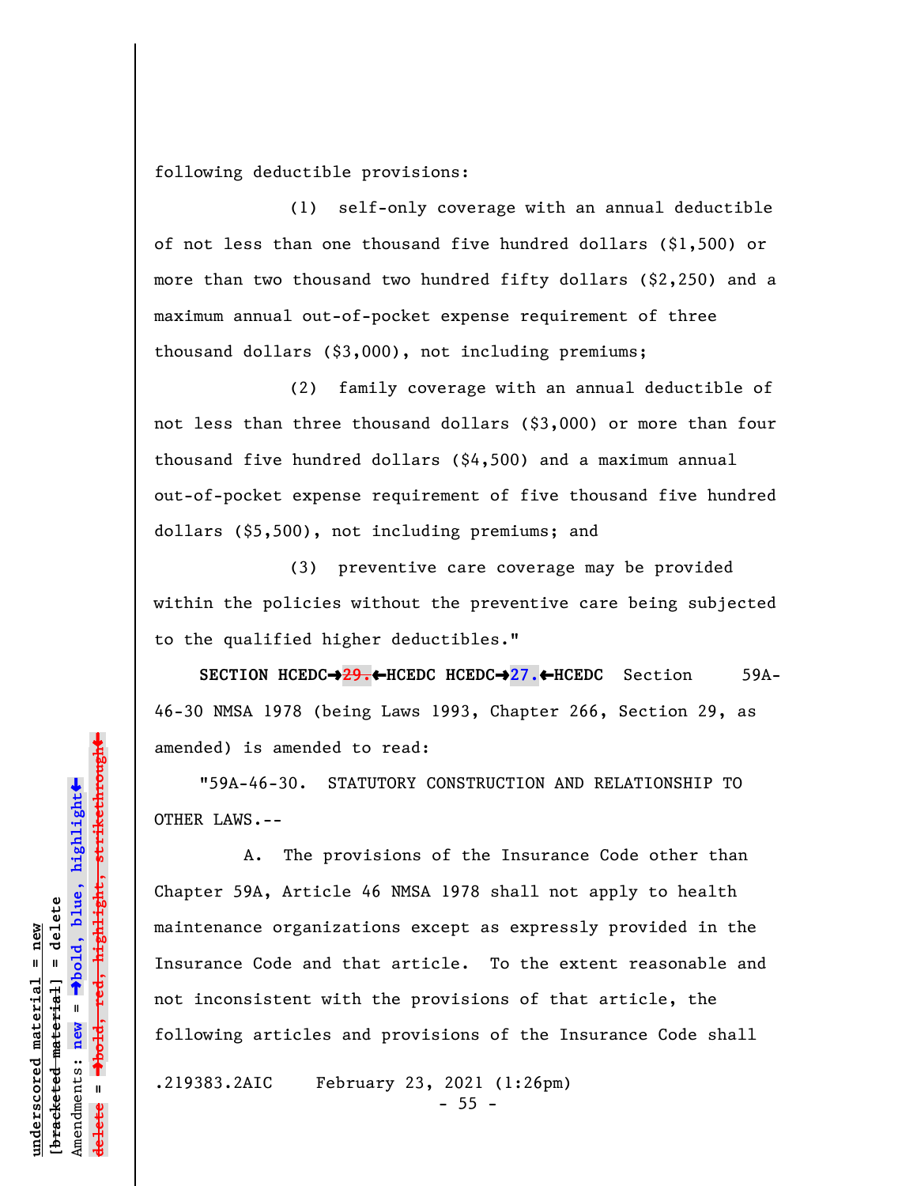following deductible provisions:

(1) self-only coverage with an annual deductible of not less than one thousand five hundred dollars ($1,500) or more than two thousand two hundred fifty dollars ($2,250) and a maximum annual out-of-pocket expense requirement of three thousand dollars ($3,000), not including premiums;

(2) family coverage with an annual deductible of not less than three thousand dollars ($3,000) or more than four thousand five hundred dollars ($4,500) and a maximum annual out-of-pocket expense requirement of five thousand five hundred dollars ($5,500), not including premiums; and

(3) preventive care coverage may be provided within the policies without the preventive care being subjected to the qualified higher deductibles."

**SECTION HCEDC→~~29.~~←HCEDC HCEDC→27.←HCEDC** Section 59A-46-30 NMSA 1978 (being Laws 1993, Chapter 266, Section 29, as amended) is amended to read:

"59A-46-30. STATUTORY CONSTRUCTION AND RELATIONSHIP TO OTHER LAWS.--

A. The provisions of the Insurance Code other than Chapter 59A, Article 46 NMSA 1978 shall not apply to health maintenance organizations except as expressly provided in the Insurance Code and that article. To the extent reasonable and not inconsistent with the provisions of that article, the following articles and provisions of the Insurance Code shall

.219383.2AIC February 23, 2021 (1:26pm)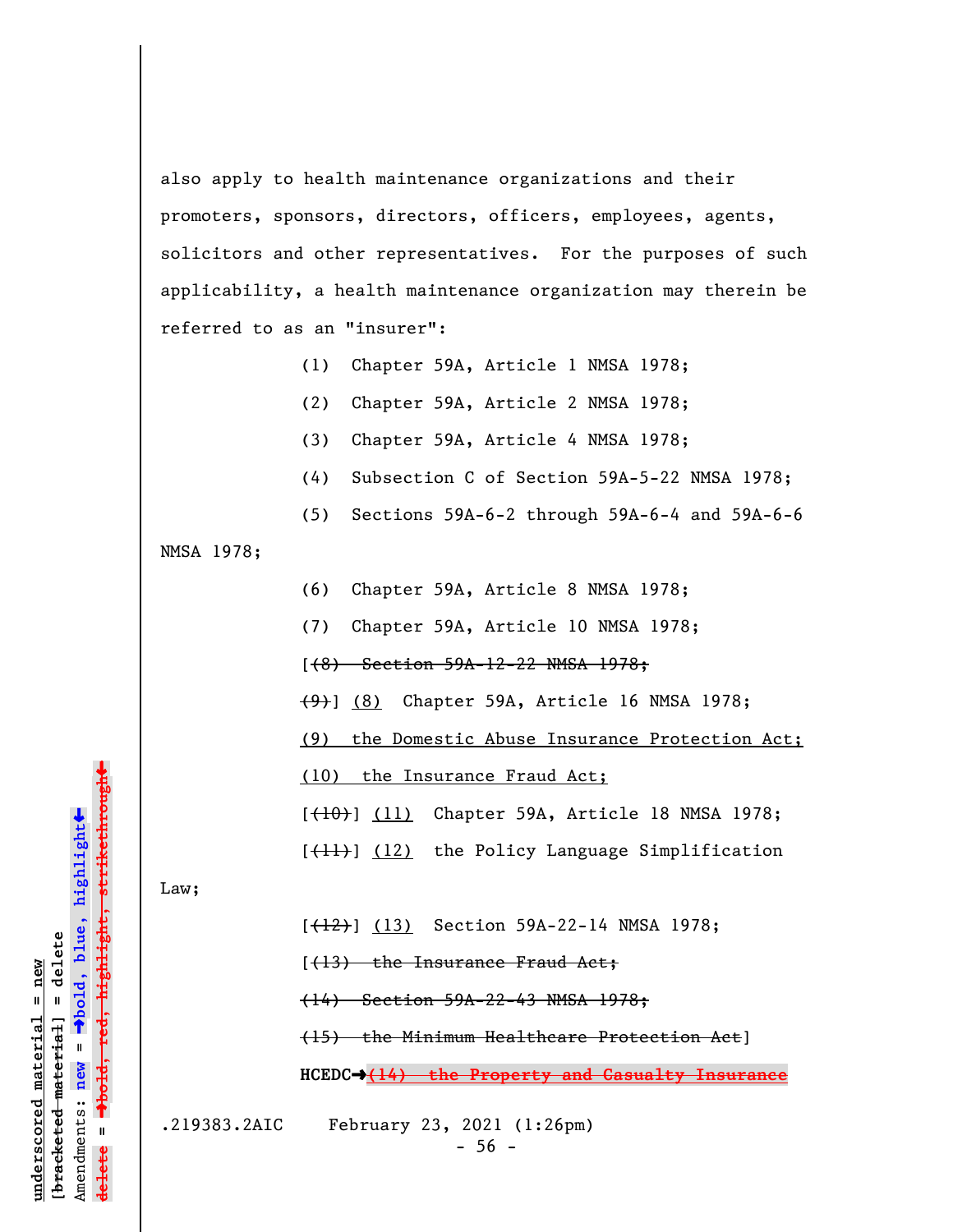also apply to health maintenance organizations and their promoters, sponsors, directors, officers, employees, agents, solicitors and other representatives. For the purposes of such applicability, a health maintenance organization may therein be referred to as an "insurer":

(1) Chapter 59A, Article 1 NMSA 1978;

(2) Chapter 59A, Article 2 NMSA 1978;

(3) Chapter 59A, Article 4 NMSA 1978;

(4) Subsection C of Section 59A-5-22 NMSA 1978;

(5) Sections 59A-6-2 through 59A-6-4 and 59A-6-6 NMSA 1978;

(6) Chapter 59A, Article 8 NMSA 1978;

(7) Chapter 59A, Article 10 NMSA 1978;

[~~(8) Section 59A-12-22 NMSA 1978;~~

~~(9)~~] <u>(8)</u> Chapter 59A, Article 16 NMSA 1978;

<u>(9) the Domestic Abuse Insurance Protection Act;</u>

<u>(10) the Insurance Fraud Act;</u>

[~~(10)~~] <u>(11)</u> Chapter 59A, Article 18 NMSA 1978;

[~~(11)~~] <u>(12)</u> the Policy Language Simplification Law;

[~~(12)~~] <u>(13)</u> Section 59A-22-14 NMSA 1978;

[~~(13) the Insurance Fraud Act;~~

~~(14) Section 59A-22-43 NMSA 1978;~~

~~(15) the Minimum Healthcare Protection Act~~]

**HCEDC→**~~**(14) the Property and Casualty Insurance**~~

.219383.2AIC February 23, 2021 (1:26pm)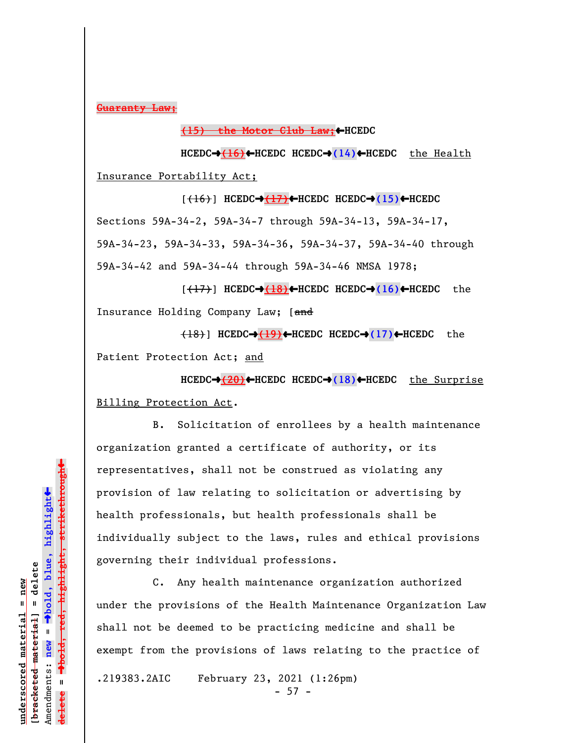Guaranty Law;

(15) the Motor Club Law;←HCEDC

HCEDC→(16)←HCEDC HCEDC→(14)←HCEDC the Health Insurance Portability Act;

[(16)] HCEDC→(17)←HCEDC HCEDC→(15)←HCEDC Sections 59A-34-2, 59A-34-7 through 59A-34-13, 59A-34-17, 59A-34-23, 59A-34-33, 59A-34-36, 59A-34-37, 59A-34-40 through 59A-34-42 and 59A-34-44 through 59A-34-46 NMSA 1978;

[(17)] HCEDC→(18)←HCEDC HCEDC→(16)←HCEDC the Insurance Holding Company Law; [and

(18)] HCEDC→(19)←HCEDC HCEDC→(17)←HCEDC the Patient Protection Act; and

HCEDC→(20)←HCEDC HCEDC→(18)←HCEDC the Surprise Billing Protection Act.

B. Solicitation of enrollees by a health maintenance organization granted a certificate of authority, or its representatives, shall not be construed as violating any provision of law relating to solicitation or advertising by health professionals, but health professionals shall be individually subject to the laws, rules and ethical provisions governing their individual professions.

C. Any health maintenance organization authorized under the provisions of the Health Maintenance Organization Law shall not be deemed to be practicing medicine and shall be exempt from the provisions of laws relating to the practice of

.219383.2AIC February 23, 2021 (1:26pm)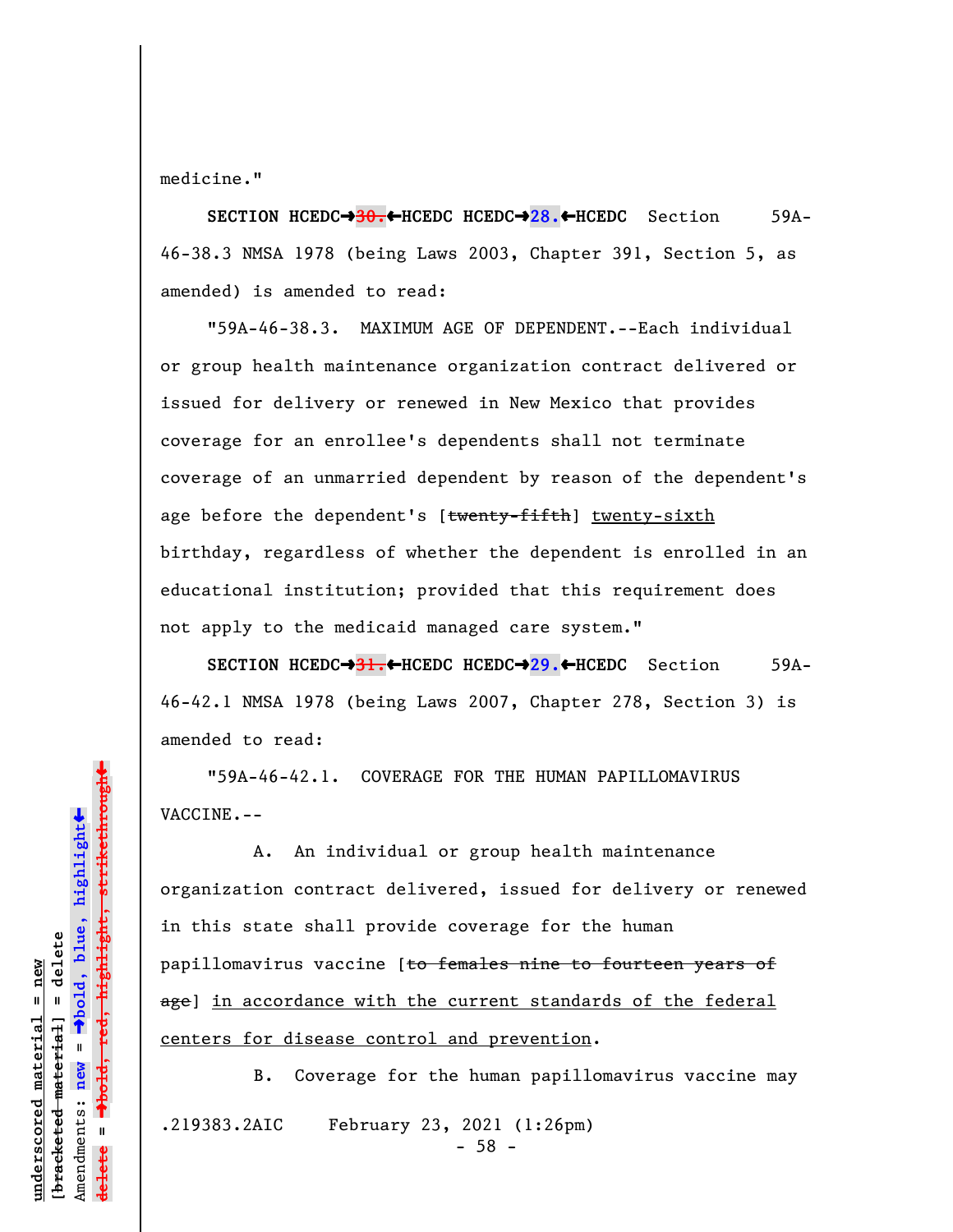medicine."

**SECTION HCEDC→~~30.~~←HCEDC HCEDC→28.←HCEDC** Section 59A-46-38.3 NMSA 1978 (being Laws 2003, Chapter 391, Section 5, as amended) is amended to read:

"59A-46-38.3. MAXIMUM AGE OF DEPENDENT.--Each individual or group health maintenance organization contract delivered or issued for delivery or renewed in New Mexico that provides coverage for an enrollee's dependents shall not terminate coverage of an unmarried dependent by reason of the dependent's age before the dependent's [~~twenty-fifth~~] twenty-sixth birthday, regardless of whether the dependent is enrolled in an educational institution; provided that this requirement does not apply to the medicaid managed care system."

**SECTION HCEDC→~~31.~~←HCEDC HCEDC→29.←HCEDC** Section 59A-46-42.1 NMSA 1978 (being Laws 2007, Chapter 278, Section 3) is amended to read:

"59A-46-42.1. COVERAGE FOR THE HUMAN PAPILLOMAVIRUS VACCINE.--

A. An individual or group health maintenance organization contract delivered, issued for delivery or renewed in this state shall provide coverage for the human papillomavirus vaccine [~~to females nine to fourteen years of age~~] in accordance with the current standards of the federal centers for disease control and prevention.

B. Coverage for the human papillomavirus vaccine may

.219383.2AIC February 23, 2021 (1:26pm)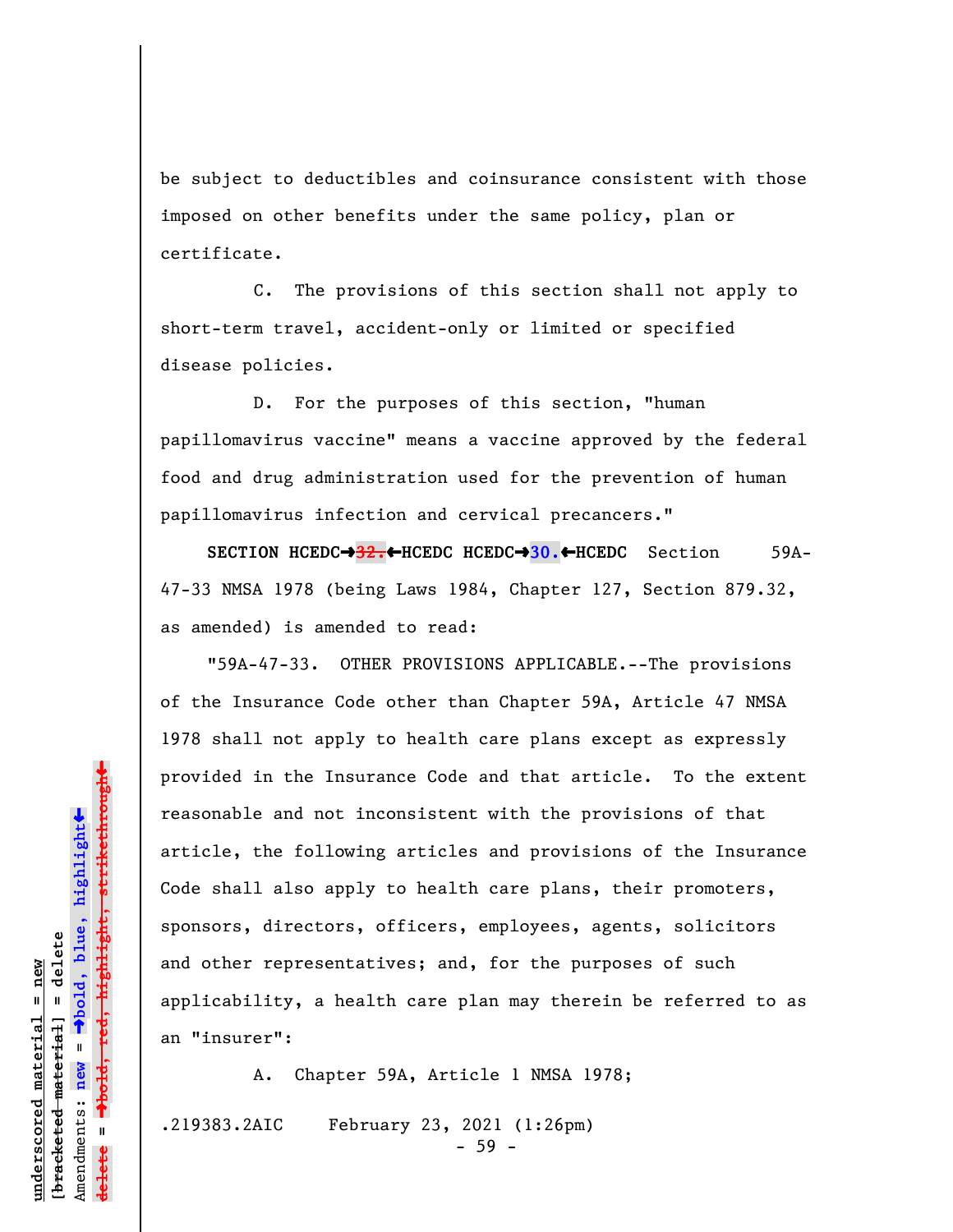be subject to deductibles and coinsurance consistent with those imposed on other benefits under the same policy, plan or certificate.

C. The provisions of this section shall not apply to short-term travel, accident-only or limited or specified disease policies.

D. For the purposes of this section, "human papillomavirus vaccine" means a vaccine approved by the federal food and drug administration used for the prevention of human papillomavirus infection and cervical precancers."

**SECTION HCEDC→~~32.~~←HCEDC HCEDC→30.←HCEDC** Section 59A-47-33 NMSA 1978 (being Laws 1984, Chapter 127, Section 879.32, as amended) is amended to read:

"59A-47-33. OTHER PROVISIONS APPLICABLE.--The provisions of the Insurance Code other than Chapter 59A, Article 47 NMSA 1978 shall not apply to health care plans except as expressly provided in the Insurance Code and that article. To the extent reasonable and not inconsistent with the provisions of that article, the following articles and provisions of the Insurance Code shall also apply to health care plans, their promoters, sponsors, directors, officers, employees, agents, solicitors and other representatives; and, for the purposes of such applicability, a health care plan may therein be referred to as an "insurer":

A. Chapter 59A, Article 1 NMSA 1978;

.219383.2AIC February 23, 2021 (1:26pm)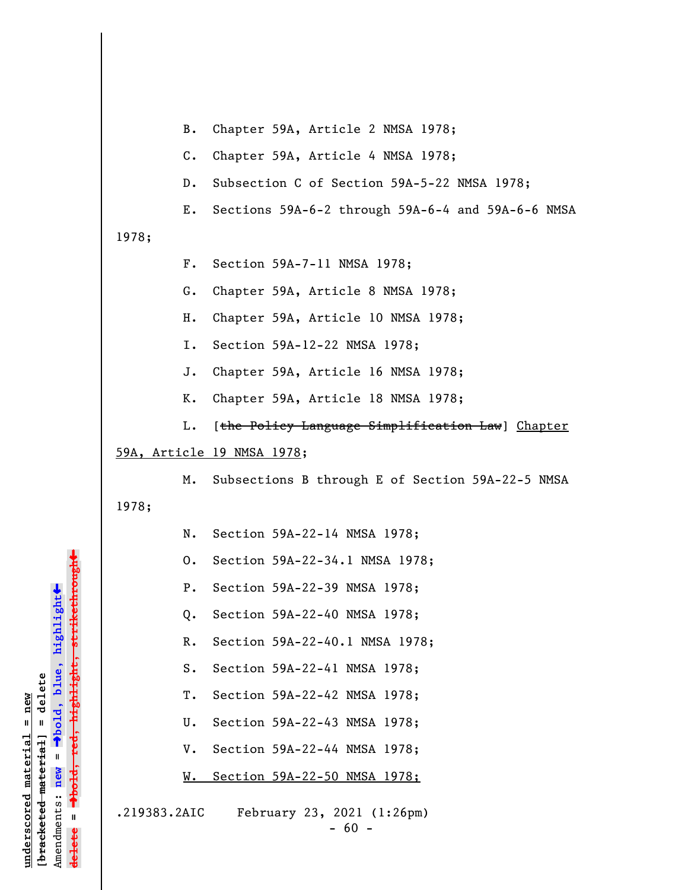B. Chapter 59A, Article 2 NMSA 1978;

C. Chapter 59A, Article 4 NMSA 1978;

D. Subsection C of Section 59A-5-22 NMSA 1978;

E. Sections 59A-6-2 through 59A-6-4 and 59A-6-6 NMSA 1978;

F. Section 59A-7-11 NMSA 1978;

G. Chapter 59A, Article 8 NMSA 1978;

H. Chapter 59A, Article 10 NMSA 1978;

I. Section 59A-12-22 NMSA 1978;

J. Chapter 59A, Article 16 NMSA 1978;

K. Chapter 59A, Article 18 NMSA 1978;

L. [~~the Policy Language Simplification Law~~] <u>Chapter 59A, Article 19 NMSA 1978</u>;

M. Subsections B through E of Section 59A-22-5 NMSA 1978;

N. Section 59A-22-14 NMSA 1978;

O. Section 59A-22-34.1 NMSA 1978;

P. Section 59A-22-39 NMSA 1978;

Q. Section 59A-22-40 NMSA 1978;

R. Section 59A-22-40.1 NMSA 1978;

S. Section 59A-22-41 NMSA 1978;

T. Section 59A-22-42 NMSA 1978;

U. Section 59A-22-43 NMSA 1978;

V. Section 59A-22-44 NMSA 1978;

<u>W. Section 59A-22-50 NMSA 1978;</u>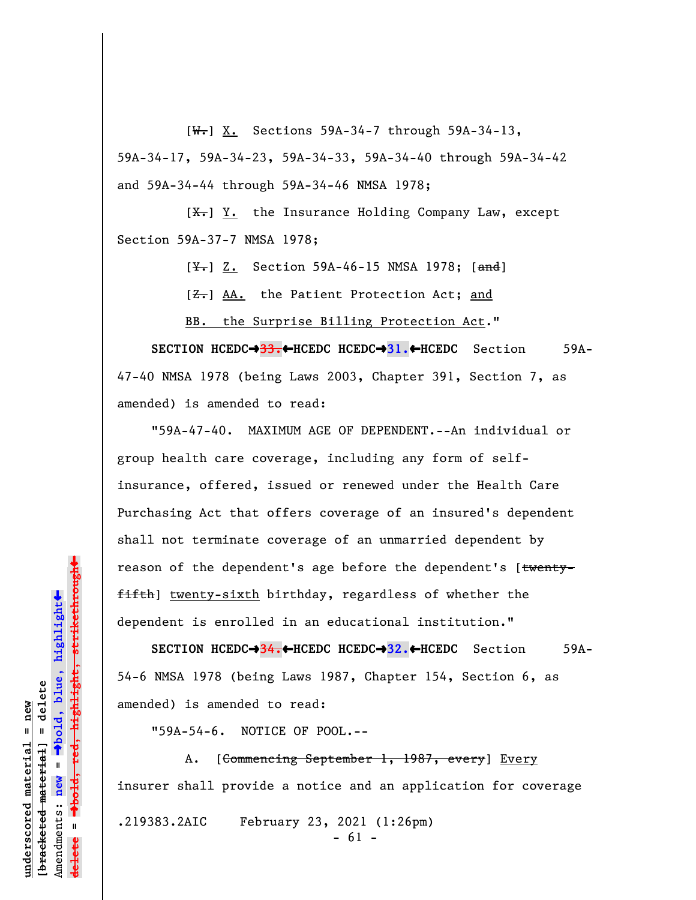[~~W.~~] X. Sections 59A-34-7 through 59A-34-13, 59A-34-17, 59A-34-23, 59A-34-33, 59A-34-40 through 59A-34-42 and 59A-34-44 through 59A-34-46 NMSA 1978;

[~~X.~~] Y. the Insurance Holding Company Law, except Section 59A-37-7 NMSA 1978;

[~~Y.~~] Z. Section 59A-46-15 NMSA 1978; [~~and~~]

[~~Z.~~] AA. the Patient Protection Act; and

BB. the Surprise Billing Protection Act."

**SECTION HCEDC→~~33.~~←HCEDC HCEDC→31.←HCEDC** Section 59A-47-40 NMSA 1978 (being Laws 2003, Chapter 391, Section 7, as amended) is amended to read:

"59A-47-40. MAXIMUM AGE OF DEPENDENT.--An individual or group health care coverage, including any form of self-insurance, offered, issued or renewed under the Health Care Purchasing Act that offers coverage of an insured's dependent shall not terminate coverage of an unmarried dependent by reason of the dependent's age before the dependent's [~~twenty-fifth~~] twenty-sixth birthday, regardless of whether the dependent is enrolled in an educational institution."

**SECTION HCEDC→~~34.~~←HCEDC HCEDC→32.←HCEDC** Section 59A-54-6 NMSA 1978 (being Laws 1987, Chapter 154, Section 6, as amended) is amended to read:

"59A-54-6. NOTICE OF POOL.--

A. [~~Commencing September 1, 1987, every~~] Every insurer shall provide a notice and an application for coverage

.219383.2AIC February 23, 2021 (1:26pm)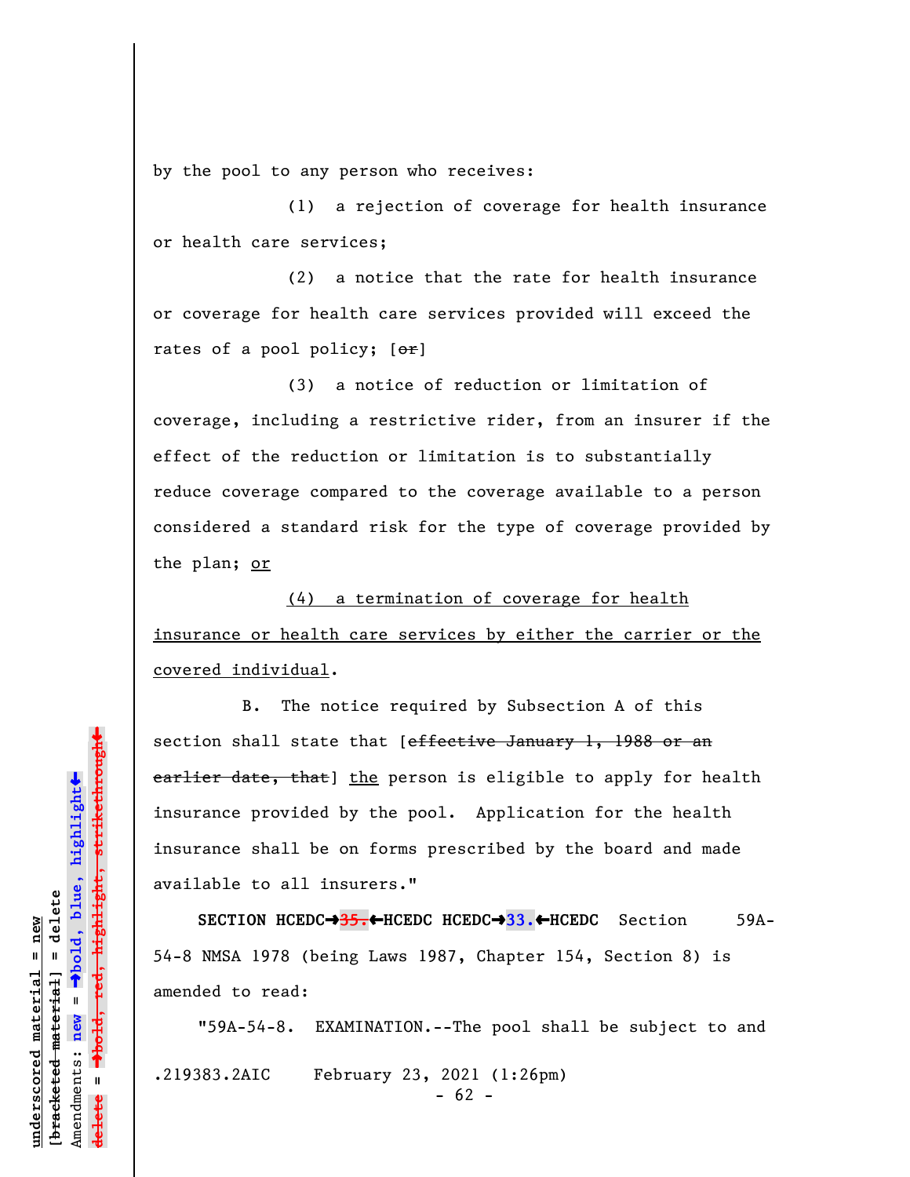by the pool to any person who receives:

(1) a rejection of coverage for health insurance or health care services;

(2) a notice that the rate for health insurance or coverage for health care services provided will exceed the rates of a pool policy; [~~or~~]

(3) a notice of reduction or limitation of coverage, including a restrictive rider, from an insurer if the effect of the reduction or limitation is to substantially reduce coverage compared to the coverage available to a person considered a standard risk for the type of coverage provided by the plan; <u>or</u>

<u>(4) a termination of coverage for health insurance or health care services by either the carrier or the covered individual</u>.

B. The notice required by Subsection A of this section shall state that [~~effective January 1, 1988 or an earlier date, that~~] <u>the</u> person is eligible to apply for health insurance provided by the pool. Application for the health insurance shall be on forms prescribed by the board and made available to all insurers."

**SECTION HCEDC→~~35.~~←HCEDC HCEDC→33.←HCEDC** Section 59A-54-8 NMSA 1978 (being Laws 1987, Chapter 154, Section 8) is amended to read:

"59A-54-8. EXAMINATION.--The pool shall be subject to and

.219383.2AIC February 23, 2021 (1:26pm)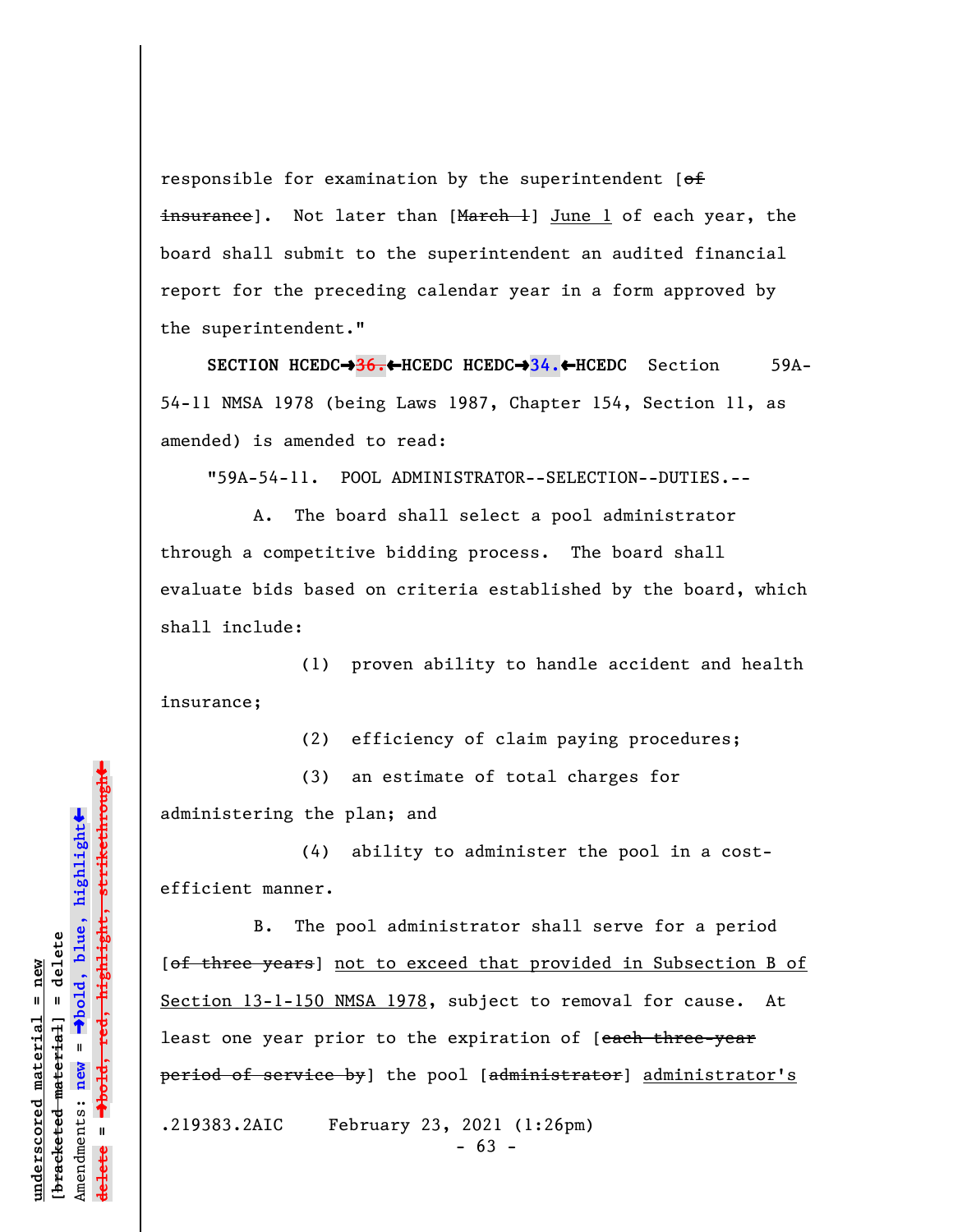responsible for examination by the superintendent [~~of insurance~~]. Not later than [~~March 1~~] <u>June 1</u> of each year, the board shall submit to the superintendent an audited financial report for the preceding calendar year in a form approved by the superintendent."

**SECTION HCEDC→~~36.~~←HCEDC HCEDC→34.←HCEDC** Section 59A-54-11 NMSA 1978 (being Laws 1987, Chapter 154, Section 11, as amended) is amended to read:

"59A-54-11. POOL ADMINISTRATOR--SELECTION--DUTIES.--

A. The board shall select a pool administrator through a competitive bidding process. The board shall evaluate bids based on criteria established by the board, which shall include:

(1) proven ability to handle accident and health insurance;

(2) efficiency of claim paying procedures;

(3) an estimate of total charges for administering the plan; and

(4) ability to administer the pool in a cost-efficient manner.

B. The pool administrator shall serve for a period [~~of three years~~] <u>not to exceed that provided in Subsection B of Section 13-1-150 NMSA 1978</u>, subject to removal for cause. At least one year prior to the expiration of [~~each three-year period of service by~~] the pool [~~administrator~~] <u>administrator's</u>

.219383.2AIC February 23, 2021 (1:26pm)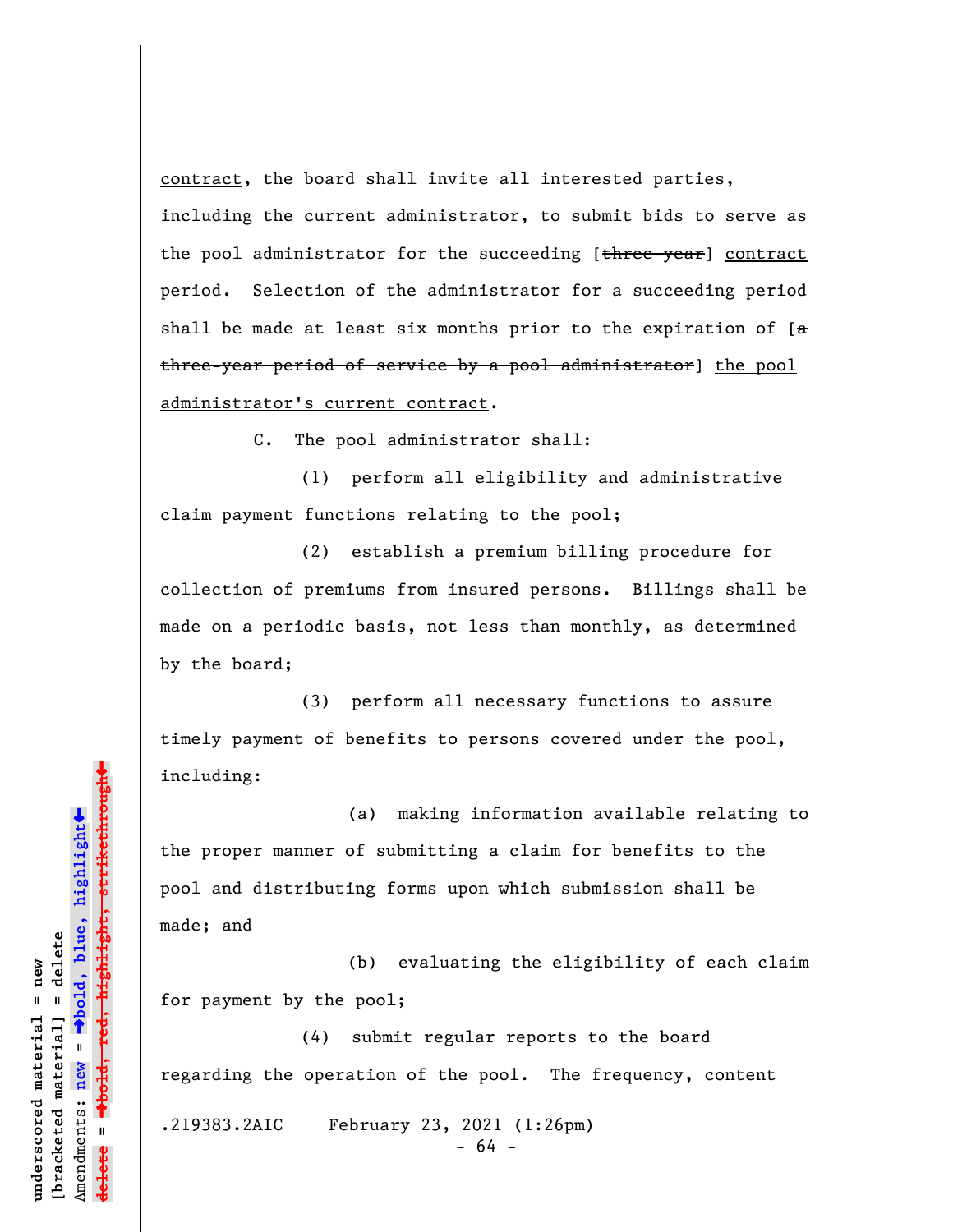contract, the board shall invite all interested parties, including the current administrator, to submit bids to serve as the pool administrator for the succeeding [~~three-year~~] contract period. Selection of the administrator for a succeeding period shall be made at least six months prior to the expiration of [~~a three-year period of service by a pool administrator~~] the pool administrator's current contract.

C. The pool administrator shall:

(1) perform all eligibility and administrative claim payment functions relating to the pool;

(2) establish a premium billing procedure for collection of premiums from insured persons. Billings shall be made on a periodic basis, not less than monthly, as determined by the board;

(3) perform all necessary functions to assure timely payment of benefits to persons covered under the pool, including:

(a) making information available relating to the proper manner of submitting a claim for benefits to the pool and distributing forms upon which submission shall be made; and

(b) evaluating the eligibility of each claim for payment by the pool;

(4) submit regular reports to the board regarding the operation of the pool. The frequency, content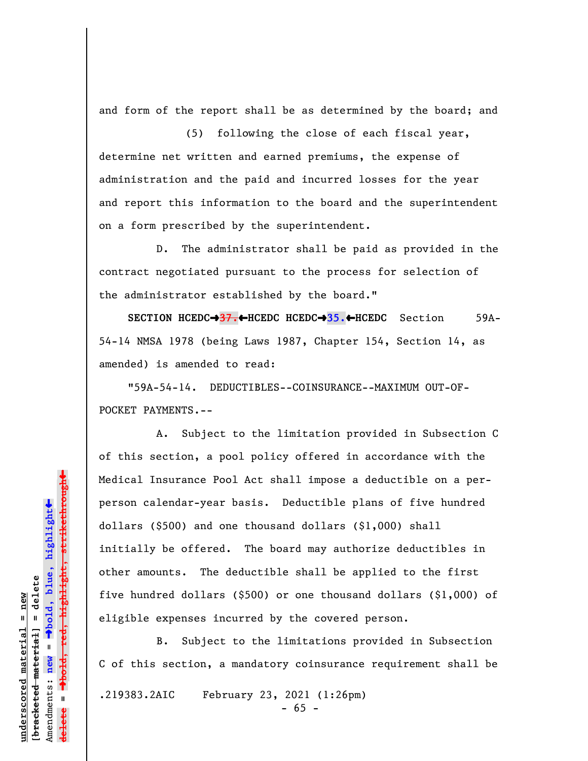and form of the report shall be as determined by the board; and

(5) following the close of each fiscal year, determine net written and earned premiums, the expense of administration and the paid and incurred losses for the year and report this information to the board and the superintendent on a form prescribed by the superintendent.

D. The administrator shall be paid as provided in the contract negotiated pursuant to the process for selection of the administrator established by the board."

**SECTION HCEDC→~~37.~~←HCEDC HCEDC→35.←HCEDC** Section 59A-54-14 NMSA 1978 (being Laws 1987, Chapter 154, Section 14, as amended) is amended to read:

"59A-54-14. DEDUCTIBLES--COINSURANCE--MAXIMUM OUT-OF-POCKET PAYMENTS.--

A. Subject to the limitation provided in Subsection C of this section, a pool policy offered in accordance with the Medical Insurance Pool Act shall impose a deductible on a per-person calendar-year basis. Deductible plans of five hundred dollars ($500) and one thousand dollars ($1,000) shall initially be offered. The board may authorize deductibles in other amounts. The deductible shall be applied to the first five hundred dollars ($500) or one thousand dollars ($1,000) of eligible expenses incurred by the covered person.

B. Subject to the limitations provided in Subsection C of this section, a mandatory coinsurance requirement shall be

.219383.2AIC February 23, 2021 (1:26pm)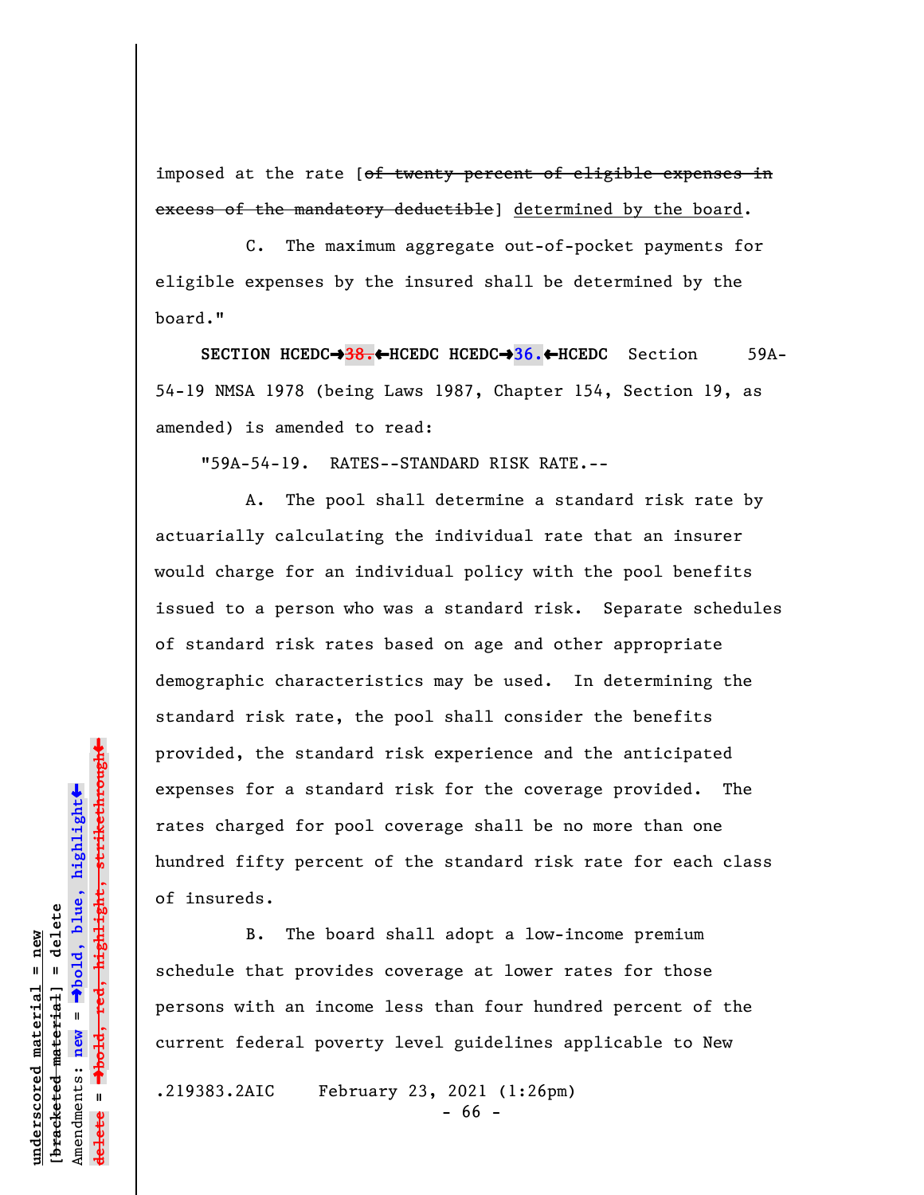imposed at the rate [~~of twenty percent of eligible expenses in excess of the mandatory deductible~~] determined by the board.

C. The maximum aggregate out-of-pocket payments for eligible expenses by the insured shall be determined by the board."

**SECTION HCEDC→~~38.~~←HCEDC HCEDC→36.←HCEDC** Section 59A-54-19 NMSA 1978 (being Laws 1987, Chapter 154, Section 19, as amended) is amended to read:

"59A-54-19. RATES--STANDARD RISK RATE.--

A. The pool shall determine a standard risk rate by actuarially calculating the individual rate that an insurer would charge for an individual policy with the pool benefits issued to a person who was a standard risk. Separate schedules of standard risk rates based on age and other appropriate demographic characteristics may be used. In determining the standard risk rate, the pool shall consider the benefits provided, the standard risk experience and the anticipated expenses for a standard risk for the coverage provided. The rates charged for pool coverage shall be no more than one hundred fifty percent of the standard risk rate for each class of insureds.

B. The board shall adopt a low-income premium schedule that provides coverage at lower rates for those persons with an income less than four hundred percent of the current federal poverty level guidelines applicable to New

.219383.2AIC February 23, 2021 (1:26pm)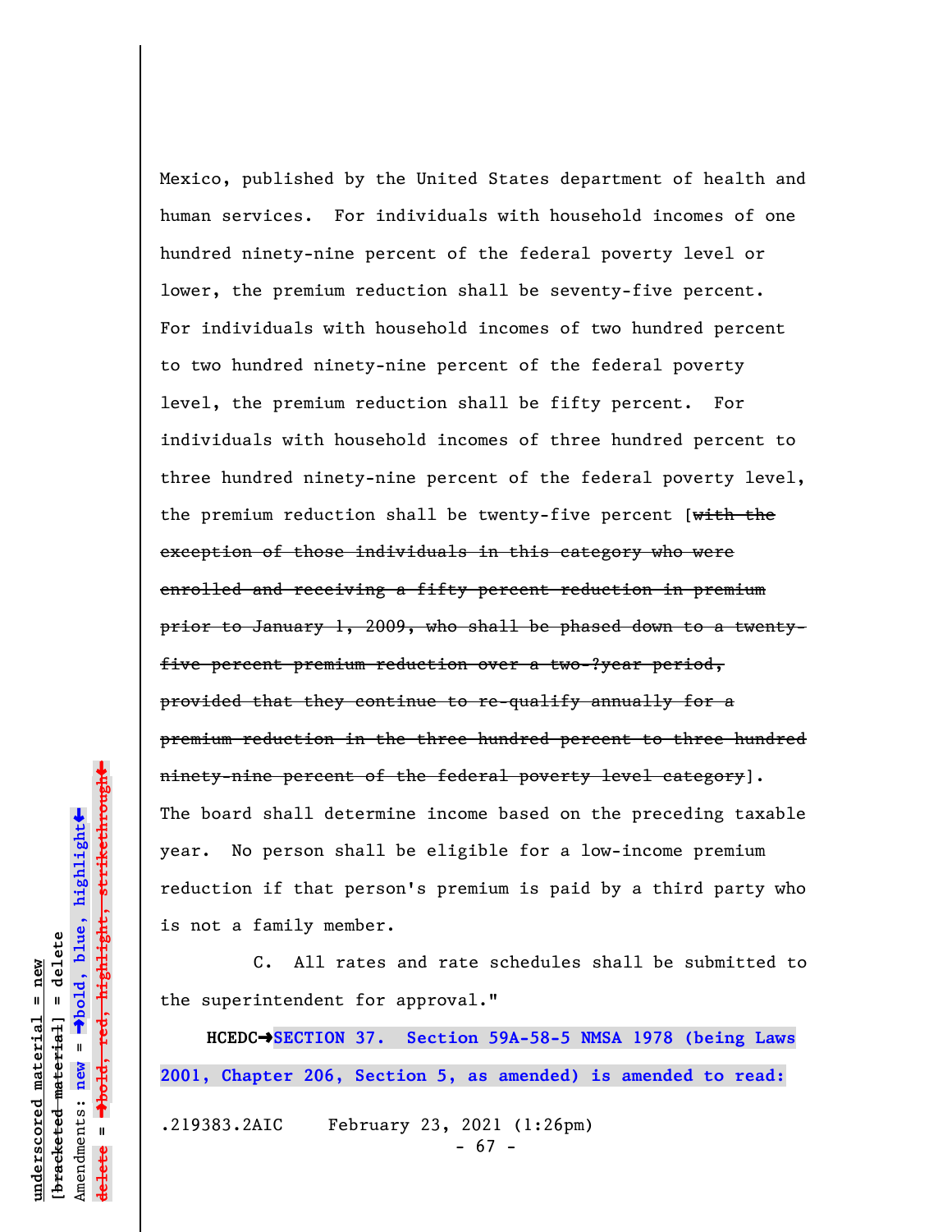Mexico, published by the United States department of health and human services. For individuals with household incomes of one hundred ninety-nine percent of the federal poverty level or lower, the premium reduction shall be seventy-five percent. For individuals with household incomes of two hundred percent to two hundred ninety-nine percent of the federal poverty level, the premium reduction shall be fifty percent. For individuals with household incomes of three hundred percent to three hundred ninety-nine percent of the federal poverty level, the premium reduction shall be twenty-five percent [~~with the exception of those individuals in this category who were enrolled and receiving a fifty percent reduction in premium prior to January 1, 2009, who shall be phased down to a twenty-five percent premium reduction over a two-?year period, provided that they continue to re-qualify annually for a premium reduction in the three hundred percent to three hundred ninety-nine percent of the federal poverty level category~~]. The board shall determine income based on the preceding taxable year. No person shall be eligible for a low-income premium reduction if that person's premium is paid by a third party who is not a family member.

C. All rates and rate schedules shall be submitted to the superintendent for approval."

**HCEDC→SECTION 37. Section 59A-58-5 NMSA 1978 (being Laws 2001, Chapter 206, Section 5, as amended) is amended to read:**

.219383.2AIC February 23, 2021 (1:26pm)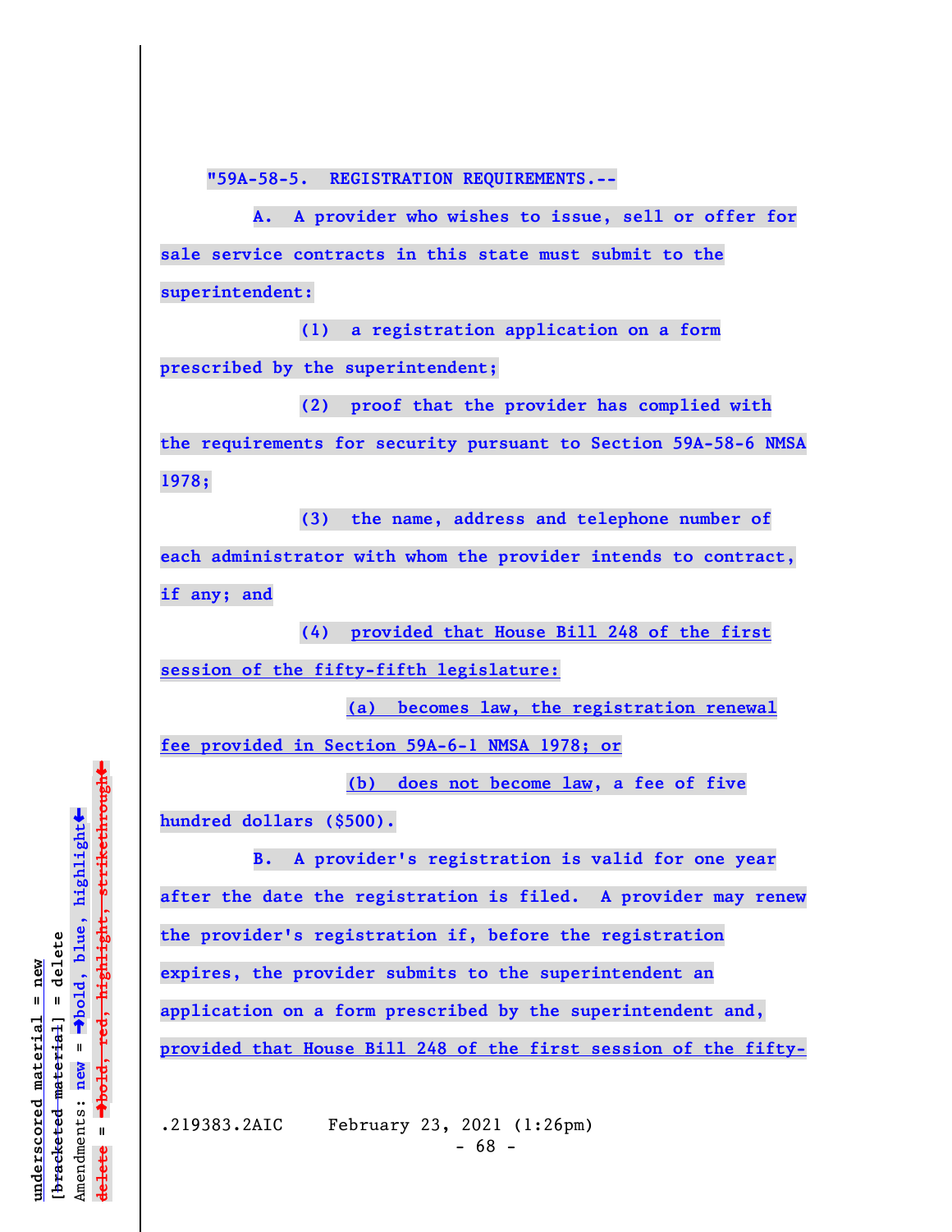"59A-58-5. REGISTRATION REQUIREMENTS.--

A. A provider who wishes to issue, sell or offer for sale service contracts in this state must submit to the superintendent:

(1) a registration application on a form prescribed by the superintendent;

(2) proof that the provider has complied with the requirements for security pursuant to Section 59A-58-6 NMSA 1978;

(3) the name, address and telephone number of each administrator with whom the provider intends to contract, if any; and

(4) provided that House Bill 248 of the first session of the fifty-fifth legislature:

(a) becomes law, the registration renewal fee provided in Section 59A-6-1 NMSA 1978; or

(b) does not become law, a fee of five hundred dollars ($500).

B. A provider's registration is valid for one year after the date the registration is filed. A provider may renew the provider's registration if, before the registration expires, the provider submits to the superintendent an application on a form prescribed by the superintendent and, provided that House Bill 248 of the first session of the fifty-

.219383.2AIC February 23, 2021 (1:26pm)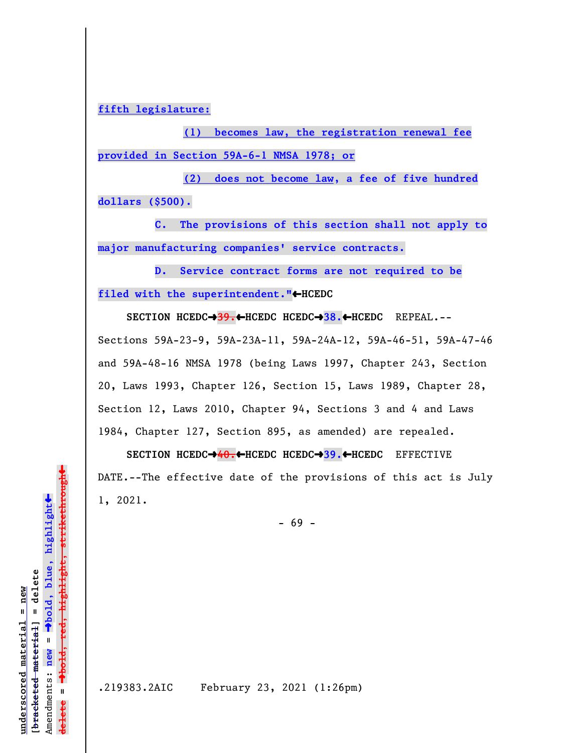fifth legislature:

(1) becomes law, the registration renewal fee provided in Section 59A-6-1 NMSA 1978; or

(2) does not become law, a fee of five hundred dollars ($500).

C. The provisions of this section shall not apply to major manufacturing companies' service contracts.

D. Service contract forms are not required to be filed with the superintendent."←HCEDC

**SECTION** HCEDC→~~39.~~←HCEDC HCEDC→38.←HCEDC REPEAL.--Sections 59A-23-9, 59A-23A-11, 59A-24A-12, 59A-46-51, 59A-47-46 and 59A-48-16 NMSA 1978 (being Laws 1997, Chapter 243, Section 20, Laws 1993, Chapter 126, Section 15, Laws 1989, Chapter 28, Section 12, Laws 2010, Chapter 94, Sections 3 and 4 and Laws 1984, Chapter 127, Section 895, as amended) are repealed.

**SECTION** HCEDC→~~40.~~←HCEDC HCEDC→39.←HCEDC EFFECTIVE DATE.--The effective date of the provisions of this act is July 1, 2021.

.219383.2AIC February 23, 2021 (1:26pm)

underscored material = new
[bracketed material] = delete
Amendments: new = →bold, blue, highlight←
delete = →~~bold, red, highlight, strikethrough~~←